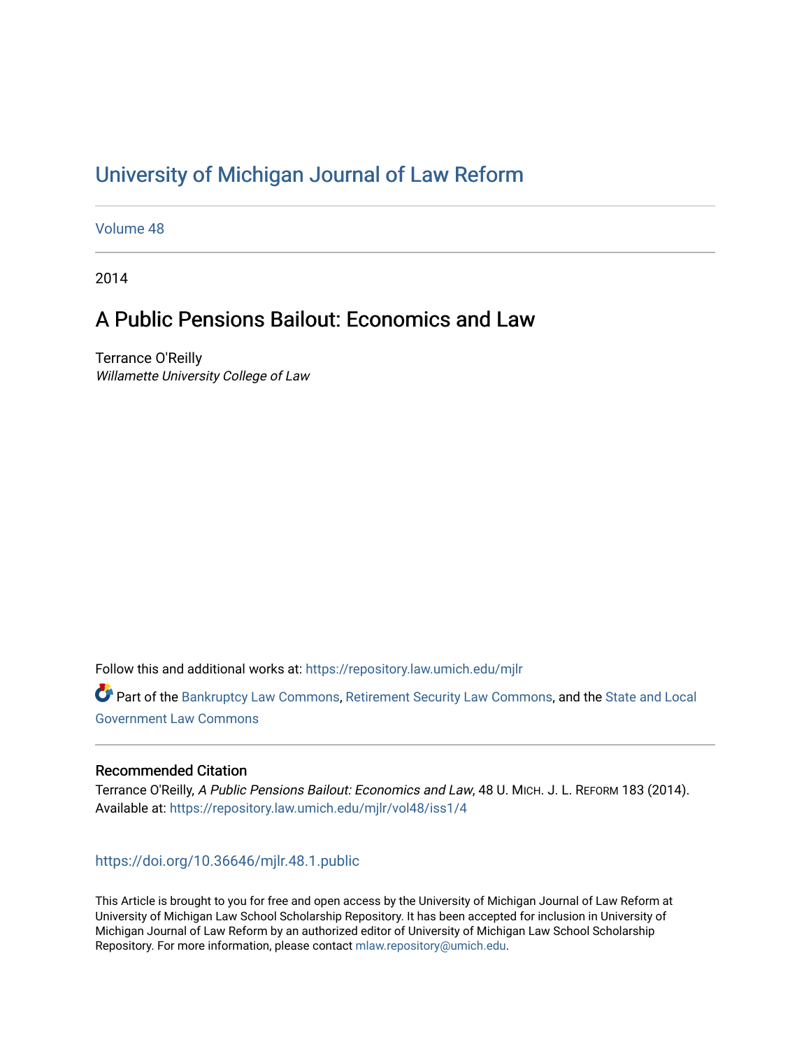# University of Michigan Journal of Law Reform

Volume 48

2014

## A Public Pensions Bailout: Economics and Law

Terrance O'Reilly
*Willamette University College of Law*

Follow this and additional works at: https://repository.law.umich.edu/mjlr

Part of the Bankruptcy Law Commons, Retirement Security Law Commons, and the State and Local Government Law Commons

### Recommended Citation

Terrance O'Reilly, *A Public Pensions Bailout: Economics and Law*, 48 U. MICH. J. L. REFORM 183 (2014).
Available at: https://repository.law.umich.edu/mjlr/vol48/iss1/4

https://doi.org/10.36646/mjlr.48.1.public

This Article is brought to you for free and open access by the University of Michigan Journal of Law Reform at University of Michigan Law School Scholarship Repository. It has been accepted for inclusion in University of Michigan Journal of Law Reform by an authorized editor of University of Michigan Law School Scholarship Repository. For more information, please contact mlaw.repository@umich.edu.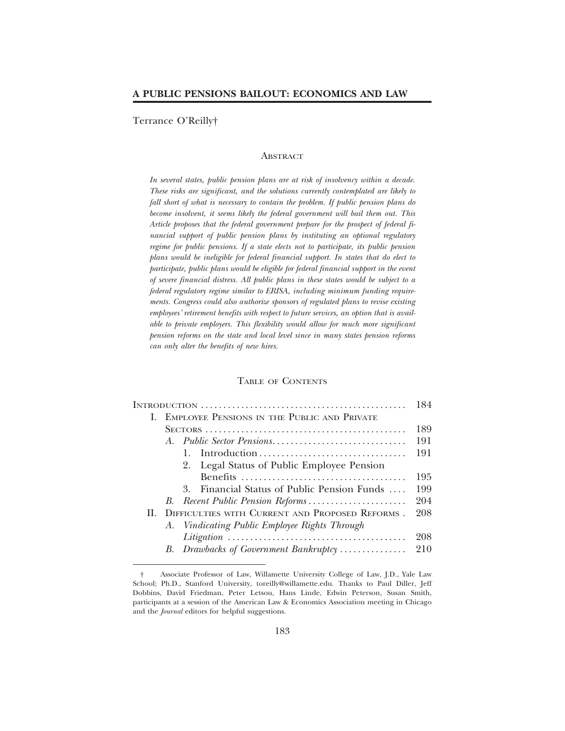# A PUBLIC PENSIONS BAILOUT: ECONOMICS AND LAW

Terrance O'Reilly†

## Abstract

*In several states, public pension plans are at risk of insolvency within a decade. These risks are significant, and the solutions currently contemplated are likely to fall short of what is necessary to contain the problem. If public pension plans do become insolvent, it seems likely the federal government will bail them out. This Article proposes that the federal government prepare for the prospect of federal financial support of public pension plans by instituting an optional regulatory regime for public pensions. If a state elects not to participate, its public pension plans would be ineligible for federal financial support. In states that do elect to participate, public plans would be eligible for federal financial support in the event of severe financial distress. All public plans in these states would be subject to a federal regulatory regime similar to ERISA, including minimum funding requirements. Congress could also authorize sponsors of regulated plans to revise existing employees' retirement benefits with respect to future services, an option that is available to private employers. This flexibility would allow for much more significant pension reforms on the state and local level since in many states pension reforms can only alter the benefits of new hires.*

## Table of Contents

| | |
|---|---|
| Introduction | 184 |
| I. Employee Pensions in the Public and Private Sectors | 189 |
| A. *Public Sector Pensions* | 191 |
| 1. Introduction | 191 |
| 2. Legal Status of Public Employee Pension Benefits | 195 |
| 3. Financial Status of Public Pension Funds | 199 |
| B. *Recent Public Pension Reforms* | 204 |
| II. Difficulties with Current and Proposed Reforms | 208 |
| A. *Vindicating Public Employee Rights Through Litigation* | 208 |
| B. *Drawbacks of Government Bankruptcy* | 210 |

† Associate Professor of Law, Willamette University College of Law, J.D., Yale Law School; Ph.D., Stanford University, toreilly@willamette.edu. Thanks to Paul Diller, Jeff Dobbins, David Friedman, Peter Letsou, Hans Linde, Edwin Peterson, Susan Smith, participants at a session of the American Law & Economics Association meeting in Chicago and the *Journal* editors for helpful suggestions.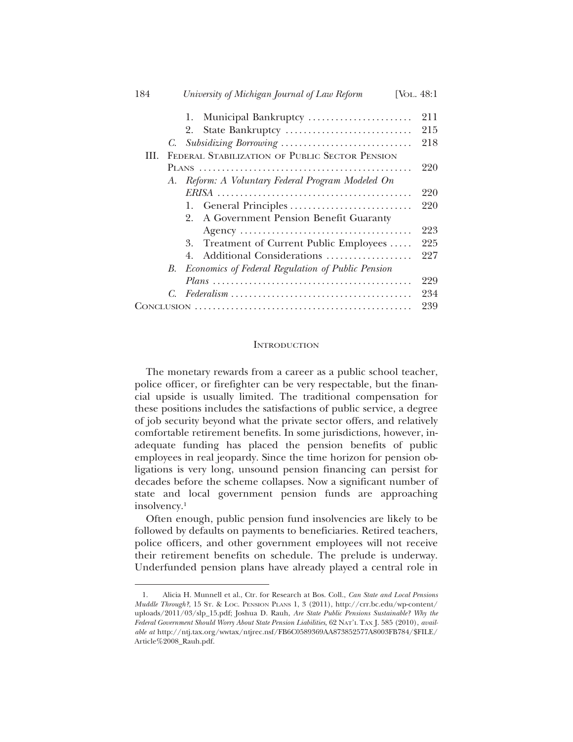| | | |
|---|---|---|
| 1. Municipal Bankruptcy | | 211 |
| 2. State Bankruptcy | | 215 |
| *C. Subsidizing Borrowing* | | 218 |
| III. FEDERAL STABILIZATION OF PUBLIC SECTOR PENSION PLANS | | 220 |
| *A. Reform: A Voluntary Federal Program Modeled On ERISA* | | 220 |
| 1. General Principles | | 220 |
| 2. A Government Pension Benefit Guaranty Agency | | 223 |
| 3. Treatment of Current Public Employees | | 225 |
| 4. Additional Considerations | | 227 |
| *B. Economics of Federal Regulation of Public Pension Plans* | | 229 |
| *C. Federalism* | | 234 |
| CONCLUSION | | 239 |

## INTRODUCTION

The monetary rewards from a career as a public school teacher, police officer, or firefighter can be very respectable, but the financial upside is usually limited. The traditional compensation for these positions includes the satisfactions of public service, a degree of job security beyond what the private sector offers, and relatively comfortable retirement benefits. In some jurisdictions, however, inadequate funding has placed the pension benefits of public employees in real jeopardy. Since the time horizon for pension obligations is very long, unsound pension financing can persist for decades before the scheme collapses. Now a significant number of state and local government pension funds are approaching insolvency.[1]

Often enough, public pension fund insolvencies are likely to be followed by defaults on payments to beneficiaries. Retired teachers, police officers, and other government employees will not receive their retirement benefits on schedule. The prelude is underway. Underfunded pension plans have already played a central role in

---

1. Alicia H. Munnell et al., Ctr. for Research at Bos. Coll., *Can State and Local Pensions Muddle Through?*, 15 ST. & LOC. PENSION PLANS 1, 3 (2011), http://crr.bc.edu/wp-content/uploads/2011/03/slp_15.pdf; Joshua D. Rauh, *Are State Public Pensions Sustainable? Why the Federal Government Should Worry About State Pension Liabilities*, 62 NAT'L TAX J. 585 (2010), *available at* http://ntj.tax.org/wwtax/ntjrec.nsf/FB6C0589369AA873852577A8003FB784/$FILE/Article%2008_Rauh.pdf.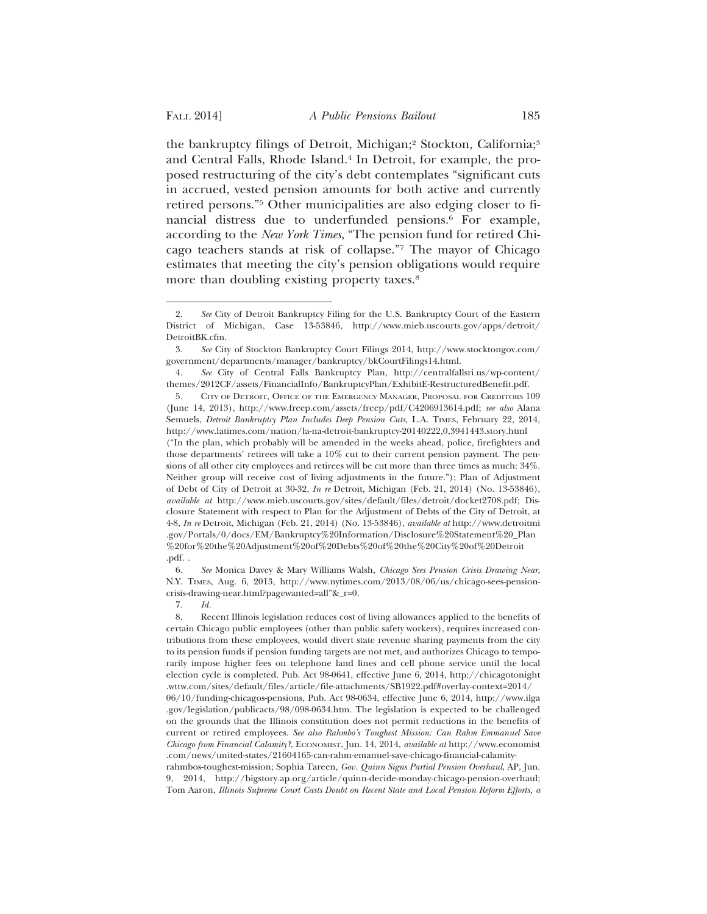the bankruptcy filings of Detroit, Michigan;[2] Stockton, California;[3] and Central Falls, Rhode Island.[4] In Detroit, for example, the proposed restructuring of the city's debt contemplates "significant cuts in accrued, vested pension amounts for both active and currently retired persons."[5] Other municipalities are also edging closer to financial distress due to underfunded pensions.[6] For example, according to the *New York Times*, "The pension fund for retired Chicago teachers stands at risk of collapse."[7] The mayor of Chicago estimates that meeting the city's pension obligations would require more than doubling existing property taxes.[8]

---

2. *See* City of Detroit Bankruptcy Filing for the U.S. Bankruptcy Court of the Eastern District of Michigan, Case 13-53846, http://www.mieb.uscourts.gov/apps/detroit/DetroitBK.cfm.

3. *See* City of Stockton Bankruptcy Court Filings 2014, http://www.stocktongov.com/government/departments/manager/bankruptcy/bkCourtFilings14.html.

4. *See* City of Central Falls Bankruptcy Plan, http://centralfallsri.us/wp-content/themes/2012CF/assets/FinancialInfo/BankruptcyPlan/ExhibitE-RestructuredBenefit.pdf.

5. CITY OF DETROIT, OFFICE OF THE EMERGENCY MANAGER, PROPOSAL FOR CREDITORS 109 (June 14, 2013), http://www.freep.com/assets/freep/pdf/C4206913614.pdf; *see also* Alana Semuels, *Detroit Bankruptcy Plan Includes Deep Pension Cuts*, L.A. TIMES, February 22, 2014, http://www.latimes.com/nation/la-na-detroit-bankruptcy-20140222,0,3941443.story.html ("In the plan, which probably will be amended in the weeks ahead, police, firefighters and those departments' retirees will take a 10% cut to their current pension payment. The pensions of all other city employees and retirees will be cut more than three times as much: 34%. Neither group will receive cost of living adjustments in the future."); Plan of Adjustment of Debt of City of Detroit at 30-32, *In re* Detroit, Michigan (Feb. 21, 2014) (No. 13-53846), *available at* http://www.mieb.uscourts.gov/sites/default/files/detroit/docket2708.pdf; Disclosure Statement with respect to Plan for the Adjustment of Debts of the City of Detroit, at 4-8, *In re* Detroit, Michigan (Feb. 21, 2014) (No. 13-53846), *available at* http://www.detroitmi.gov/Portals/0/docs/EM/Bankruptcy%20Information/Disclosure%20Statement%20_Plan%20for%20the%20Adjustment%20of%20Debts%20of%20the%20City%20of%20Detroit.pdf. .

6. *See* Monica Davey & Mary Williams Walsh, *Chicago Sees Pension Crisis Drawing Near*, N.Y. TIMES, Aug. 6, 2013, http://www.nytimes.com/2013/08/06/us/chicago-sees-pension-crisis-drawing-near.html?pagewanted=all"&_r=0.

7. *Id.*

8. Recent Illinois legislation reduces cost of living allowances applied to the benefits of certain Chicago public employees (other than public safety workers), requires increased contributions from these employees, would divert state revenue sharing payments from the city to its pension funds if pension funding targets are not met, and authorizes Chicago to temporarily impose higher fees on telephone land lines and cell phone service until the local election cycle is completed. Pub. Act 98-0641, effective June 6, 2014, http://chicagotonight.wttw.com/sites/default/files/article/file-attachments/SB1922.pdf#overlay-context=2014/06/10/funding-chicagos-pensions, Pub. Act 98-0634, effective June 6, 2014, http://www.ilga.gov/legislation/publicacts/98/098-0634.htm. The legislation is expected to be challenged on the grounds that the Illinois constitution does not permit reductions in the benefits of current or retired employees. *See also Rahmbo's Toughest Mission: Can Rahm Emmanuel Save Chicago from Financial Calamity?*, ECONOMIST, Jun. 14, 2014, *available at* http://www.economist.com/news/united-states/21604165-can-rahm-emanuel-save-chicago-financial-calamity-rahmbos-toughest-mission; Sophia Tareen, *Gov. Quinn Signs Partial Pension Overhaul*, AP, Jun. 9, 2014, http://bigstory.ap.org/article/quinn-decide-monday-chicago-pension-overhaul; Tom Aaron, *Illinois Supreme Court Casts Doubt on Recent State and Local Pension Reform Efforts, a*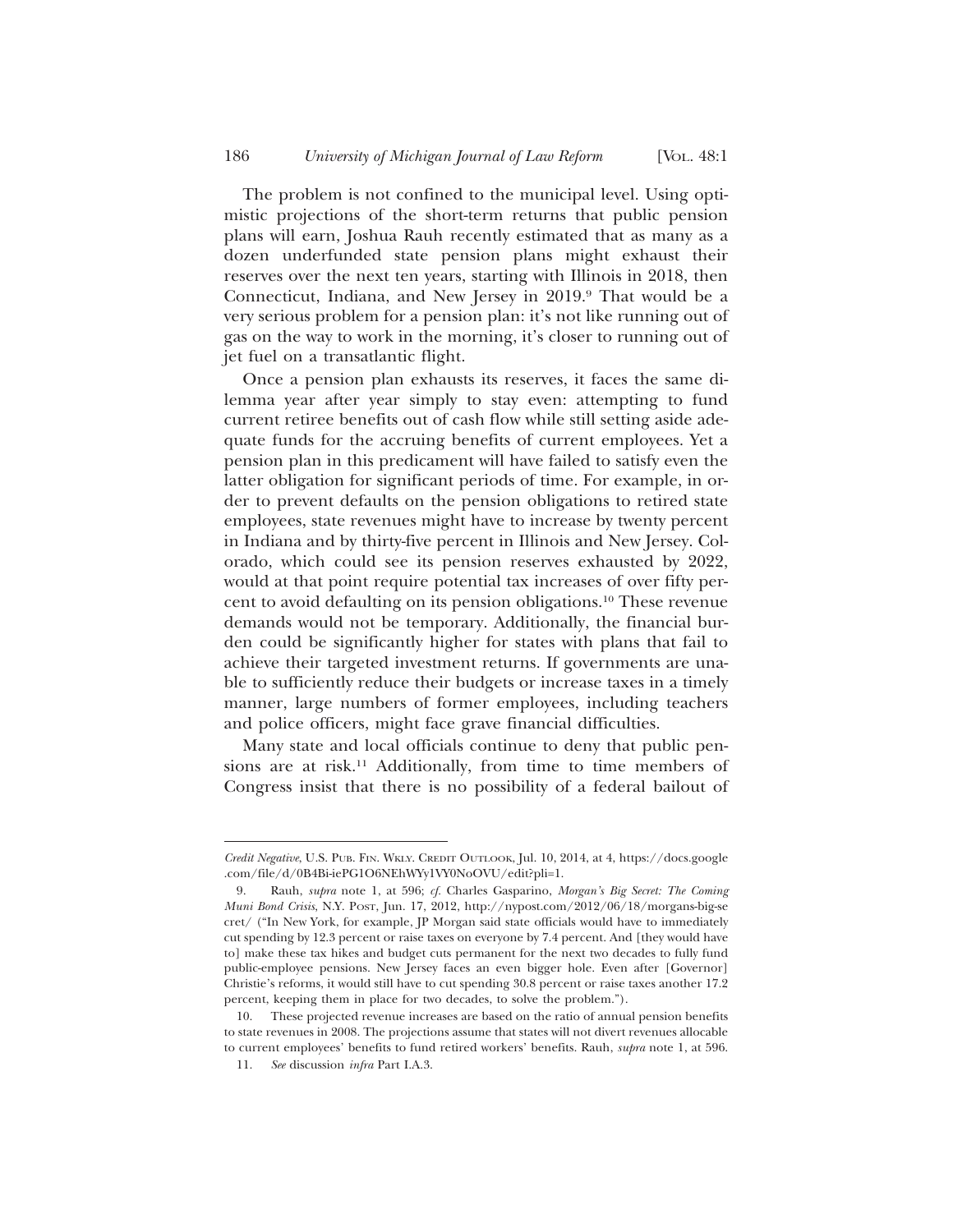The problem is not confined to the municipal level. Using optimistic projections of the short-term returns that public pension plans will earn, Joshua Rauh recently estimated that as many as a dozen underfunded state pension plans might exhaust their reserves over the next ten years, starting with Illinois in 2018, then Connecticut, Indiana, and New Jersey in 2019.[9] That would be a very serious problem for a pension plan: it's not like running out of gas on the way to work in the morning, it's closer to running out of jet fuel on a transatlantic flight.

Once a pension plan exhausts its reserves, it faces the same dilemma year after year simply to stay even: attempting to fund current retiree benefits out of cash flow while still setting aside adequate funds for the accruing benefits of current employees. Yet a pension plan in this predicament will have failed to satisfy even the latter obligation for significant periods of time. For example, in order to prevent defaults on the pension obligations to retired state employees, state revenues might have to increase by twenty percent in Indiana and by thirty-five percent in Illinois and New Jersey. Colorado, which could see its pension reserves exhausted by 2022, would at that point require potential tax increases of over fifty percent to avoid defaulting on its pension obligations.[10] These revenue demands would not be temporary. Additionally, the financial burden could be significantly higher for states with plans that fail to achieve their targeted investment returns. If governments are unable to sufficiently reduce their budgets or increase taxes in a timely manner, large numbers of former employees, including teachers and police officers, might face grave financial difficulties.

Many state and local officials continue to deny that public pensions are at risk.[11] Additionally, from time to time members of Congress insist that there is no possibility of a federal bailout of

---

*Credit Negative*, U.S. PUB. FIN. WKLY. CREDIT OUTLOOK, Jul. 10, 2014, at 4, https://docs.google.com/file/d/0B4Bi-iePG1O6NEhWYy1VY0NoOVU/edit?pli=1.

9. Rauh, *supra* note 1, at 596; *cf.* Charles Gasparino, *Morgan's Big Secret: The Coming Muni Bond Crisis*, N.Y. POST, Jun. 17, 2012, http://nypost.com/2012/06/18/morgans-big-secret/ ("In New York, for example, JP Morgan said state officials would have to immediately cut spending by 12.3 percent or raise taxes on everyone by 7.4 percent. And [they would have to] make these tax hikes and budget cuts permanent for the next two decades to fully fund public-employee pensions. New Jersey faces an even bigger hole. Even after [Governor] Christie's reforms, it would still have to cut spending 30.8 percent or raise taxes another 17.2 percent, keeping them in place for two decades, to solve the problem.").

10. These projected revenue increases are based on the ratio of annual pension benefits to state revenues in 2008. The projections assume that states will not divert revenues allocable to current employees' benefits to fund retired workers' benefits. Rauh, *supra* note 1, at 596.

11. *See* discussion *infra* Part I.A.3.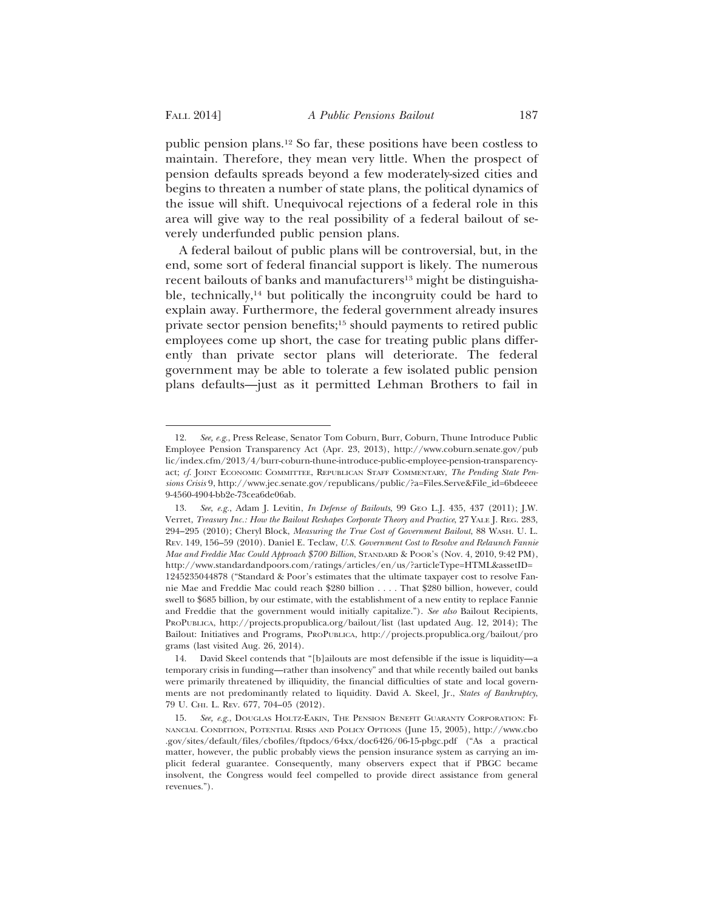public pension plans.[12] So far, these positions have been costless to maintain. Therefore, they mean very little. When the prospect of pension defaults spreads beyond a few moderately-sized cities and begins to threaten a number of state plans, the political dynamics of the issue will shift. Unequivocal rejections of a federal role in this area will give way to the real possibility of a federal bailout of severely underfunded public pension plans.

A federal bailout of public plans will be controversial, but, in the end, some sort of federal financial support is likely. The numerous recent bailouts of banks and manufacturers[13] might be distinguishable, technically,[14] but politically the incongruity could be hard to explain away. Furthermore, the federal government already insures private sector pension benefits;[15] should payments to retired public employees come up short, the case for treating public plans differently than private sector plans will deteriorate. The federal government may be able to tolerate a few isolated public pension plans defaults—just as it permitted Lehman Brothers to fail in

---

12. *See, e.g.*, Press Release, Senator Tom Coburn, Burr, Coburn, Thune Introduce Public Employee Pension Transparency Act (Apr. 23, 2013), http://www.coburn.senate.gov/public/index.cfm/2013/4/burr-coburn-thune-introduce-public-employee-pension-transparency-act; *cf.* JOINT ECONOMIC COMMITTEE, REPUBLICAN STAFF COMMENTARY, *The Pending State Pensions Crisis* 9, http://www.jec.senate.gov/republicans/public/?a=Files.Serve&File_id=6bdeeee9-4560-4904-bb2e-73cea6de06ab.

13. *See, e.g.*, Adam J. Levitin, *In Defense of Bailouts*, 99 GEO L.J. 435, 437 (2011); J.W. Verret, *Treasury Inc.: How the Bailout Reshapes Corporate Theory and Practice*, 27 YALE J. REG. 283, 294–295 (2010); Cheryl Block, *Measuring the True Cost of Government Bailout*, 88 WASH. U. L. REV. 149, 156–59 (2010). Daniel E. Teclaw, *U.S. Government Cost to Resolve and Relaunch Fannie Mae and Freddie Mac Could Approach $700 Billion*, STANDARD & POOR'S (Nov. 4, 2010, 9:42 PM), http://www.standardandpoors.com/ratings/articles/en/us/?articleType=HTML&assetID=1245235044878 ("Standard & Poor's estimates that the ultimate taxpayer cost to resolve Fannie Mae and Freddie Mac could reach $280 billion . . . . That $280 billion, however, could swell to $685 billion, by our estimate, with the establishment of a new entity to replace Fannie and Freddie that the government would initially capitalize."). *See also* Bailout Recipients, PROPUBLICA, http://projects.propublica.org/bailout/list (last updated Aug. 12, 2014); The Bailout: Initiatives and Programs, PROPUBLICA, http://projects.propublica.org/bailout/programs (last visited Aug. 26, 2014).

14. David Skeel contends that "[b]ailouts are most defensible if the issue is liquidity—a temporary crisis in funding—rather than insolvency" and that while recently bailed out banks were primarily threatened by illiquidity, the financial difficulties of state and local governments are not predominantly related to liquidity. David A. Skeel, Jr., *States of Bankruptcy*, 79 U. CHI. L. REV. 677, 704–05 (2012).

15. *See, e.g.*, DOUGLAS HOLTZ-EAKIN, THE PENSION BENEFIT GUARANTY CORPORATION: FINANCIAL CONDITION, POTENTIAL RISKS AND POLICY OPTIONS (June 15, 2005), http://www.cbo.gov/sites/default/files/cbofiles/ftpdocs/64xx/doc6426/06-15-pbgc.pdf ("As a practical matter, however, the public probably views the pension insurance system as carrying an implicit federal guarantee. Consequently, many observers expect that if PBGC became insolvent, the Congress would feel compelled to provide direct assistance from general revenues.").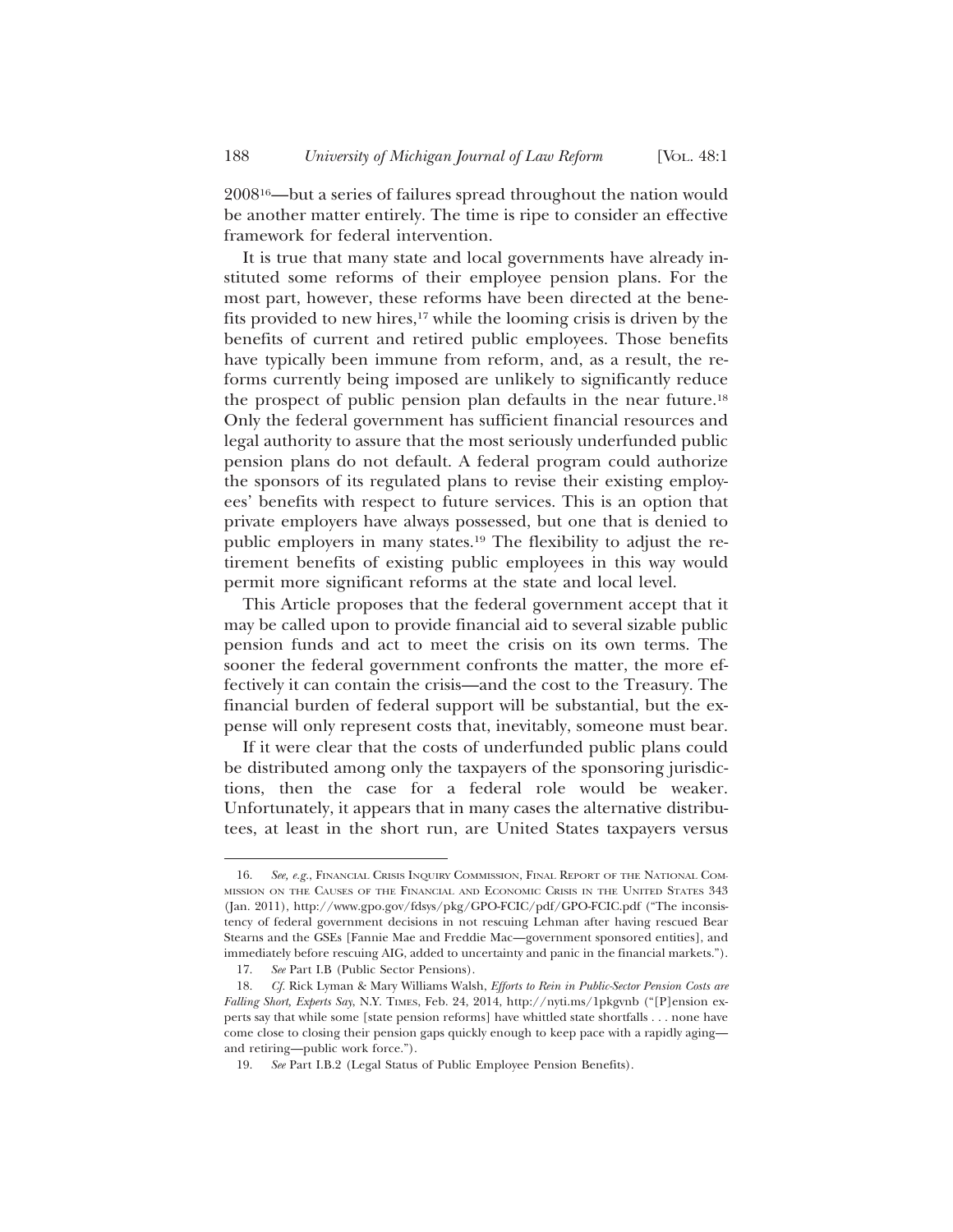2008[16]—but a series of failures spread throughout the nation would be another matter entirely. The time is ripe to consider an effective framework for federal intervention.

It is true that many state and local governments have already instituted some reforms of their employee pension plans. For the most part, however, these reforms have been directed at the benefits provided to new hires,[17] while the looming crisis is driven by the benefits of current and retired public employees. Those benefits have typically been immune from reform, and, as a result, the reforms currently being imposed are unlikely to significantly reduce the prospect of public pension plan defaults in the near future.[18] Only the federal government has sufficient financial resources and legal authority to assure that the most seriously underfunded public pension plans do not default. A federal program could authorize the sponsors of its regulated plans to revise their existing employees' benefits with respect to future services. This is an option that private employers have always possessed, but one that is denied to public employers in many states.[19] The flexibility to adjust the retirement benefits of existing public employees in this way would permit more significant reforms at the state and local level.

This Article proposes that the federal government accept that it may be called upon to provide financial aid to several sizable public pension funds and act to meet the crisis on its own terms. The sooner the federal government confronts the matter, the more effectively it can contain the crisis—and the cost to the Treasury. The financial burden of federal support will be substantial, but the expense will only represent costs that, inevitably, someone must bear.

If it were clear that the costs of underfunded public plans could be distributed among only the taxpayers of the sponsoring jurisdictions, then the case for a federal role would be weaker. Unfortunately, it appears that in many cases the alternative distributees, at least in the short run, are United States taxpayers versus

---

16. *See, e.g.*, FINANCIAL CRISIS INQUIRY COMMISSION, FINAL REPORT OF THE NATIONAL COMMISSION ON THE CAUSES OF THE FINANCIAL AND ECONOMIC CRISIS IN THE UNITED STATES 343 (Jan. 2011), http://www.gpo.gov/fdsys/pkg/GPO-FCIC/pdf/GPO-FCIC.pdf ("The inconsistency of federal government decisions in not rescuing Lehman after having rescued Bear Stearns and the GSEs [Fannie Mae and Freddie Mac—government sponsored entities], and immediately before rescuing AIG, added to uncertainty and panic in the financial markets.").

17. *See* Part I.B (Public Sector Pensions).

18. *Cf.* Rick Lyman & Mary Williams Walsh, *Efforts to Rein in Public-Sector Pension Costs are Falling Short, Experts Say*, N.Y. TIMES, Feb. 24, 2014, http://nyti.ms/1pkgvnb ("[P]ension experts say that while some [state pension reforms] have whittled state shortfalls . . . none have come close to closing their pension gaps quickly enough to keep pace with a rapidly aging—and retiring—public work force.").

19. *See* Part I.B.2 (Legal Status of Public Employee Pension Benefits).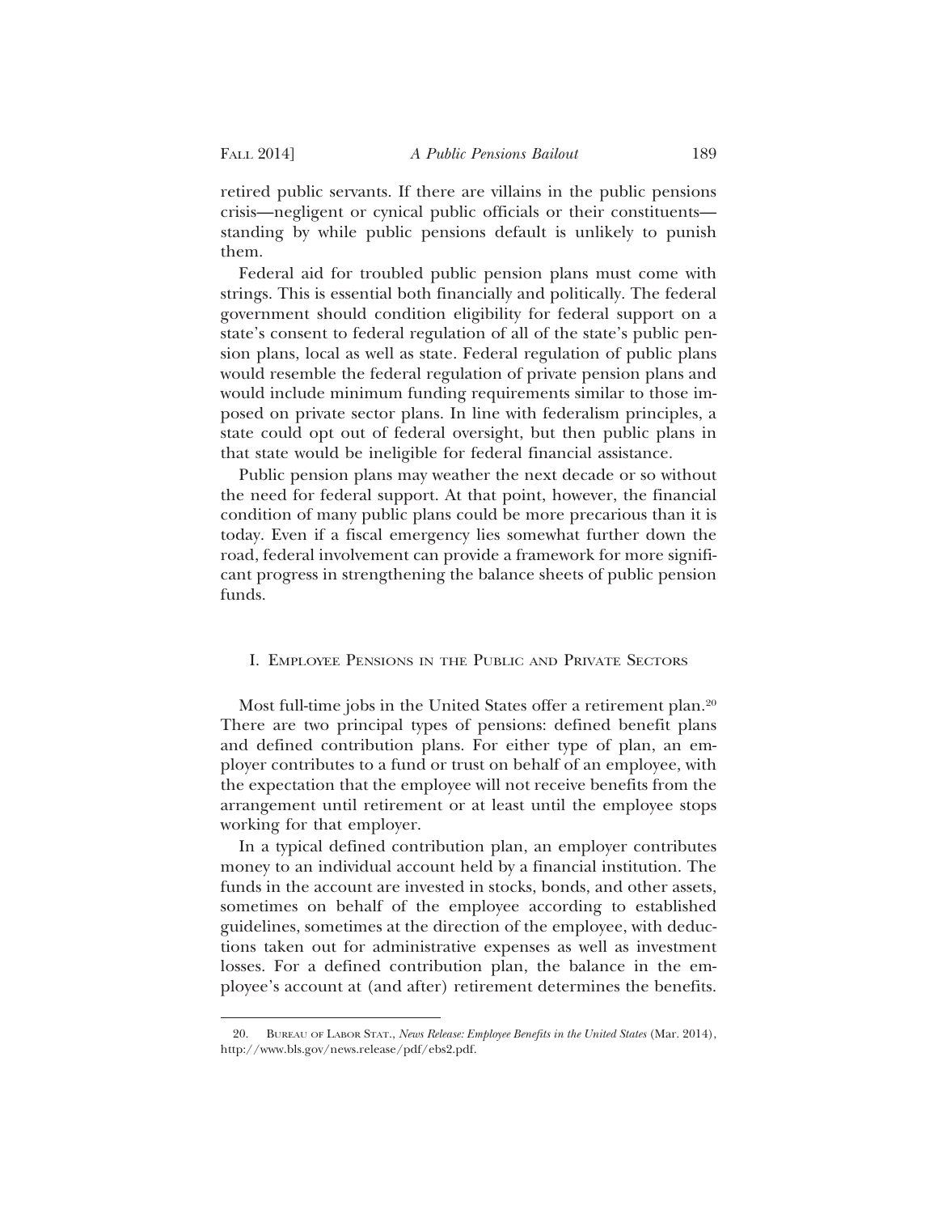retired public servants. If there are villains in the public pensions crisis—negligent or cynical public officials or their constituents—standing by while public pensions default is unlikely to punish them.

Federal aid for troubled public pension plans must come with strings. This is essential both financially and politically. The federal government should condition eligibility for federal support on a state's consent to federal regulation of all of the state's public pension plans, local as well as state. Federal regulation of public plans would resemble the federal regulation of private pension plans and would include minimum funding requirements similar to those imposed on private sector plans. In line with federalism principles, a state could opt out of federal oversight, but then public plans in that state would be ineligible for federal financial assistance.

Public pension plans may weather the next decade or so without the need for federal support. At that point, however, the financial condition of many public plans could be more precarious than it is today. Even if a fiscal emergency lies somewhat further down the road, federal involvement can provide a framework for more significant progress in strengthening the balance sheets of public pension funds.

## I. Employee Pensions in the Public and Private Sectors

Most full-time jobs in the United States offer a retirement plan.[20] There are two principal types of pensions: defined benefit plans and defined contribution plans. For either type of plan, an employer contributes to a fund or trust on behalf of an employee, with the expectation that the employee will not receive benefits from the arrangement until retirement or at least until the employee stops working for that employer.

In a typical defined contribution plan, an employer contributes money to an individual account held by a financial institution. The funds in the account are invested in stocks, bonds, and other assets, sometimes on behalf of the employee according to established guidelines, sometimes at the direction of the employee, with deductions taken out for administrative expenses as well as investment losses. For a defined contribution plan, the balance in the employee's account at (and after) retirement determines the benefits.

---

20. Bureau of Labor Stat., *News Release: Employee Benefits in the United States* (Mar. 2014), http://www.bls.gov/news.release/pdf/ebs2.pdf.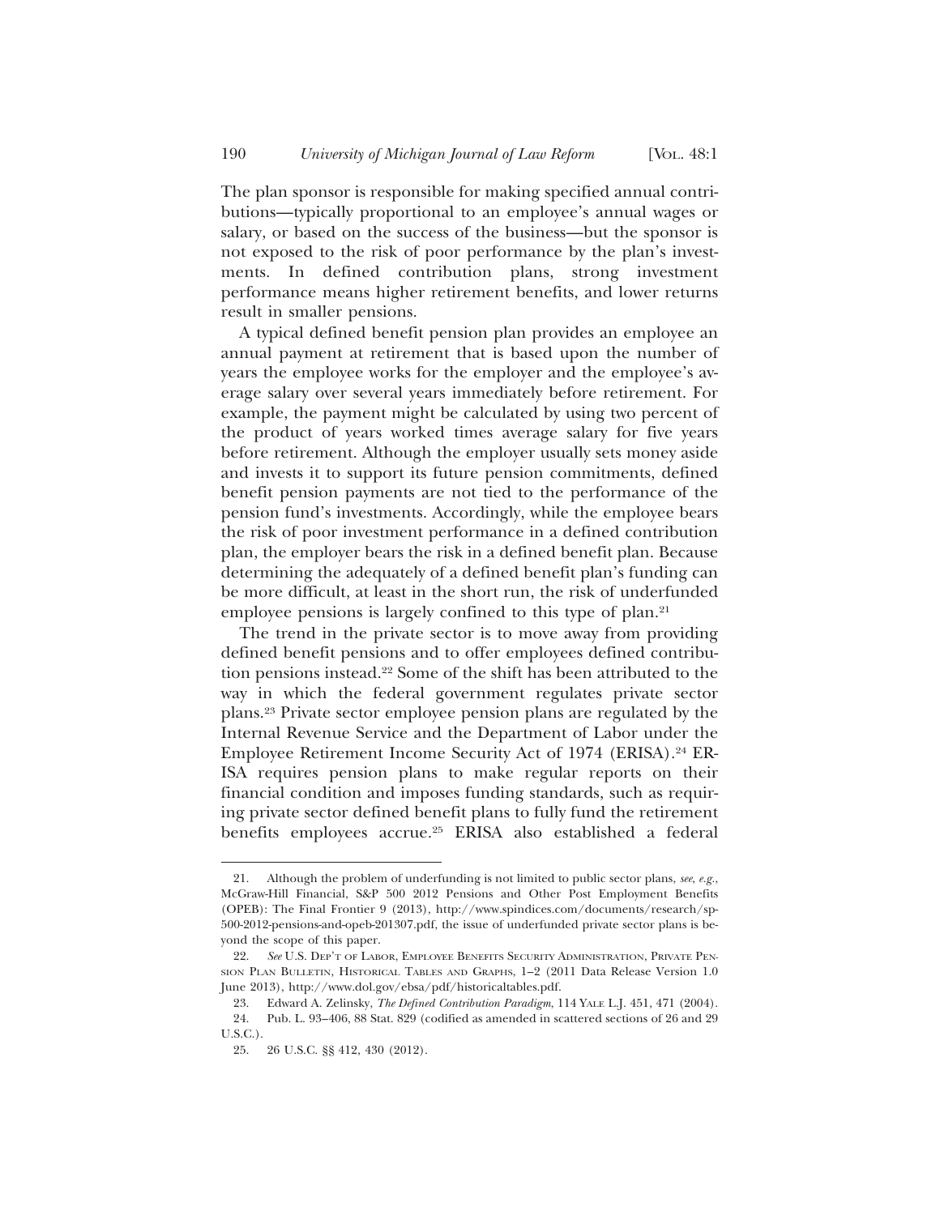The plan sponsor is responsible for making specified annual contributions—typically proportional to an employee's annual wages or salary, or based on the success of the business—but the sponsor is not exposed to the risk of poor performance by the plan's investments. In defined contribution plans, strong investment performance means higher retirement benefits, and lower returns result in smaller pensions.

A typical defined benefit pension plan provides an employee an annual payment at retirement that is based upon the number of years the employee works for the employer and the employee's average salary over several years immediately before retirement. For example, the payment might be calculated by using two percent of the product of years worked times average salary for five years before retirement. Although the employer usually sets money aside and invests it to support its future pension commitments, defined benefit pension payments are not tied to the performance of the pension fund's investments. Accordingly, while the employee bears the risk of poor investment performance in a defined contribution plan, the employer bears the risk in a defined benefit plan. Because determining the adequately of a defined benefit plan's funding can be more difficult, at least in the short run, the risk of underfunded employee pensions is largely confined to this type of plan.[21]

The trend in the private sector is to move away from providing defined benefit pensions and to offer employees defined contribution pensions instead.[22] Some of the shift has been attributed to the way in which the federal government regulates private sector plans.[23] Private sector employee pension plans are regulated by the Internal Revenue Service and the Department of Labor under the Employee Retirement Income Security Act of 1974 (ERISA).[24] ERISA requires pension plans to make regular reports on their financial condition and imposes funding standards, such as requiring private sector defined benefit plans to fully fund the retirement benefits employees accrue.[25] ERISA also established a federal

---

21. Although the problem of underfunding is not limited to public sector plans, *see, e.g.*, McGraw-Hill Financial, S&P 500 2012 Pensions and Other Post Employment Benefits (OPEB): The Final Frontier 9 (2013), http://www.spindices.com/documents/research/sp-500-2012-pensions-and-opeb-201307.pdf, the issue of underfunded private sector plans is beyond the scope of this paper.

22. *See* U.S. Dep't of Labor, Employee Benefits Security Administration, Private Pension Plan Bulletin, Historical Tables and Graphs, 1–2 (2011 Data Release Version 1.0 June 2013), http://www.dol.gov/ebsa/pdf/historicaltables.pdf.

23. Edward A. Zelinsky, *The Defined Contribution Paradigm*, 114 Yale L.J. 451, 471 (2004).

24. Pub. L. 93–406, 88 Stat. 829 (codified as amended in scattered sections of 26 and 29 U.S.C.).

25. 26 U.S.C. §§ 412, 430 (2012).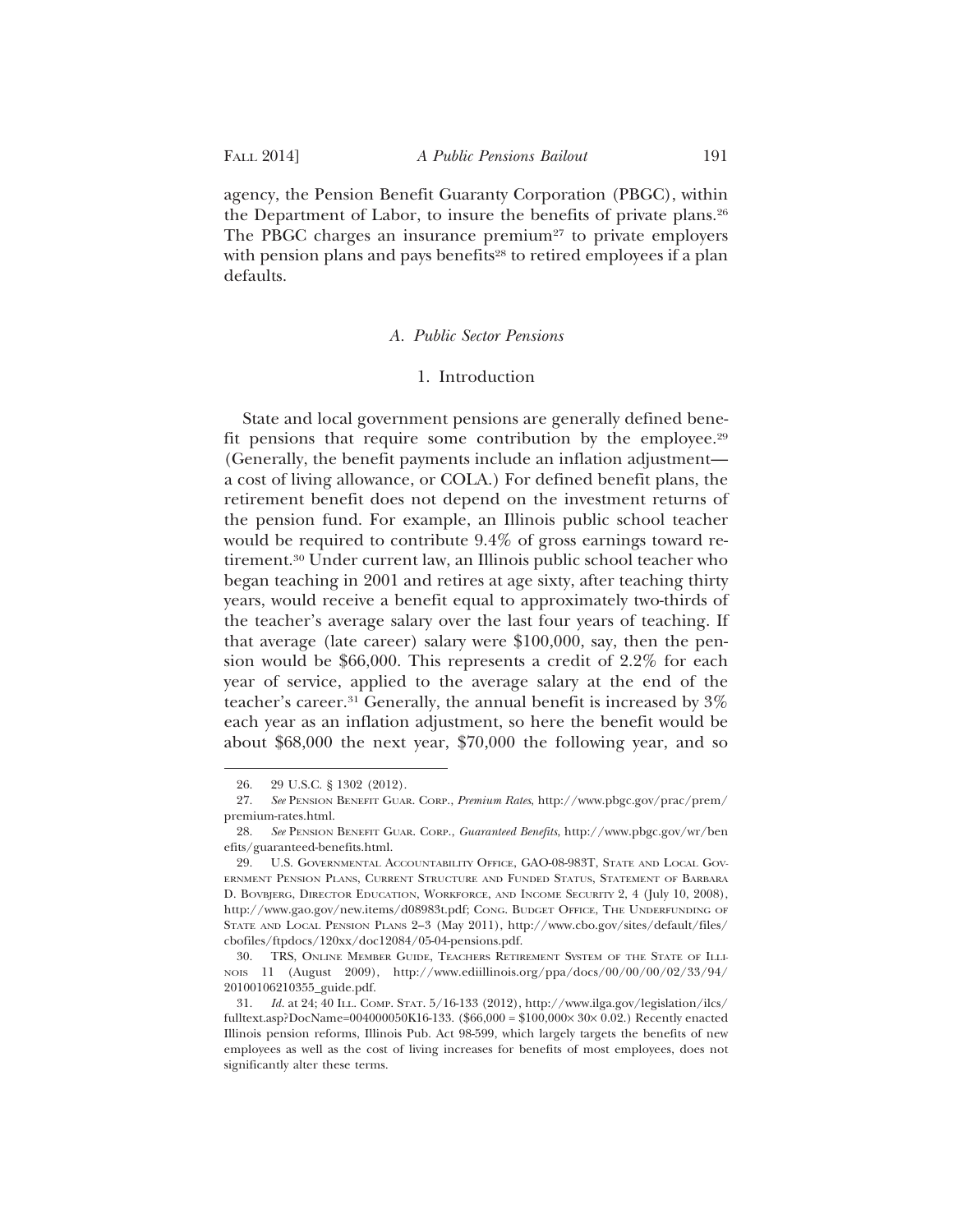agency, the Pension Benefit Guaranty Corporation (PBGC), within the Department of Labor, to insure the benefits of private plans.[26] The PBGC charges an insurance premium[27] to private employers with pension plans and pays benefits[28] to retired employees if a plan defaults.

### *A. Public Sector Pensions*

#### 1. Introduction

State and local government pensions are generally defined benefit pensions that require some contribution by the employee.[29] (Generally, the benefit payments include an inflation adjustment—a cost of living allowance, or COLA.) For defined benefit plans, the retirement benefit does not depend on the investment returns of the pension fund. For example, an Illinois public school teacher would be required to contribute 9.4% of gross earnings toward retirement.[30] Under current law, an Illinois public school teacher who began teaching in 2001 and retires at age sixty, after teaching thirty years, would receive a benefit equal to approximately two-thirds of the teacher's average salary over the last four years of teaching. If that average (late career) salary were $100,000, say, then the pension would be $66,000. This represents a credit of 2.2% for each year of service, applied to the average salary at the end of the teacher's career.[31] Generally, the annual benefit is increased by 3% each year as an inflation adjustment, so here the benefit would be about $68,000 the next year, $70,000 the following year, and so

---

26. 29 U.S.C. § 1302 (2012).

27. *See* PENSION BENEFIT GUAR. CORP., *Premium Rates*, http://www.pbgc.gov/prac/prem/premium-rates.html.

28. *See* PENSION BENEFIT GUAR. CORP., *Guaranteed Benefits*, http://www.pbgc.gov/wr/benefits/guaranteed-benefits.html.

29. U.S. GOVERNMENTAL ACCOUNTABILITY OFFICE, GAO-08-983T, STATE AND LOCAL GOVERNMENT PENSION PLANS, CURRENT STRUCTURE AND FUNDED STATUS, STATEMENT OF BARBARA D. BOVBJERG, DIRECTOR EDUCATION, WORKFORCE, AND INCOME SECURITY 2, 4 (July 10, 2008), http://www.gao.gov/new.items/d08983t.pdf; CONG. BUDGET OFFICE, THE UNDERFUNDING OF STATE AND LOCAL PENSION PLANS 2–3 (May 2011), http://www.cbo.gov/sites/default/files/cbofiles/ftpdocs/120xx/doc12084/05-04-pensions.pdf.

30. TRS, ONLINE MEMBER GUIDE, TEACHERS RETIREMENT SYSTEM OF THE STATE OF ILLINOIS 11 (August 2009), http://www.ediillinois.org/ppa/docs/00/00/00/02/33/94/20100106210355_guide.pdf.

31. *Id.* at 24; 40 ILL. COMP. STAT. 5/16-133 (2012), http://www.ilga.gov/legislation/ilcs/fulltext.asp?DocName=004000050K16-133. ($66,000 = $100,000× 30× 0.02.) Recently enacted Illinois pension reforms, Illinois Pub. Act 98-599, which largely targets the benefits of new employees as well as the cost of living increases for benefits of most employees, does not significantly alter these terms.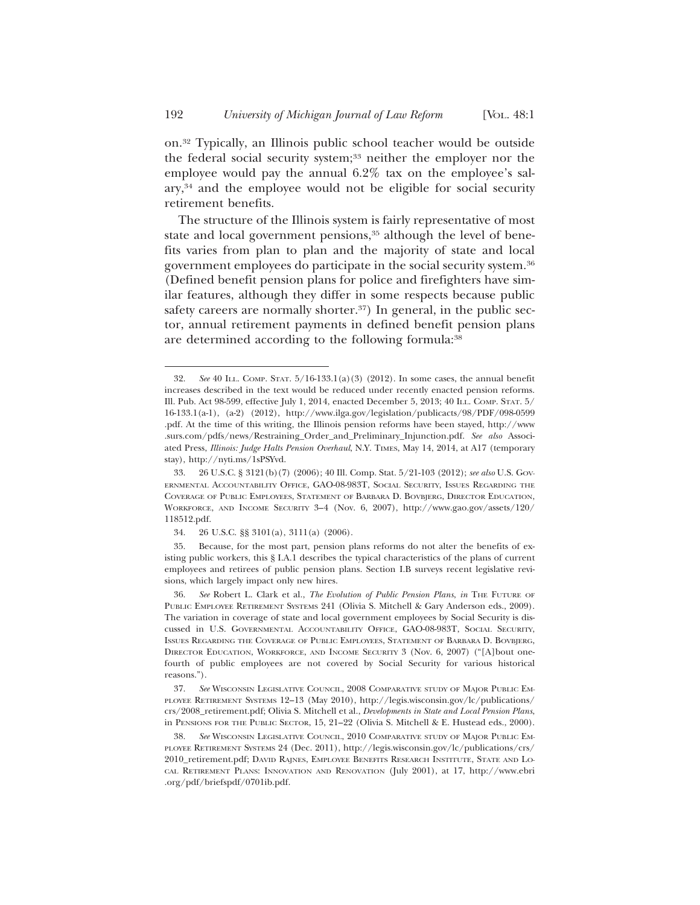on.[32] Typically, an Illinois public school teacher would be outside the federal social security system;[33] neither the employer nor the employee would pay the annual 6.2% tax on the employee's salary,[34] and the employee would not be eligible for social security retirement benefits.

The structure of the Illinois system is fairly representative of most state and local government pensions,[35] although the level of benefits varies from plan to plan and the majority of state and local government employees do participate in the social security system.[36] (Defined benefit pension plans for police and firefighters have similar features, although they differ in some respects because public safety careers are normally shorter.[37]) In general, in the public sector, annual retirement payments in defined benefit pension plans are determined according to the following formula:[38]

---

32. *See* 40 ILL. COMP. STAT. 5/16-133.1(a)(3) (2012). In some cases, the annual benefit increases described in the text would be reduced under recently enacted pension reforms. Ill. Pub. Act 98-599, effective July 1, 2014, enacted December 5, 2013; 40 ILL. COMP. STAT. 5/16-133.1(a-1), (a-2) (2012), http://www.ilga.gov/legislation/publicacts/98/PDF/098-0599.pdf. At the time of this writing, the Illinois pension reforms have been stayed, http://www.surs.com/pdfs/news/Restraining_Order_and_Preliminary_Injunction.pdf. *See also* Associated Press, *Illinois: Judge Halts Pension Overhaul*, N.Y. TIMES, May 14, 2014, at A17 (temporary stay), http://nyti.ms/1sPSYvd.

33. 26 U.S.C. § 3121(b)(7) (2006); 40 Ill. Comp. Stat. 5/21-103 (2012); *see also* U.S. GOVERNMENTAL ACCOUNTABILITY OFFICE, GAO-08-983T, SOCIAL SECURITY, ISSUES REGARDING THE COVERAGE OF PUBLIC EMPLOYEES, STATEMENT OF BARBARA D. BOVBJERG, DIRECTOR EDUCATION, WORKFORCE, AND INCOME SECURITY 3–4 (Nov. 6, 2007), http://www.gao.gov/assets/120/118512.pdf.

34. 26 U.S.C. §§ 3101(a), 3111(a) (2006).

35. Because, for the most part, pension plans reforms do not alter the benefits of existing public workers, this § I.A.1 describes the typical characteristics of the plans of current employees and retirees of public pension plans. Section I.B surveys recent legislative revisions, which largely impact only new hires.

36. *See* Robert L. Clark et al., *The Evolution of Public Pension Plans*, *in* THE FUTURE OF PUBLIC EMPLOYEE RETIREMENT SYSTEMS 241 (Olivia S. Mitchell & Gary Anderson eds., 2009). The variation in coverage of state and local government employees by Social Security is discussed in U.S. GOVERNMENTAL ACCOUNTABILITY OFFICE, GAO-08-983T, SOCIAL SECURITY, ISSUES REGARDING THE COVERAGE OF PUBLIC EMPLOYEES, STATEMENT OF BARBARA D. BOVBJERG, DIRECTOR EDUCATION, WORKFORCE, AND INCOME SECURITY 3 (Nov. 6, 2007) ("[A]bout one-fourth of public employees are not covered by Social Security for various historical reasons.").

37. *See* WISCONSIN LEGISLATIVE COUNCIL, 2008 COMPARATIVE STUDY OF MAJOR PUBLIC EMPLOYEE RETIREMENT SYSTEMS 12–13 (May 2010), http://legis.wisconsin.gov/lc/publications/crs/2008_retirement.pdf; Olivia S. Mitchell et al., *Developments in State and Local Pension Plans*, in PENSIONS FOR THE PUBLIC SECTOR, 15, 21–22 (Olivia S. Mitchell & E. Hustead eds., 2000).

38. *See* WISCONSIN LEGISLATIVE COUNCIL, 2010 COMPARATIVE STUDY OF MAJOR PUBLIC EMPLOYEE RETIREMENT SYSTEMS 24 (Dec. 2011), http://legis.wisconsin.gov/lc/publications/crs/2010_retirement.pdf; DAVID RAJNES, EMPLOYEE BENEFITS RESEARCH INSTITUTE, STATE AND LOCAL RETIREMENT PLANS: INNOVATION AND RENOVATION (July 2001), at 17, http://www.ebri.org/pdf/briefspdf/0701ib.pdf.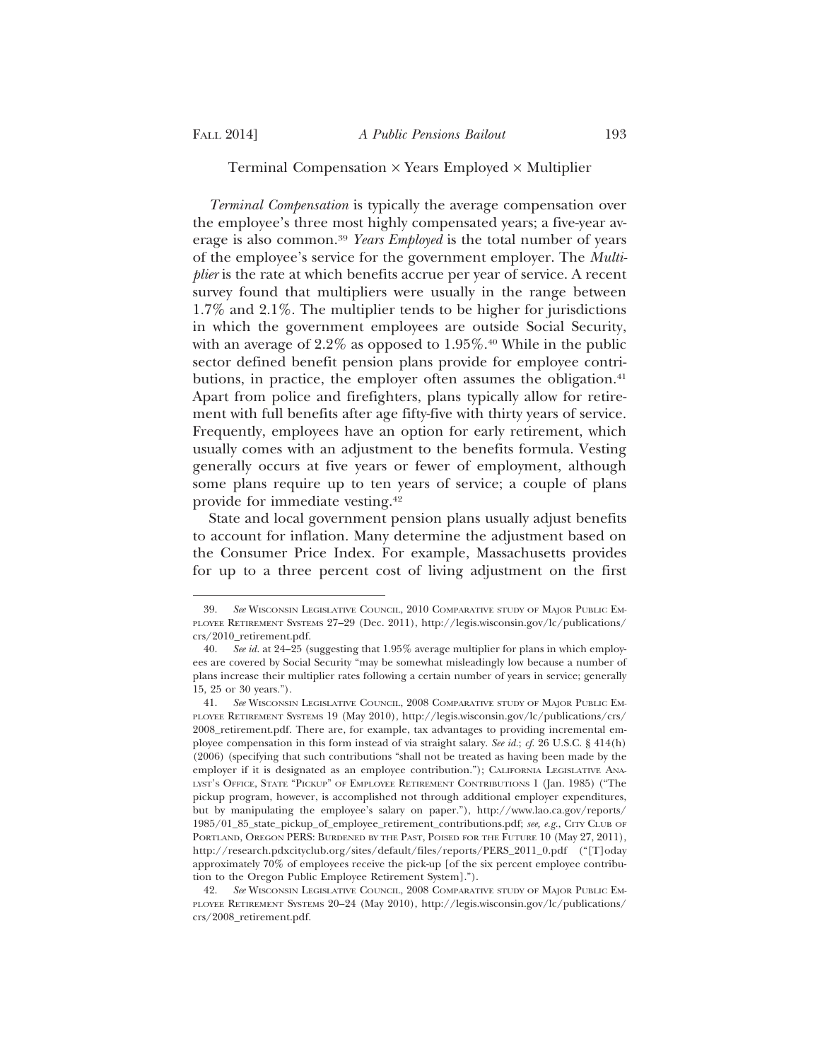Terminal Compensation × Years Employed × Multiplier

*Terminal Compensation* is typically the average compensation over the employee's three most highly compensated years; a five-year average is also common.[39] *Years Employed* is the total number of years of the employee's service for the government employer. The *Multiplier* is the rate at which benefits accrue per year of service. A recent survey found that multipliers were usually in the range between 1.7% and 2.1%. The multiplier tends to be higher for jurisdictions in which the government employees are outside Social Security, with an average of 2.2% as opposed to 1.95%.[40] While in the public sector defined benefit pension plans provide for employee contributions, in practice, the employer often assumes the obligation.[41] Apart from police and firefighters, plans typically allow for retirement with full benefits after age fifty-five with thirty years of service. Frequently, employees have an option for early retirement, which usually comes with an adjustment to the benefits formula. Vesting generally occurs at five years or fewer of employment, although some plans require up to ten years of service; a couple of plans provide for immediate vesting.[42]

State and local government pension plans usually adjust benefits to account for inflation. Many determine the adjustment based on the Consumer Price Index. For example, Massachusetts provides for up to a three percent cost of living adjustment on the first

---

39. *See* Wisconsin Legislative Council, 2010 Comparative study of Major Public Employee Retirement Systems 27–29 (Dec. 2011), http://legis.wisconsin.gov/lc/publications/crs/2010_retirement.pdf.

40. *See id.* at 24–25 (suggesting that 1.95% average multiplier for plans in which employees are covered by Social Security "may be somewhat misleadingly low because a number of plans increase their multiplier rates following a certain number of years in service; generally 15, 25 or 30 years.").

41. *See* Wisconsin Legislative Council, 2008 Comparative study of Major Public Employee Retirement Systems 19 (May 2010), http://legis.wisconsin.gov/lc/publications/crs/2008_retirement.pdf. There are, for example, tax advantages to providing incremental employee compensation in this form instead of via straight salary. *See id.*; *cf.* 26 U.S.C. § 414(h) (2006) (specifying that such contributions "shall not be treated as having been made by the employer if it is designated as an employee contribution."); California Legislative Analyst's Office, State "Pickup" of Employee Retirement Contributions 1 (Jan. 1985) ("The pickup program, however, is accomplished not through additional employer expenditures, but by manipulating the employee's salary on paper."), http://www.lao.ca.gov/reports/1985/01_85_state_pickup_of_employee_retirement_contributions.pdf; *see, e.g.*, City Club of Portland, Oregon PERS: Burdened by the Past, Poised for the Future 10 (May 27, 2011), http://research.pdxcityclub.org/sites/default/files/reports/PERS_2011_0.pdf ("[T]oday approximately 70% of employees receive the pick-up [of the six percent employee contribution to the Oregon Public Employee Retirement System].").

42. *See* Wisconsin Legislative Council, 2008 Comparative study of Major Public Employee Retirement Systems 20–24 (May 2010), http://legis.wisconsin.gov/lc/publications/crs/2008_retirement.pdf.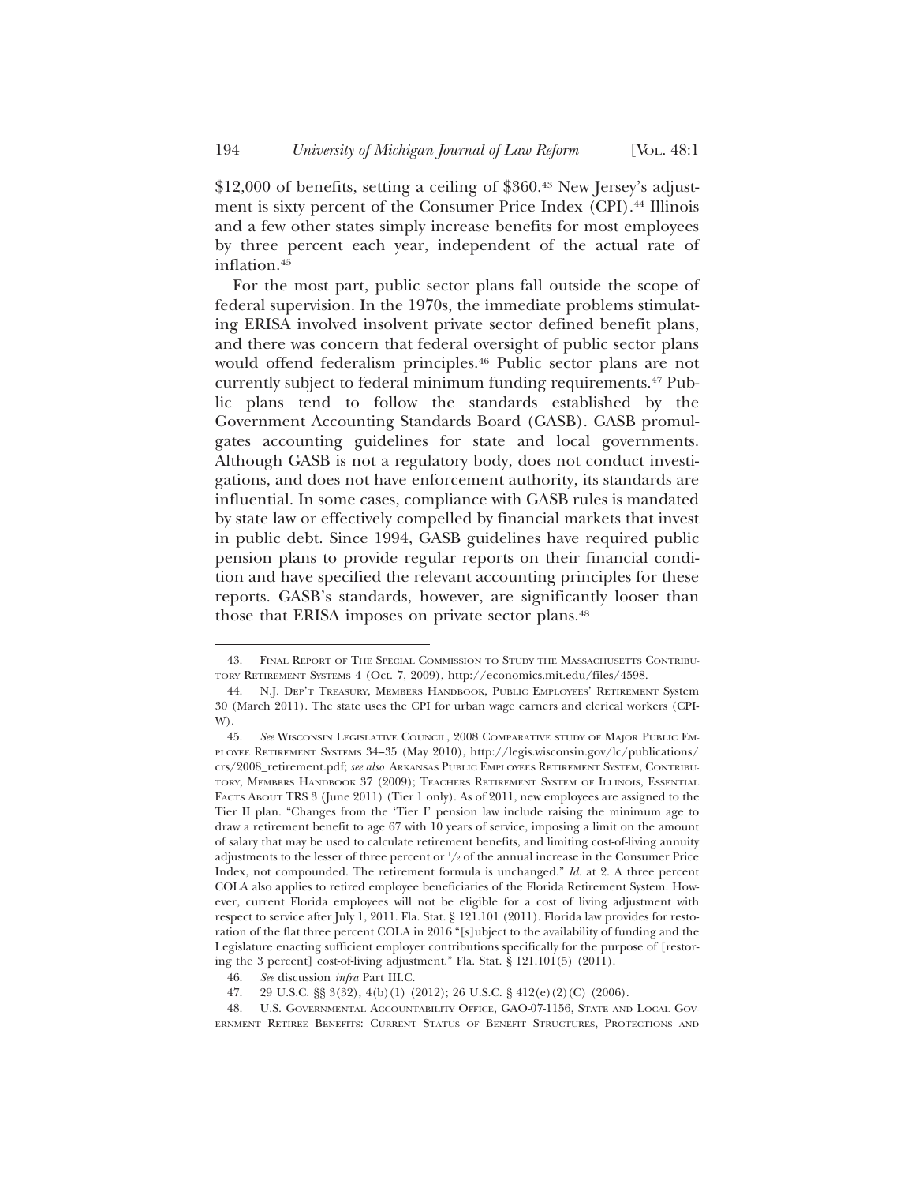$12,000 of benefits, setting a ceiling of $360.[43] New Jersey's adjustment is sixty percent of the Consumer Price Index (CPI).[44] Illinois and a few other states simply increase benefits for most employees by three percent each year, independent of the actual rate of inflation.[45]

For the most part, public sector plans fall outside the scope of federal supervision. In the 1970s, the immediate problems stimulating ERISA involved insolvent private sector defined benefit plans, and there was concern that federal oversight of public sector plans would offend federalism principles.[46] Public sector plans are not currently subject to federal minimum funding requirements.[47] Public plans tend to follow the standards established by the Government Accounting Standards Board (GASB). GASB promulgates accounting guidelines for state and local governments. Although GASB is not a regulatory body, does not conduct investigations, and does not have enforcement authority, its standards are influential. In some cases, compliance with GASB rules is mandated by state law or effectively compelled by financial markets that invest in public debt. Since 1994, GASB guidelines have required public pension plans to provide regular reports on their financial condition and have specified the relevant accounting principles for these reports. GASB's standards, however, are significantly looser than those that ERISA imposes on private sector plans.[48]

---

43. Final Report of The Special Commission to Study the Massachusetts Contributory Retirement Systems 4 (Oct. 7, 2009), http://economics.mit.edu/files/4598.

44. N.J. Dep't Treasury, Members Handbook, Public Employees' Retirement System 30 (March 2011). The state uses the CPI for urban wage earners and clerical workers (CPI-W).

45. *See* Wisconsin Legislative Council, 2008 Comparative study of Major Public Employee Retirement Systems 34–35 (May 2010), http://legis.wisconsin.gov/lc/publications/crs/2008_retirement.pdf; *see also* Arkansas Public Employees Retirement System, Contributory, Members Handbook 37 (2009); Teachers Retirement System of Illinois, Essential Facts About TRS 3 (June 2011) (Tier 1 only). As of 2011, new employees are assigned to the Tier II plan. "Changes from the 'Tier I' pension law include raising the minimum age to draw a retirement benefit to age 67 with 10 years of service, imposing a limit on the amount of salary that may be used to calculate retirement benefits, and limiting cost-of-living annuity adjustments to the lesser of three percent or 1/2 of the annual increase in the Consumer Price Index, not compounded. The retirement formula is unchanged." *Id.* at 2. A three percent COLA also applies to retired employee beneficiaries of the Florida Retirement System. However, current Florida employees will not be eligible for a cost of living adjustment with respect to service after July 1, 2011. Fla. Stat. § 121.101 (2011). Florida law provides for restoration of the flat three percent COLA in 2016 "[s]ubject to the availability of funding and the Legislature enacting sufficient employer contributions specifically for the purpose of [restoring the 3 percent] cost-of-living adjustment." Fla. Stat. § 121.101(5) (2011).

46. *See* discussion *infra* Part III.C.

47. 29 U.S.C. §§ 3(32), 4(b)(1) (2012); 26 U.S.C. § 412(e)(2)(C) (2006).

48. U.S. Governmental Accountability Office, GAO-07-1156, State and Local Government Retiree Benefits: Current Status of Benefit Structures, Protections and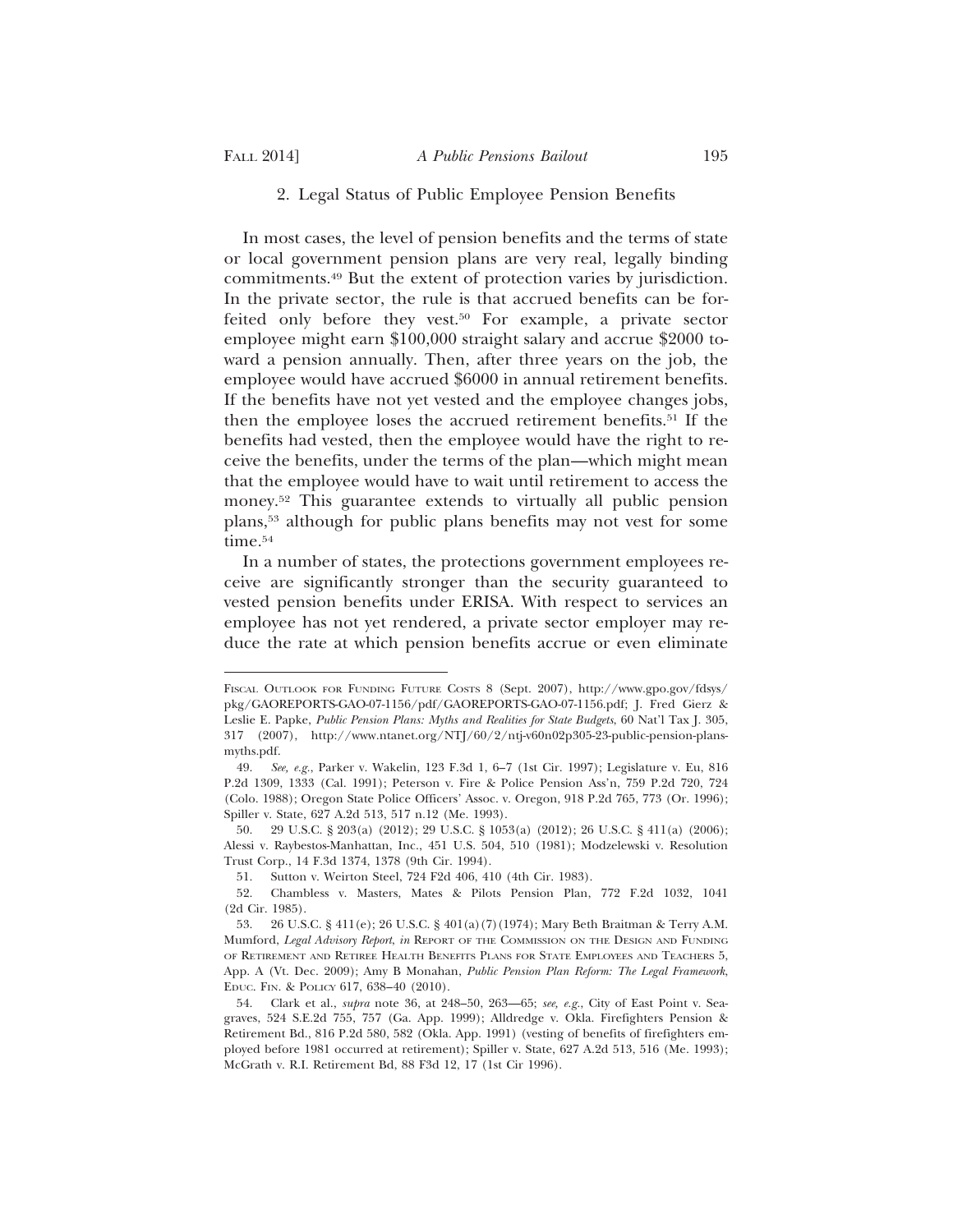### 2. Legal Status of Public Employee Pension Benefits

In most cases, the level of pension benefits and the terms of state or local government pension plans are very real, legally binding commitments.[49] But the extent of protection varies by jurisdiction. In the private sector, the rule is that accrued benefits can be forfeited only before they vest.[50] For example, a private sector employee might earn $100,000 straight salary and accrue $2000 toward a pension annually. Then, after three years on the job, the employee would have accrued $6000 in annual retirement benefits. If the benefits have not yet vested and the employee changes jobs, then the employee loses the accrued retirement benefits.[51] If the benefits had vested, then the employee would have the right to receive the benefits, under the terms of the plan—which might mean that the employee would have to wait until retirement to access the money.[52] This guarantee extends to virtually all public pension plans,[53] although for public plans benefits may not vest for some time.[54]

In a number of states, the protections government employees receive are significantly stronger than the security guaranteed to vested pension benefits under ERISA. With respect to services an employee has not yet rendered, a private sector employer may reduce the rate at which pension benefits accrue or even eliminate

---

FISCAL OUTLOOK FOR FUNDING FUTURE COSTS 8 (Sept. 2007), http://www.gpo.gov/fdsys/pkg/GAOREPORTS-GAO-07-1156/pdf/GAOREPORTS-GAO-07-1156.pdf; J. Fred Gierz & Leslie E. Papke, *Public Pension Plans: Myths and Realities for State Budgets*, 60 Nat'l Tax J. 305, 317 (2007), http://www.ntanet.org/NTJ/60/2/ntj-v60n02p305-23-public-pension-plans-myths.pdf.

49. *See, e.g.*, Parker v. Wakelin, 123 F.3d 1, 6–7 (1st Cir. 1997); Legislature v. Eu, 816 P.2d 1309, 1333 (Cal. 1991); Peterson v. Fire & Police Pension Ass'n, 759 P.2d 720, 724 (Colo. 1988); Oregon State Police Officers' Assoc. v. Oregon, 918 P.2d 765, 773 (Or. 1996); Spiller v. State, 627 A.2d 513, 517 n.12 (Me. 1993).

50. 29 U.S.C. § 203(a) (2012); 29 U.S.C. § 1053(a) (2012); 26 U.S.C. § 411(a) (2006); Alessi v. Raybestos-Manhattan, Inc., 451 U.S. 504, 510 (1981); Modzelewski v. Resolution Trust Corp., 14 F.3d 1374, 1378 (9th Cir. 1994).

51. Sutton v. Weirton Steel, 724 F2d 406, 410 (4th Cir. 1983).

52. Chambless v. Masters, Mates & Pilots Pension Plan, 772 F.2d 1032, 1041 (2d Cir. 1985).

53. 26 U.S.C. § 411(e); 26 U.S.C. § 401(a)(7)(1974); Mary Beth Braitman & Terry A.M. Mumford, *Legal Advisory Report*, *in* REPORT OF THE COMMISSION ON THE DESIGN AND FUNDING OF RETIREMENT AND RETIREE HEALTH BENEFITS PLANS FOR STATE EMPLOYEES AND TEACHERS 5, App. A (Vt. Dec. 2009); Amy B Monahan, *Public Pension Plan Reform: The Legal Framework*, EDUC. FIN. & POLICY 617, 638–40 (2010).

54. Clark et al., *supra* note 36, at 248–50, 263—65; *see, e.g.*, City of East Point v. Seagraves, 524 S.E.2d 755, 757 (Ga. App. 1999); Alldredge v. Okla. Firefighters Pension & Retirement Bd., 816 P.2d 580, 582 (Okla. App. 1991) (vesting of benefits of firefighters employed before 1981 occurred at retirement); Spiller v. State, 627 A.2d 513, 516 (Me. 1993); McGrath v. R.I. Retirement Bd, 88 F3d 12, 17 (1st Cir 1996).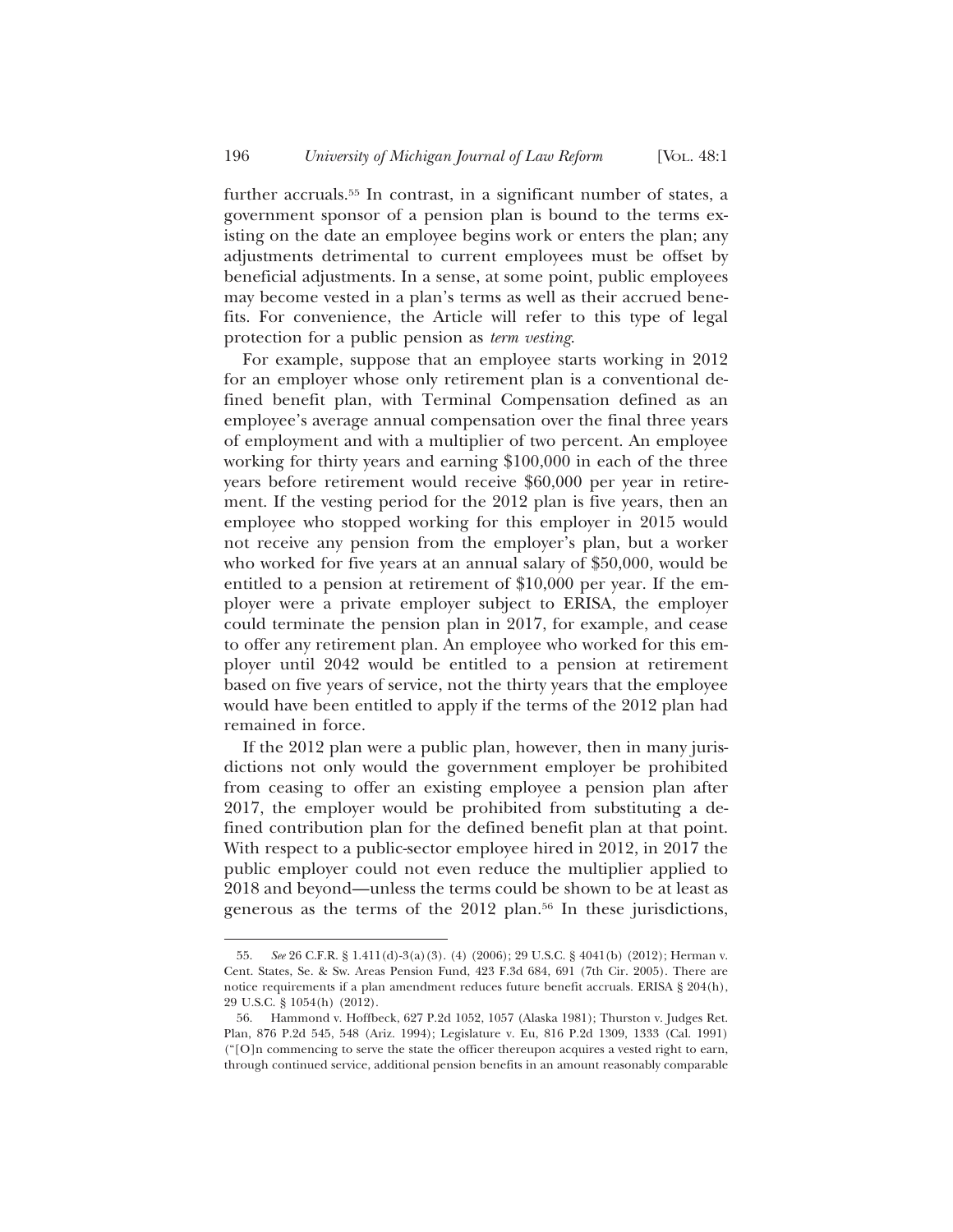further accruals.[55] In contrast, in a significant number of states, a government sponsor of a pension plan is bound to the terms existing on the date an employee begins work or enters the plan; any adjustments detrimental to current employees must be offset by beneficial adjustments. In a sense, at some point, public employees may become vested in a plan's terms as well as their accrued benefits. For convenience, the Article will refer to this type of legal protection for a public pension as *term vesting*.

For example, suppose that an employee starts working in 2012 for an employer whose only retirement plan is a conventional defined benefit plan, with Terminal Compensation defined as an employee's average annual compensation over the final three years of employment and with a multiplier of two percent. An employee working for thirty years and earning $100,000 in each of the three years before retirement would receive $60,000 per year in retirement. If the vesting period for the 2012 plan is five years, then an employee who stopped working for this employer in 2015 would not receive any pension from the employer's plan, but a worker who worked for five years at an annual salary of $50,000, would be entitled to a pension at retirement of $10,000 per year. If the employer were a private employer subject to ERISA, the employer could terminate the pension plan in 2017, for example, and cease to offer any retirement plan. An employee who worked for this employer until 2042 would be entitled to a pension at retirement based on five years of service, not the thirty years that the employee would have been entitled to apply if the terms of the 2012 plan had remained in force.

If the 2012 plan were a public plan, however, then in many jurisdictions not only would the government employer be prohibited from ceasing to offer an existing employee a pension plan after 2017, the employer would be prohibited from substituting a defined contribution plan for the defined benefit plan at that point. With respect to a public-sector employee hired in 2012, in 2017 the public employer could not even reduce the multiplier applied to 2018 and beyond—unless the terms could be shown to be at least as generous as the terms of the 2012 plan.[56] In these jurisdictions,

---

55. *See* 26 C.F.R. § 1.411(d)-3(a)(3). (4) (2006); 29 U.S.C. § 4041(b) (2012); Herman v. Cent. States, Se. & Sw. Areas Pension Fund, 423 F.3d 684, 691 (7th Cir. 2005). There are notice requirements if a plan amendment reduces future benefit accruals. ERISA § 204(h), 29 U.S.C. § 1054(h) (2012).

56. Hammond v. Hoffbeck, 627 P.2d 1052, 1057 (Alaska 1981); Thurston v. Judges Ret. Plan, 876 P.2d 545, 548 (Ariz. 1994); Legislature v. Eu, 816 P.2d 1309, 1333 (Cal. 1991) ("[O]n commencing to serve the state the officer thereupon acquires a vested right to earn, through continued service, additional pension benefits in an amount reasonably comparable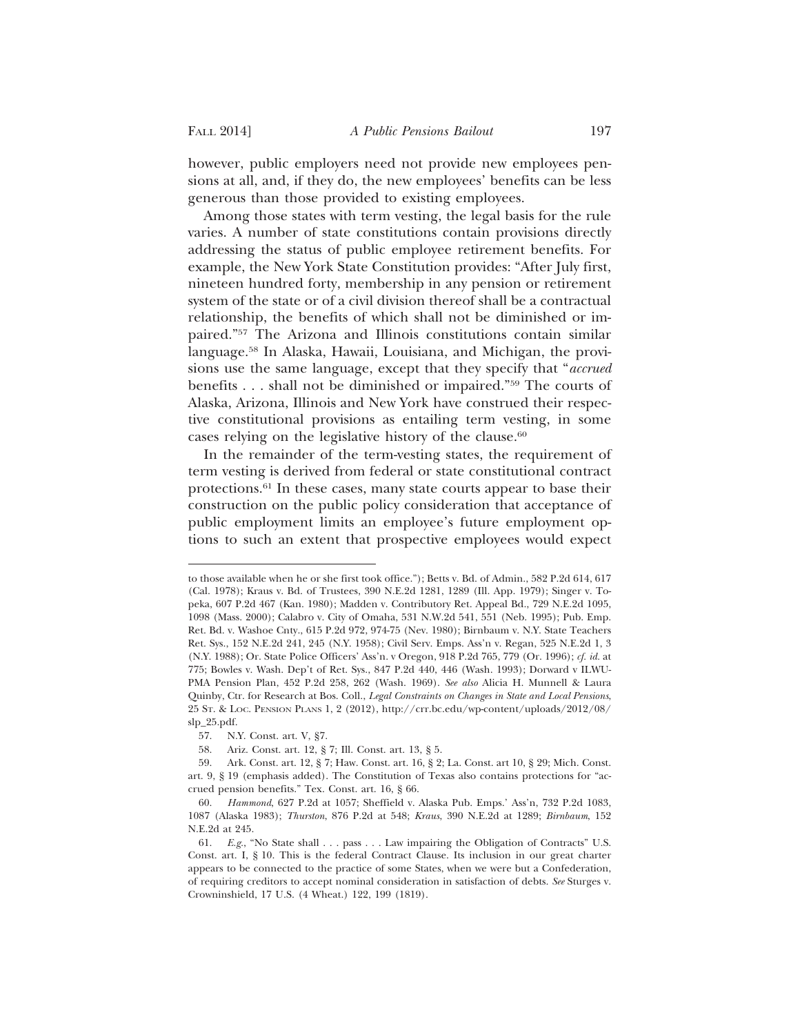however, public employers need not provide new employees pensions at all, and, if they do, the new employees' benefits can be less generous than those provided to existing employees.

Among those states with term vesting, the legal basis for the rule varies. A number of state constitutions contain provisions directly addressing the status of public employee retirement benefits. For example, the New York State Constitution provides: "After July first, nineteen hundred forty, membership in any pension or retirement system of the state or of a civil division thereof shall be a contractual relationship, the benefits of which shall not be diminished or impaired."[57] The Arizona and Illinois constitutions contain similar language.[58] In Alaska, Hawaii, Louisiana, and Michigan, the provisions use the same language, except that they specify that "*accrued* benefits . . . shall not be diminished or impaired."[59] The courts of Alaska, Arizona, Illinois and New York have construed their respective constitutional provisions as entailing term vesting, in some cases relying on the legislative history of the clause.[60]

In the remainder of the term-vesting states, the requirement of term vesting is derived from federal or state constitutional contract protections.[61] In these cases, many state courts appear to base their construction on the public policy consideration that acceptance of public employment limits an employee's future employment options to such an extent that prospective employees would expect

---

to those available when he or she first took office."); Betts v. Bd. of Admin., 582 P.2d 614, 617 (Cal. 1978); Kraus v. Bd. of Trustees, 390 N.E.2d 1281, 1289 (Ill. App. 1979); Singer v. Topeka, 607 P.2d 467 (Kan. 1980); Madden v. Contributory Ret. Appeal Bd., 729 N.E.2d 1095, 1098 (Mass. 2000); Calabro v. City of Omaha, 531 N.W.2d 541, 551 (Neb. 1995); Pub. Emp. Ret. Bd. v. Washoe Cnty., 615 P.2d 972, 974-75 (Nev. 1980); Birnbaum v. N.Y. State Teachers Ret. Sys., 152 N.E.2d 241, 245 (N.Y. 1958); Civil Serv. Emps. Ass'n v. Regan, 525 N.E.2d 1, 3 (N.Y. 1988); Or. State Police Officers' Ass'n. v Oregon, 918 P.2d 765, 779 (Or. 1996); *cf. id.* at 775; Bowles v. Wash. Dep't of Ret. Sys., 847 P.2d 440, 446 (Wash. 1993); Dorward v ILWU-PMA Pension Plan, 452 P.2d 258, 262 (Wash. 1969). *See also* Alicia H. Munnell & Laura Quinby, Ctr. for Research at Bos. Coll., *Legal Constraints on Changes in State and Local Pensions*, 25 St. & Loc. Pension Plans 1, 2 (2012), http://crr.bc.edu/wp-content/uploads/2012/08/slp_25.pdf.

57. N.Y. Const. art. V, §7.

58. Ariz. Const. art. 12, § 7; Ill. Const. art. 13, § 5.

59. Ark. Const. art. 12, § 7; Haw. Const. art. 16, § 2; La. Const. art 10, § 29; Mich. Const. art. 9, § 19 (emphasis added). The Constitution of Texas also contains protections for "accrued pension benefits." Tex. Const. art. 16, § 66.

60. *Hammond*, 627 P.2d at 1057; Sheffield v. Alaska Pub. Emps.' Ass'n, 732 P.2d 1083, 1087 (Alaska 1983); *Thurston*, 876 P.2d at 548; *Kraus*, 390 N.E.2d at 1289; *Birnbaum*, 152 N.E.2d at 245.

61. *E.g.*, "No State shall . . . pass . . . Law impairing the Obligation of Contracts" U.S. Const. art. I, § 10. This is the federal Contract Clause. Its inclusion in our great charter appears to be connected to the practice of some States, when we were but a Confederation, of requiring creditors to accept nominal consideration in satisfaction of debts. *See* Sturges v. Crowninshield, 17 U.S. (4 Wheat.) 122, 199 (1819).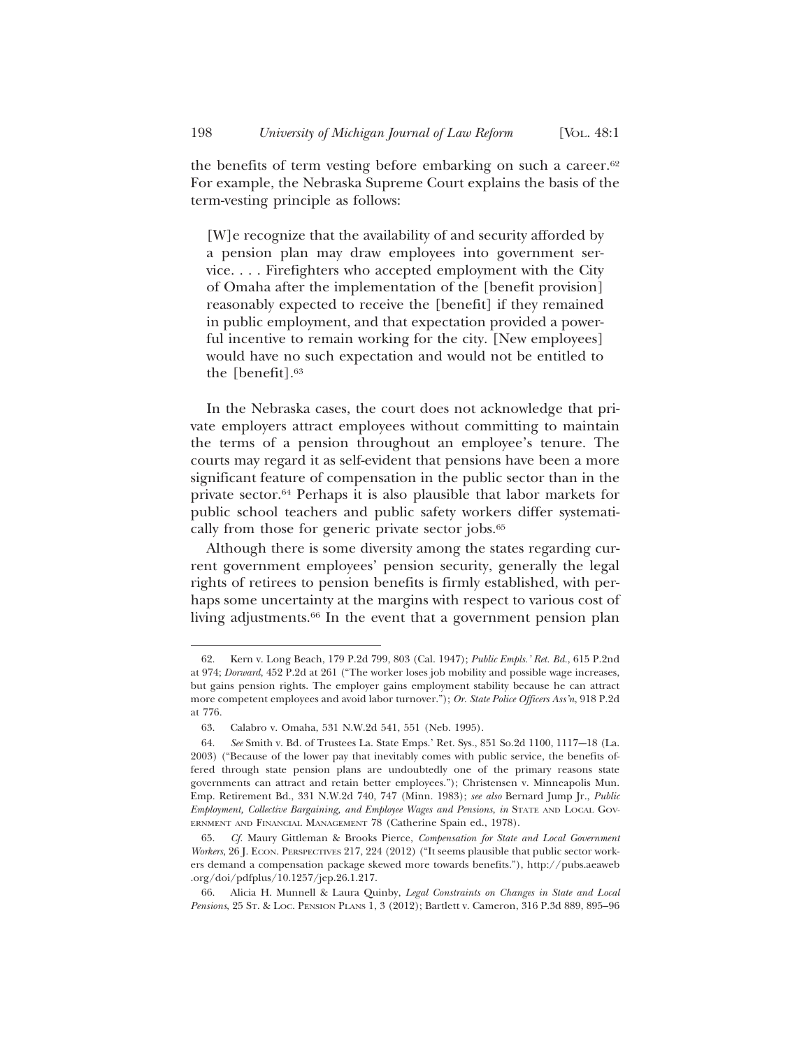the benefits of term vesting before embarking on such a career.[62] For example, the Nebraska Supreme Court explains the basis of the term-vesting principle as follows:

> [W]e recognize that the availability of and security afforded by a pension plan may draw employees into government service. . . . Firefighters who accepted employment with the City of Omaha after the implementation of the [benefit provision] reasonably expected to receive the [benefit] if they remained in public employment, and that expectation provided a powerful incentive to remain working for the city. [New employees] would have no such expectation and would not be entitled to the [benefit].[63]

In the Nebraska cases, the court does not acknowledge that private employers attract employees without committing to maintain the terms of a pension throughout an employee's tenure. The courts may regard it as self-evident that pensions have been a more significant feature of compensation in the public sector than in the private sector.[64] Perhaps it is also plausible that labor markets for public school teachers and public safety workers differ systematically from those for generic private sector jobs.[65]

Although there is some diversity among the states regarding current government employees' pension security, generally the legal rights of retirees to pension benefits is firmly established, with perhaps some uncertainty at the margins with respect to various cost of living adjustments.[66] In the event that a government pension plan

---

62. Kern v. Long Beach, 179 P.2d 799, 803 (Cal. 1947); *Public Empls.' Ret. Bd.*, 615 P.2nd at 974; *Dorward*, 452 P.2d at 261 ("The worker loses job mobility and possible wage increases, but gains pension rights. The employer gains employment stability because he can attract more competent employees and avoid labor turnover."); *Or. State Police Officers Ass'n*, 918 P.2d at 776.

63. Calabro v. Omaha, 531 N.W.2d 541, 551 (Neb. 1995).

64. *See* Smith v. Bd. of Trustees La. State Emps.' Ret. Sys., 851 So.2d 1100, 1117–18 (La. 2003) ("Because of the lower pay that inevitably comes with public service, the benefits offered through state pension plans are undoubtedly one of the primary reasons state governments can attract and retain better employees."); Christensen v. Minneapolis Mun. Emp. Retirement Bd., 331 N.W.2d 740, 747 (Minn. 1983); *see also* Bernard Jump Jr., *Public Employment, Collective Bargaining, and Employee Wages and Pensions*, *in* STATE AND LOCAL GOVERNMENT AND FINANCIAL MANAGEMENT 78 (Catherine Spain ed., 1978).

65. *Cf.* Maury Gittleman & Brooks Pierce, *Compensation for State and Local Government Workers*, 26 J. ECON. PERSPECTIVES 217, 224 (2012) ("It seems plausible that public sector workers demand a compensation package skewed more towards benefits."), http://pubs.aeaweb.org/doi/pdfplus/10.1257/jep.26.1.217.

66. Alicia H. Munnell & Laura Quinby, *Legal Constraints on Changes in State and Local Pensions*, 25 ST. & LOC. PENSION PLANS 1, 3 (2012); Bartlett v. Cameron, 316 P.3d 889, 895–96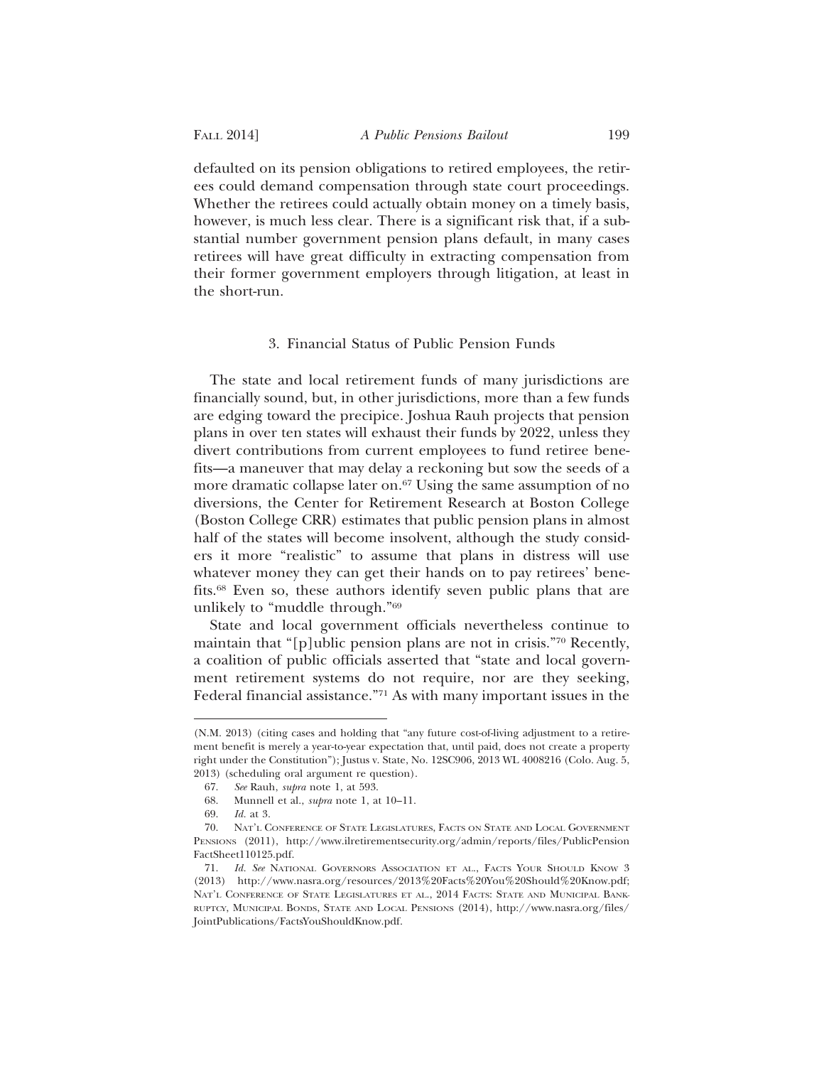defaulted on its pension obligations to retired employees, the retirees could demand compensation through state court proceedings. Whether the retirees could actually obtain money on a timely basis, however, is much less clear. There is a significant risk that, if a substantial number government pension plans default, in many cases retirees will have great difficulty in extracting compensation from their former government employers through litigation, at least in the short-run.

### 3. Financial Status of Public Pension Funds

The state and local retirement funds of many jurisdictions are financially sound, but, in other jurisdictions, more than a few funds are edging toward the precipice. Joshua Rauh projects that pension plans in over ten states will exhaust their funds by 2022, unless they divert contributions from current employees to fund retiree benefits—a maneuver that may delay a reckoning but sow the seeds of a more dramatic collapse later on.[67] Using the same assumption of no diversions, the Center for Retirement Research at Boston College (Boston College CRR) estimates that public pension plans in almost half of the states will become insolvent, although the study considers it more "realistic" to assume that plans in distress will use whatever money they can get their hands on to pay retirees' benefits.[68] Even so, these authors identify seven public plans that are unlikely to "muddle through."[69]

State and local government officials nevertheless continue to maintain that "[p]ublic pension plans are not in crisis."[70] Recently, a coalition of public officials asserted that "state and local government retirement systems do not require, nor are they seeking, Federal financial assistance."[71] As with many important issues in the

---

(N.M. 2013) (citing cases and holding that "any future cost-of-living adjustment to a retirement benefit is merely a year-to-year expectation that, until paid, does not create a property right under the Constitution"); Justus v. State, No. 12SC906, 2013 WL 4008216 (Colo. Aug. 5, 2013) (scheduling oral argument re question).

67. *See* Rauh, *supra* note 1, at 593.

68. Munnell et al., *supra* note 1, at 10–11.

69. *Id.* at 3.

70. Nat'l Conference of State Legislatures, Facts on State and Local Government Pensions (2011), http://www.ilretirementsecurity.org/admin/reports/files/PublicPensionFactSheet110125.pdf.

71. *Id. See* National Governors Association et al., Facts Your Should Know 3 (2013) http://www.nasra.org/resources/2013%20Facts%20You%20Should%20Know.pdf; Nat'l Conference of State Legislatures et al., 2014 Facts: State and Municipal Bankruptcy, Municipal Bonds, State and Local Pensions (2014), http://www.nasra.org/files/JointPublications/FactsYouShouldKnow.pdf.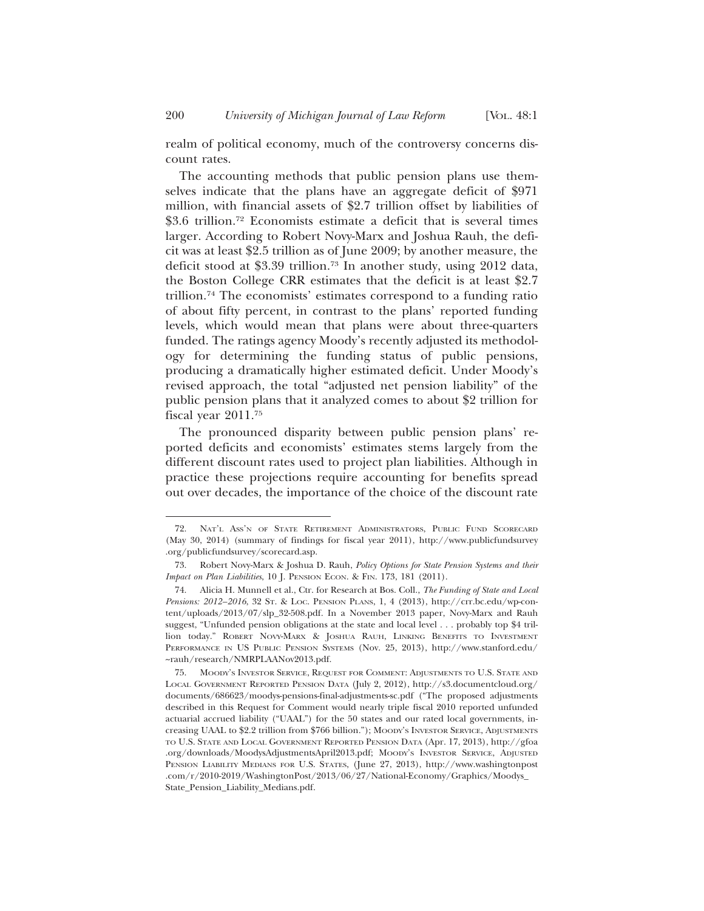realm of political economy, much of the controversy concerns discount rates.

The accounting methods that public pension plans use themselves indicate that the plans have an aggregate deficit of $971 million, with financial assets of $2.7 trillion offset by liabilities of $3.6 trillion.[72] Economists estimate a deficit that is several times larger. According to Robert Novy-Marx and Joshua Rauh, the deficit was at least $2.5 trillion as of June 2009; by another measure, the deficit stood at $3.39 trillion.[73] In another study, using 2012 data, the Boston College CRR estimates that the deficit is at least $2.7 trillion.[74] The economists' estimates correspond to a funding ratio of about fifty percent, in contrast to the plans' reported funding levels, which would mean that plans were about three-quarters funded. The ratings agency Moody's recently adjusted its methodology for determining the funding status of public pensions, producing a dramatically higher estimated deficit. Under Moody's revised approach, the total "adjusted net pension liability" of the public pension plans that it analyzed comes to about $2 trillion for fiscal year 2011.[75]

The pronounced disparity between public pension plans' reported deficits and economists' estimates stems largely from the different discount rates used to project plan liabilities. Although in practice these projections require accounting for benefits spread out over decades, the importance of the choice of the discount rate

---

72. Nat'l Ass'n of State Retirement Administrators, Public Fund Scorecard (May 30, 2014) (summary of findings for fiscal year 2011), http://www.publicfundsurvey.org/publicfundsurvey/scorecard.asp.

73. Robert Novy-Marx & Joshua D. Rauh, *Policy Options for State Pension Systems and their Impact on Plan Liabilities*, 10 J. Pension Econ. & Fin. 173, 181 (2011).

74. Alicia H. Munnell et al., Ctr. for Research at Bos. Coll., *The Funding of State and Local Pensions: 2012–2016*, 32 St. & Loc. Pension Plans, 1, 4 (2013), http://crr.bc.edu/wp-content/uploads/2013/07/slp_32-508.pdf. In a November 2013 paper, Novy-Marx and Rauh suggest, "Unfunded pension obligations at the state and local level . . . probably top $4 trillion today." Robert Novy-Marx & Joshua Rauh, Linking Benefits to Investment Performance in US Public Pension Systems (Nov. 25, 2013), http://www.stanford.edu/~rauh/research/NMRPLAANov2013.pdf.

75. Moody's Investor Service, Request for Comment: Adjustments to U.S. State and Local Government Reported Pension Data (July 2, 2012), http://s3.documentcloud.org/documents/686623/moodys-pensions-final-adjustments-sc.pdf ("The proposed adjustments described in this Request for Comment would nearly triple fiscal 2010 reported unfunded actuarial accrued liability ("UAAL") for the 50 states and our rated local governments, increasing UAAL to $2.2 trillion from $766 billion."); Moody's Investor Service, Adjustments to U.S. State and Local Government Reported Pension Data (Apr. 17, 2013), http://gfoa.org/downloads/MoodysAdjustmentsApril2013.pdf; Moody's Investor Service, Adjusted Pension Liability Medians for U.S. States, (June 27, 2013), http://www.washingtonpost.com/r/2010-2019/WashingtonPost/2013/06/27/National-Economy/Graphics/Moodys_State_Pension_Liability_Medians.pdf.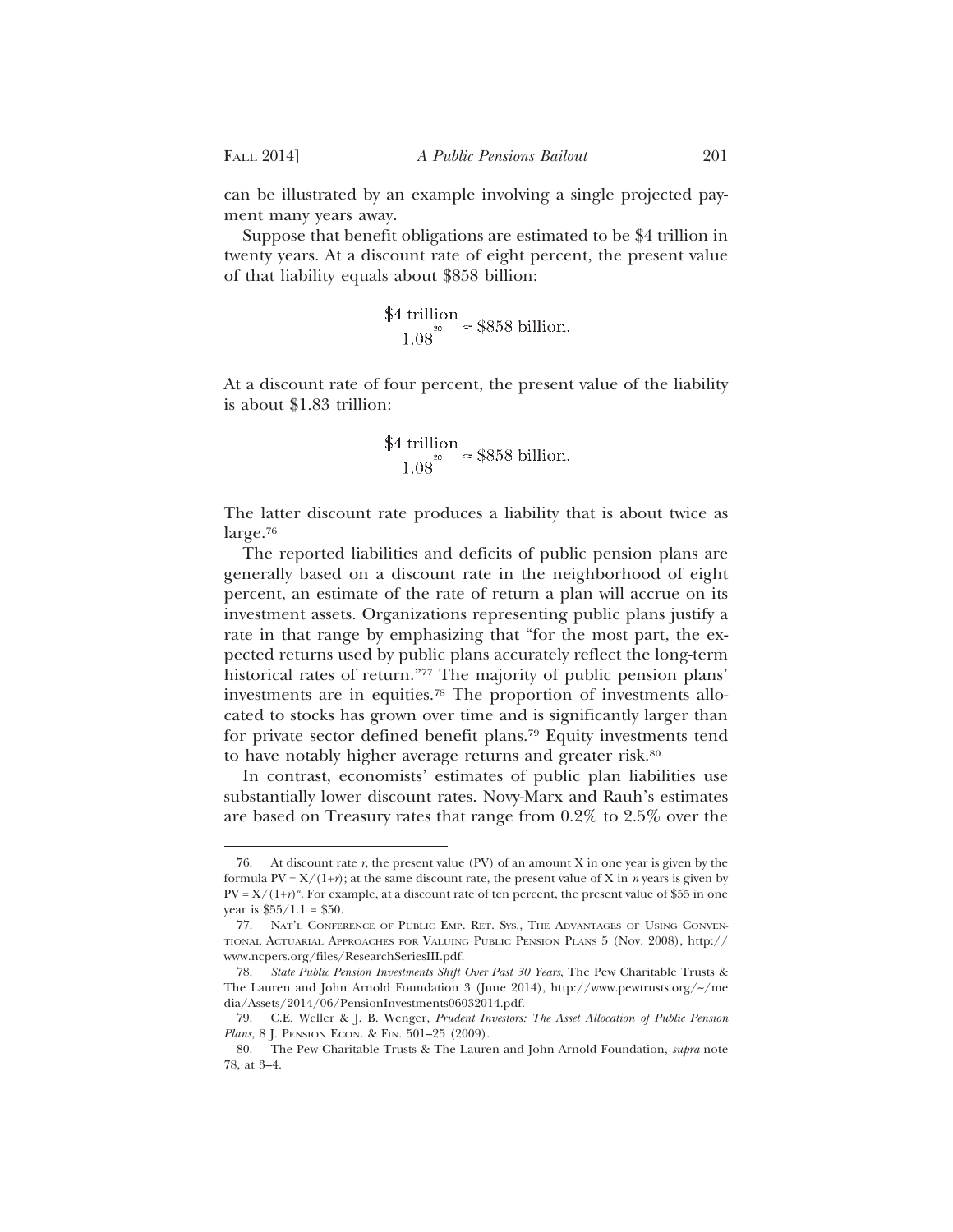can be illustrated by an example involving a single projected payment many years away.

Suppose that benefit obligations are estimated to be \$4 trillion in twenty years. At a discount rate of eight percent, the present value of that liability equals about \$858 billion:

$$\frac{\$4 \text{ trillion}}{1.08^{20}} \approx \$858 \text{ billion.}$$

At a discount rate of four percent, the present value of the liability is about \$1.83 trillion:

$$\frac{\$4 \text{ trillion}}{1.08^{20}} \approx \$858 \text{ billion.}$$

The latter discount rate produces a liability that is about twice as large.[76]

The reported liabilities and deficits of public pension plans are generally based on a discount rate in the neighborhood of eight percent, an estimate of the rate of return a plan will accrue on its investment assets. Organizations representing public plans justify a rate in that range by emphasizing that "for the most part, the expected returns used by public plans accurately reflect the long-term historical rates of return."[77] The majority of public pension plans' investments are in equities.[78] The proportion of investments allocated to stocks has grown over time and is significantly larger than for private sector defined benefit plans.[79] Equity investments tend to have notably higher average returns and greater risk.[80]

In contrast, economists' estimates of public plan liabilities use substantially lower discount rates. Novy-Marx and Rauh's estimates are based on Treasury rates that range from 0.2% to 2.5% over the

---

76. At discount rate $r$, the present value (PV) of an amount X in one year is given by the formula $PV = X/(1+r)$; at the same discount rate, the present value of X in $n$ years is given by $PV = X/(1+r)^n$. For example, at a discount rate of ten percent, the present value of \$55 in one year is \$55/1.1 = \$50.

77. NAT'L CONFERENCE OF PUBLIC EMP. RET. SYS., THE ADVANTAGES OF USING CONVENTIONAL ACTUARIAL APPROACHES FOR VALUING PUBLIC PENSION PLANS 5 (Nov. 2008), http://www.ncpers.org/files/ResearchSeriesIII.pdf.

78. *State Public Pension Investments Shift Over Past 30 Years*, The Pew Charitable Trusts & The Lauren and John Arnold Foundation 3 (June 2014), http://www.pewtrusts.org/~/media/Assets/2014/06/PensionInvestments06032014.pdf.

79. C.E. Weller & J. B. Wenger, *Prudent Investors: The Asset Allocation of Public Pension Plans*, 8 J. PENSION ECON. & FIN. 501–25 (2009).

80. The Pew Charitable Trusts & The Lauren and John Arnold Foundation, *supra* note 78, at 3–4.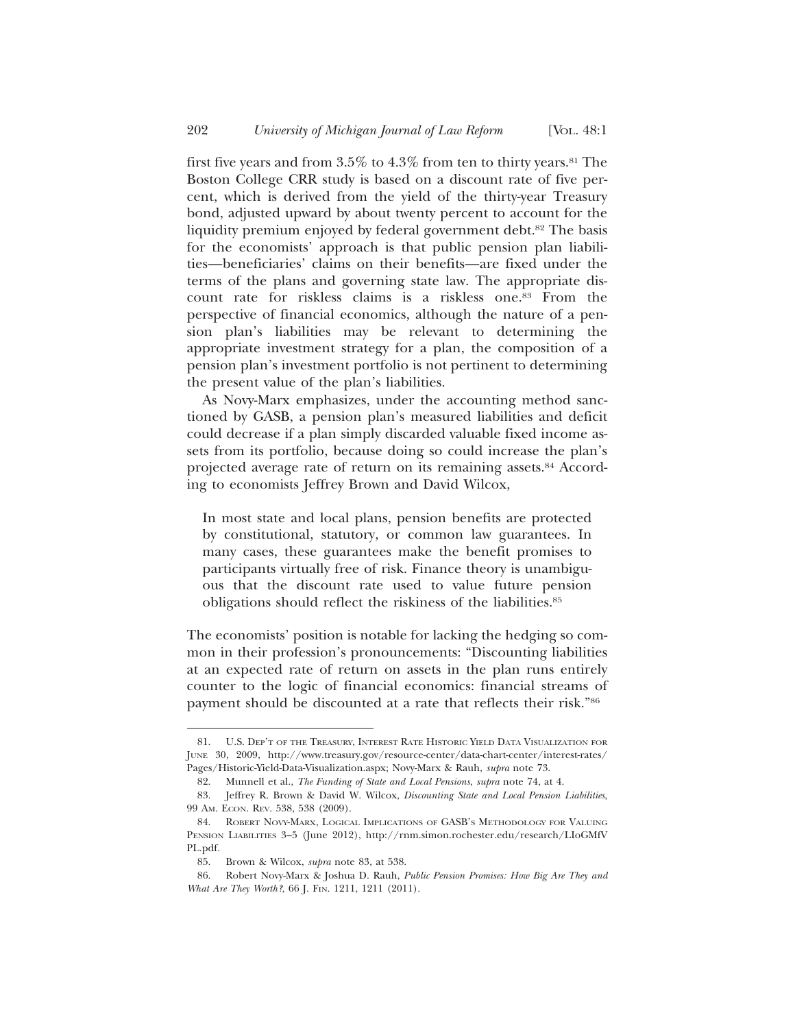first five years and from 3.5% to 4.3% from ten to thirty years.[81] The Boston College CRR study is based on a discount rate of five percent, which is derived from the yield of the thirty-year Treasury bond, adjusted upward by about twenty percent to account for the liquidity premium enjoyed by federal government debt.[82] The basis for the economists' approach is that public pension plan liabilities—beneficiaries' claims on their benefits—are fixed under the terms of the plans and governing state law. The appropriate discount rate for riskless claims is a riskless one.[83] From the perspective of financial economics, although the nature of a pension plan's liabilities may be relevant to determining the appropriate investment strategy for a plan, the composition of a pension plan's investment portfolio is not pertinent to determining the present value of the plan's liabilities.

As Novy-Marx emphasizes, under the accounting method sanctioned by GASB, a pension plan's measured liabilities and deficit could decrease if a plan simply discarded valuable fixed income assets from its portfolio, because doing so could increase the plan's projected average rate of return on its remaining assets.[84] According to economists Jeffrey Brown and David Wilcox,

> In most state and local plans, pension benefits are protected by constitutional, statutory, or common law guarantees. In many cases, these guarantees make the benefit promises to participants virtually free of risk. Finance theory is unambiguous that the discount rate used to value future pension obligations should reflect the riskiness of the liabilities.[85]

The economists' position is notable for lacking the hedging so common in their profession's pronouncements: "Discounting liabilities at an expected rate of return on assets in the plan runs entirely counter to the logic of financial economics: financial streams of payment should be discounted at a rate that reflects their risk."[86]

---

81. U.S. DEP'T OF THE TREASURY, INTEREST RATE HISTORIC YIELD DATA VISUALIZATION FOR JUNE 30, 2009, http://www.treasury.gov/resource-center/data-chart-center/interest-rates/Pages/Historic-Yield-Data-Visualization.aspx; Novy-Marx & Rauh, *supra* note 73.

82. Munnell et al., *The Funding of State and Local Pensions*, *supra* note 74, at 4.

83. Jeffrey R. Brown & David W. Wilcox, *Discounting State and Local Pension Liabilities*, 99 AM. ECON. REV. 538, 538 (2009).

84. ROBERT NOVY-MARX, LOGICAL IMPLICATIONS OF GASB'S METHODOLOGY FOR VALUING PENSION LIABILITIES 3–5 (June 2012), http://rnm.simon.rochester.edu/research/LIoGMfVPL.pdf.

85. Brown & Wilcox, *supra* note 83, at 538.

86. Robert Novy-Marx & Joshua D. Rauh, *Public Pension Promises: How Big Are They and What Are They Worth?*, 66 J. FIN. 1211, 1211 (2011).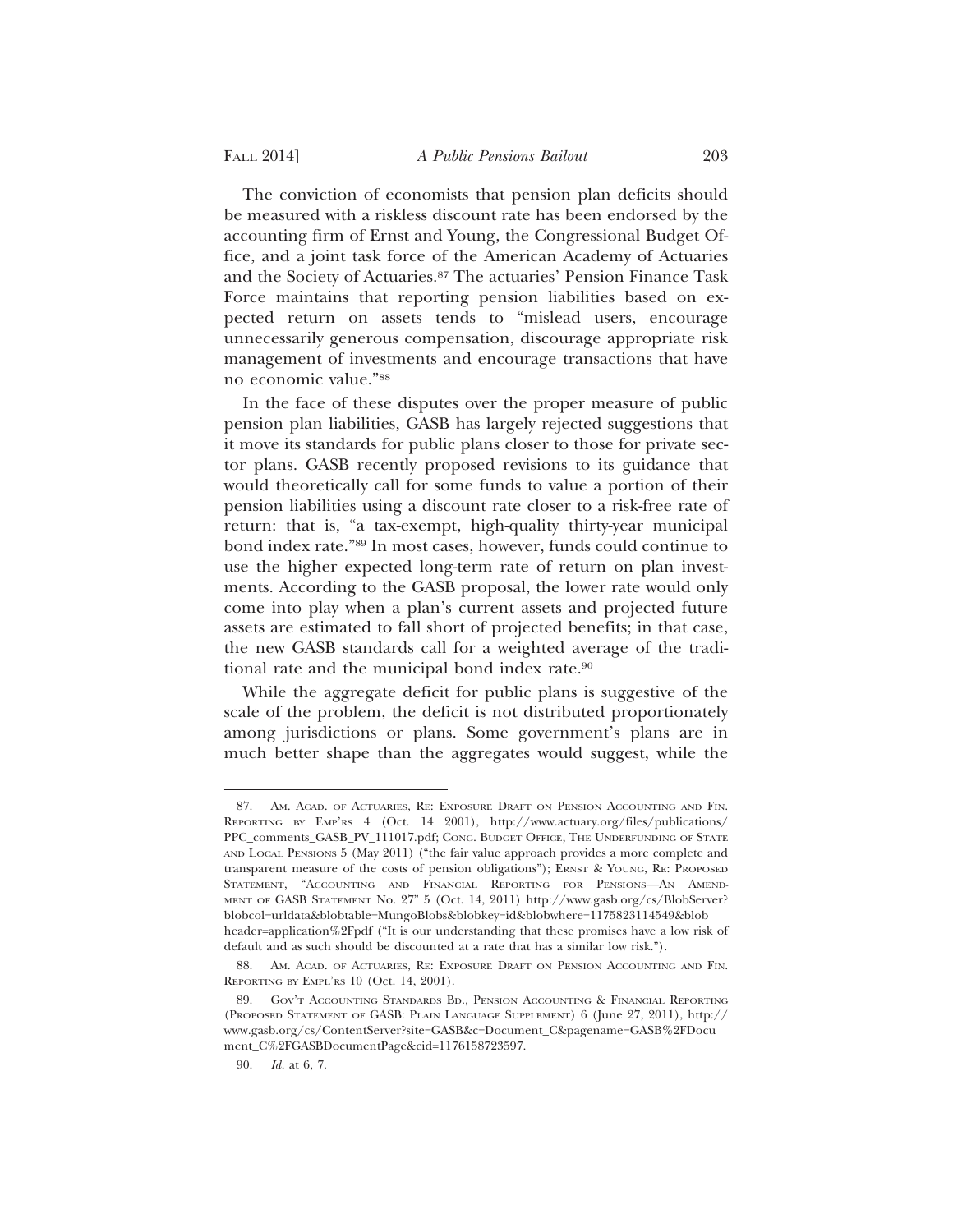The conviction of economists that pension plan deficits should be measured with a riskless discount rate has been endorsed by the accounting firm of Ernst and Young, the Congressional Budget Office, and a joint task force of the American Academy of Actuaries and the Society of Actuaries.[87] The actuaries' Pension Finance Task Force maintains that reporting pension liabilities based on expected return on assets tends to "mislead users, encourage unnecessarily generous compensation, discourage appropriate risk management of investments and encourage transactions that have no economic value."[88]

In the face of these disputes over the proper measure of public pension plan liabilities, GASB has largely rejected suggestions that it move its standards for public plans closer to those for private sector plans. GASB recently proposed revisions to its guidance that would theoretically call for some funds to value a portion of their pension liabilities using a discount rate closer to a risk-free rate of return: that is, "a tax-exempt, high-quality thirty-year municipal bond index rate."[89] In most cases, however, funds could continue to use the higher expected long-term rate of return on plan investments. According to the GASB proposal, the lower rate would only come into play when a plan's current assets and projected future assets are estimated to fall short of projected benefits; in that case, the new GASB standards call for a weighted average of the traditional rate and the municipal bond index rate.[90]

While the aggregate deficit for public plans is suggestive of the scale of the problem, the deficit is not distributed proportionately among jurisdictions or plans. Some government's plans are in much better shape than the aggregates would suggest, while the

---

87. Am. Acad. of Actuaries, Re: Exposure Draft on Pension Accounting and Fin. Reporting by Emp'rs 4 (Oct. 14 2001), http://www.actuary.org/files/publications/PPC_comments_GASB_PV_111017.pdf; Cong. Budget Office, The Underfunding of State and Local Pensions 5 (May 2011) ("the fair value approach provides a more complete and transparent measure of the costs of pension obligations"); Ernst & Young, Re: Proposed Statement, "Accounting and Financial Reporting for Pensions—An Amendment of GASB Statement No. 27" 5 (Oct. 14, 2011) http://www.gasb.org/cs/BlobServer?blobcol=urldata&blobtable=MungoBlobs&blobkey=id&blobwhere=1175823114549&blobheader=application%2Fpdf ("It is our understanding that these promises have a low risk of default and as such should be discounted at a rate that has a similar low risk.").

88. Am. Acad. of Actuaries, Re: Exposure Draft on Pension Accounting and Fin. Reporting by Empl'rs 10 (Oct. 14, 2001).

89. Gov't Accounting Standards Bd., Pension Accounting & Financial Reporting (Proposed Statement of GASB: Plain Language Supplement) 6 (June 27, 2011), http://www.gasb.org/cs/ContentServer?site=GASB&c=Document_C&pagename=GASB%2FDocument_C%2FGASBDocumentPage&cid=1176158723597.

90. *Id.* at 6, 7.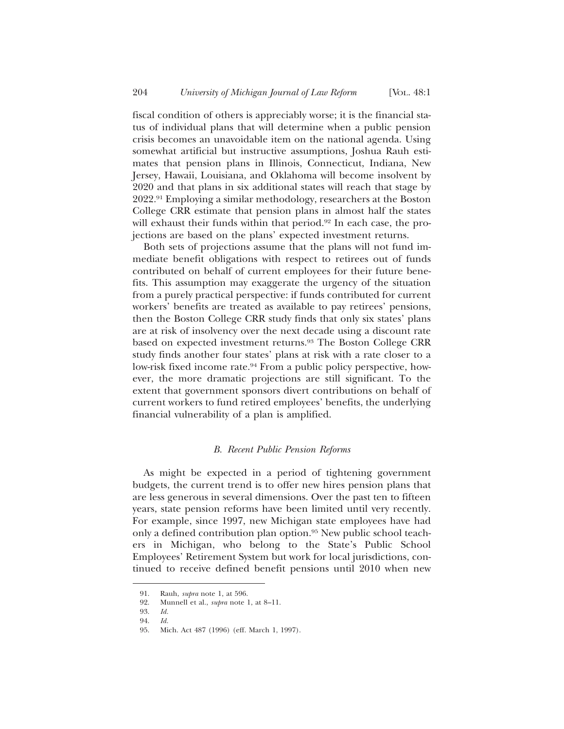fiscal condition of others is appreciably worse; it is the financial status of individual plans that will determine when a public pension crisis becomes an unavoidable item on the national agenda. Using somewhat artificial but instructive assumptions, Joshua Rauh estimates that pension plans in Illinois, Connecticut, Indiana, New Jersey, Hawaii, Louisiana, and Oklahoma will become insolvent by 2020 and that plans in six additional states will reach that stage by 2022.[91] Employing a similar methodology, researchers at the Boston College CRR estimate that pension plans in almost half the states will exhaust their funds within that period.[92] In each case, the projections are based on the plans' expected investment returns.

Both sets of projections assume that the plans will not fund immediate benefit obligations with respect to retirees out of funds contributed on behalf of current employees for their future benefits. This assumption may exaggerate the urgency of the situation from a purely practical perspective: if funds contributed for current workers' benefits are treated as available to pay retirees' pensions, then the Boston College CRR study finds that only six states' plans are at risk of insolvency over the next decade using a discount rate based on expected investment returns.[93] The Boston College CRR study finds another four states' plans at risk with a rate closer to a low-risk fixed income rate.[94] From a public policy perspective, however, the more dramatic projections are still significant. To the extent that government sponsors divert contributions on behalf of current workers to fund retired employees' benefits, the underlying financial vulnerability of a plan is amplified.

### *B. Recent Public Pension Reforms*

As might be expected in a period of tightening government budgets, the current trend is to offer new hires pension plans that are less generous in several dimensions. Over the past ten to fifteen years, state pension reforms have been limited until very recently. For example, since 1997, new Michigan state employees have had only a defined contribution plan option.[95] New public school teachers in Michigan, who belong to the State's Public School Employees' Retirement System but work for local jurisdictions, continued to receive defined benefit pensions until 2010 when new

---

91. Rauh, *supra* note 1, at 596.

92. Munnell et al., *supra* note 1, at 8–11.

93. *Id.*

94. *Id.*

95. Mich. Act 487 (1996) (eff. March 1, 1997).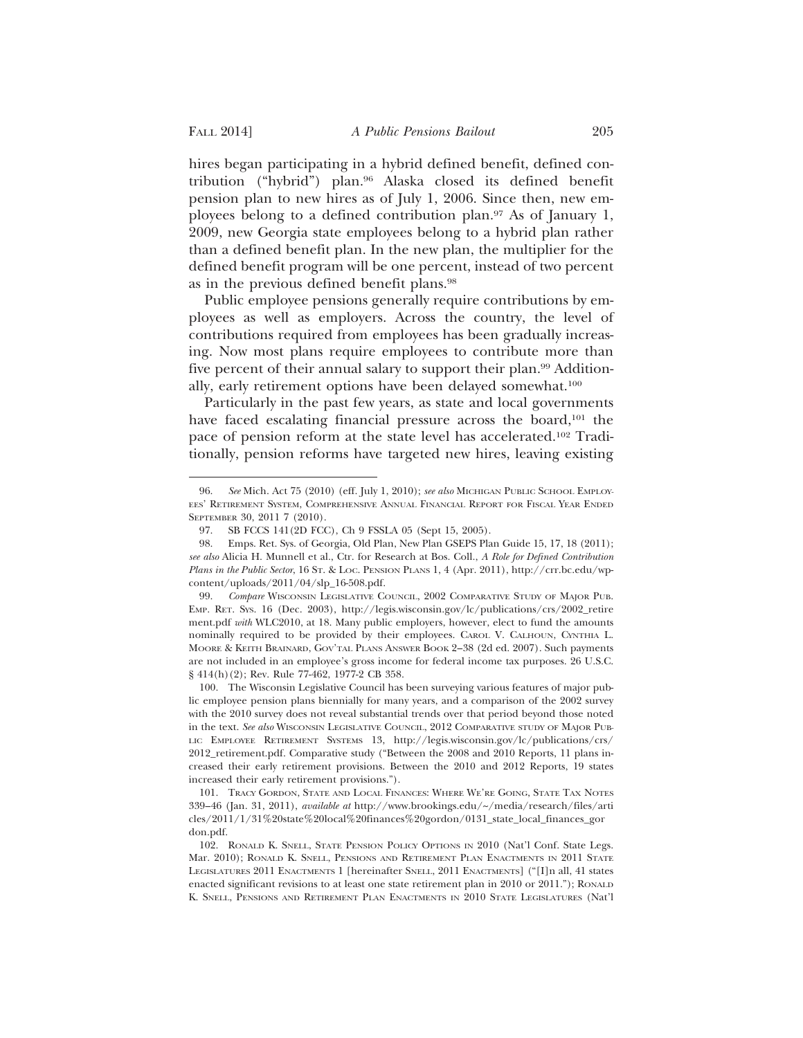hires began participating in a hybrid defined benefit, defined contribution ("hybrid") plan.[96] Alaska closed its defined benefit pension plan to new hires as of July 1, 2006. Since then, new employees belong to a defined contribution plan.[97] As of January 1, 2009, new Georgia state employees belong to a hybrid plan rather than a defined benefit plan. In the new plan, the multiplier for the defined benefit program will be one percent, instead of two percent as in the previous defined benefit plans.[98]

Public employee pensions generally require contributions by employees as well as employers. Across the country, the level of contributions required from employees has been gradually increasing. Now most plans require employees to contribute more than five percent of their annual salary to support their plan.[99] Additionally, early retirement options have been delayed somewhat.[100]

Particularly in the past few years, as state and local governments have faced escalating financial pressure across the board,[101] the pace of pension reform at the state level has accelerated.[102] Traditionally, pension reforms have targeted new hires, leaving existing

---

96. *See* Mich. Act 75 (2010) (eff. July 1, 2010); *see also* MICHIGAN PUBLIC SCHOOL EMPLOYEES' RETIREMENT SYSTEM, COMPREHENSIVE ANNUAL FINANCIAL REPORT FOR FISCAL YEAR ENDED SEPTEMBER 30, 2011 7 (2010).

97. SB FCCS 141(2D FCC), Ch 9 FSSLA 05 (Sept 15, 2005).

98. Emps. Ret. Sys. of Georgia, Old Plan, New Plan GSEPS Plan Guide 15, 17, 18 (2011); *see also* Alicia H. Munnell et al., Ctr. for Research at Bos. Coll., *A Role for Defined Contribution Plans in the Public Sector*, 16 ST. & LOC. PENSION PLANS 1, 4 (Apr. 2011), http://crr.bc.edu/wp-content/uploads/2011/04/slp_16-508.pdf.

99. *Compare* WISCONSIN LEGISLATIVE COUNCIL, 2002 COMPARATIVE STUDY OF MAJOR PUB. EMP. RET. SYS. 16 (Dec. 2003), http://legis.wisconsin.gov/lc/publications/crs/2002_retirement.pdf *with* WLC2010, at 18. Many public employers, however, elect to fund the amounts nominally required to be provided by their employees. CAROL V. CALHOUN, CYNTHIA L. MOORE & KEITH BRAINARD, GOV'TAL PLANS ANSWER BOOK 2–38 (2d ed. 2007). Such payments are not included in an employee's gross income for federal income tax purposes. 26 U.S.C. § 414(h)(2); Rev. Rule 77-462, 1977-2 CB 358.

100. The Wisconsin Legislative Council has been surveying various features of major public employee pension plans biennially for many years, and a comparison of the 2002 survey with the 2010 survey does not reveal substantial trends over that period beyond those noted in the text. *See also* WISCONSIN LEGISLATIVE COUNCIL, 2012 COMPARATIVE STUDY OF MAJOR PUBLIC EMPLOYEE RETIREMENT SYSTEMS 13, http://legis.wisconsin.gov/lc/publications/crs/2012_retirement.pdf. Comparative study ("Between the 2008 and 2010 Reports, 11 plans increased their early retirement provisions. Between the 2010 and 2012 Reports, 19 states increased their early retirement provisions.").

101. TRACY GORDON, STATE AND LOCAL FINANCES: WHERE WE'RE GOING, STATE TAX NOTES 339–46 (Jan. 31, 2011), *available at* http://www.brookings.edu/~/media/research/files/articles/2011/1/31%20state%20local%20finances%20gordon/0131_state_local_finances_gordon.pdf.

102. RONALD K. SNELL, STATE PENSION POLICY OPTIONS IN 2010 (Nat'l Conf. State Legs. Mar. 2010); RONALD K. SNELL, PENSIONS AND RETIREMENT PLAN ENACTMENTS IN 2011 STATE LEGISLATURES 2011 ENACTMENTS 1 [hereinafter SNELL, 2011 ENACTMENTS] ("[I]n all, 41 states enacted significant revisions to at least one state retirement plan in 2010 or 2011."); RONALD K. SNELL, PENSIONS AND RETIREMENT PLAN ENACTMENTS IN 2010 STATE LEGISLATURES (Nat'l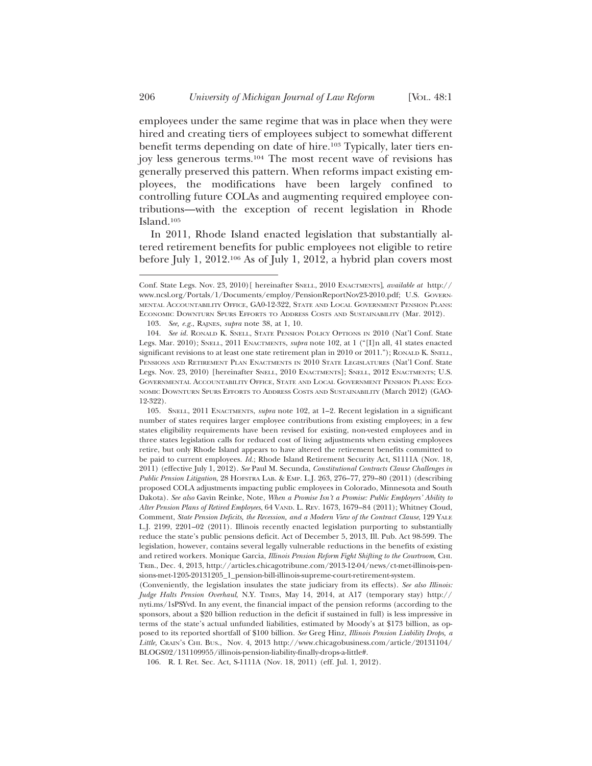employees under the same regime that was in place when they were hired and creating tiers of employees subject to somewhat different benefit terms depending on date of hire.[103] Typically, later tiers enjoy less generous terms.[104] The most recent wave of revisions has generally preserved this pattern. When reforms impact existing employees, the modifications have been largely confined to controlling future COLAs and augmenting required employee contributions—with the exception of recent legislation in Rhode Island.[105]

In 2011, Rhode Island enacted legislation that substantially altered retirement benefits for public employees not eligible to retire before July 1, 2012.[106] As of July 1, 2012, a hybrid plan covers most

---

Conf. State Legs. Nov. 23, 2010)[ hereinafter SNELL, 2010 ENACTMENTS], *available at* http://www.ncsl.org/Portals/1/Documents/employ/PensionReportNov23-2010.pdf; U.S. GOVERNMENTAL ACCOUNTABILITY OFFICE, GA0-12-322, STATE AND LOCAL GOVERNMENT PENSION PLANS: ECONOMIC DOWNTURN SPURS EFFORTS TO ADDRESS COSTS AND SUSTAINABILITY (Mar. 2012).

103. *See, e.g.*, RAJNES, *supra* note 38, at 1, 10.

104. *See id.* RONALD K. SNELL, STATE PENSION POLICY OPTIONS IN 2010 (Nat'l Conf. State Legs. Mar. 2010); SNELL, 2011 ENACTMENTS, *supra* note 102, at 1 ("[I]n all, 41 states enacted significant revisions to at least one state retirement plan in 2010 or 2011."); RONALD K. SNELL, PENSIONS AND RETIREMENT PLAN ENACTMENTS IN 2010 STATE LEGISLATURES (Nat'l Conf. State Legs. Nov. 23, 2010) [hereinafter SNELL, 2010 ENACTMENTS]; SNELL, 2012 ENACTMENTS; U.S. GOVERNMENTAL ACCOUNTABILITY OFFICE, STATE AND LOCAL GOVERNMENT PENSION PLANS: ECONOMIC DOWNTURN SPURS EFFORTS TO ADDRESS COSTS AND SUSTAINABILITY (March 2012) (GAO-12-322).

105. SNELL, 2011 ENACTMENTS, *supra* note 102, at 1–2. Recent legislation in a significant number of states requires larger employee contributions from existing employees; in a few states eligibility requirements have been revised for existing, non-vested employees and in three states legislation calls for reduced cost of living adjustments when existing employees retire, but only Rhode Island appears to have altered the retirement benefits committed to be paid to current employees. *Id.*; Rhode Island Retirement Security Act, S1111A (Nov. 18, 2011) (effective July 1, 2012). *See* Paul M. Secunda, *Constitutional Contracts Clause Challenges in Public Pension Litigation*, 28 HOFSTRA LAB. & EMP. L.J. 263, 276–77, 279–80 (2011) (describing proposed COLA adjustments impacting public employees in Colorado, Minnesota and South Dakota). *See also* Gavin Reinke, Note, *When a Promise Isn't a Promise: Public Employers' Ability to Alter Pension Plans of Retired Employees*, 64 VAND. L. REV. 1673, 1679–84 (2011); Whitney Cloud, Comment, *State Pension Deficits, the Recession, and a Modern View of the Contract Clause*, 129 YALE L.J. 2199, 2201–02 (2011). Illinois recently enacted legislation purporting to substantially reduce the state's public pensions deficit. Act of December 5, 2013, Ill. Pub. Act 98-599. The legislation, however, contains several legally vulnerable reductions in the benefits of existing and retired workers. Monique Garcia, *Illinois Pension Reform Fight Shifting to the Courtroom*, CHI. TRIB., Dec. 4, 2013, http://articles.chicagotribune.com/2013-12-04/news/ct-met-illinois-pensions-met-1205-20131205_1_pension-bill-illinois-supreme-court-retirement-system.
(Conveniently, the legislation insulates the state judiciary from its effects). *See also Illinois: Judge Halts Pension Overhaul*, N.Y. TIMES, May 14, 2014, at A17 (temporary stay) http://nyti.ms/1sPSYvd. In any event, the financial impact of the pension reforms (according to the sponsors, about a $20 billion reduction in the deficit if sustained in full) is less impressive in terms of the state's actual unfunded liabilities, estimated by Moody's at $173 billion, as opposed to its reported shortfall of $100 billion. *See* Greg Hinz, *Illinois Pension Liability Drops, a Little,* CRAIN'S CHI. BUS., Nov. 4, 2013 http://www.chicagobusiness.com/article/20131104/BLOGS02/131109955/illinois-pension-liability-finally-drops-a-little#.

106. R. I. Ret. Sec. Act, S-1111A (Nov. 18, 2011) (eff. Jul. 1, 2012).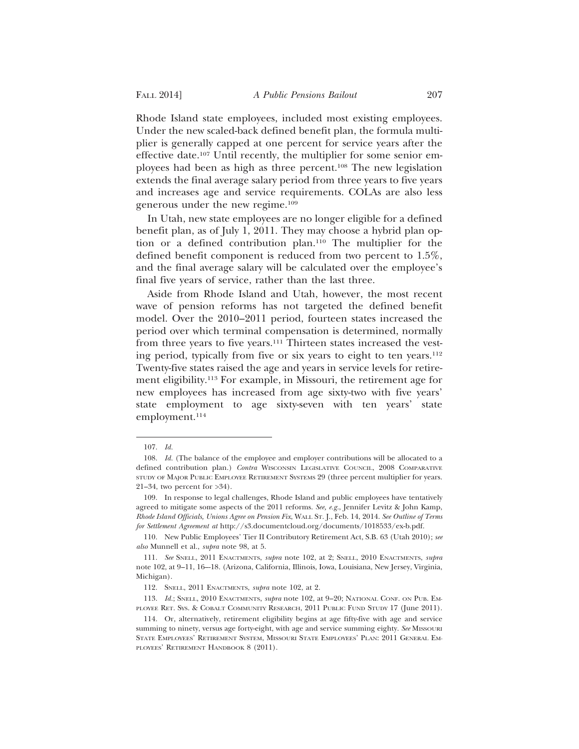Rhode Island state employees, included most existing employees. Under the new scaled-back defined benefit plan, the formula multiplier is generally capped at one percent for service years after the effective date.[107] Until recently, the multiplier for some senior employees had been as high as three percent.[108] The new legislation extends the final average salary period from three years to five years and increases age and service requirements. COLAs are also less generous under the new regime.[109]

In Utah, new state employees are no longer eligible for a defined benefit plan, as of July 1, 2011. They may choose a hybrid plan option or a defined contribution plan.[110] The multiplier for the defined benefit component is reduced from two percent to 1.5%, and the final average salary will be calculated over the employee's final five years of service, rather than the last three.

Aside from Rhode Island and Utah, however, the most recent wave of pension reforms has not targeted the defined benefit model. Over the 2010–2011 period, fourteen states increased the period over which terminal compensation is determined, normally from three years to five years.[111] Thirteen states increased the vesting period, typically from five or six years to eight to ten years.[112] Twenty-five states raised the age and years in service levels for retirement eligibility.[113] For example, in Missouri, the retirement age for new employees has increased from age sixty-two with five years' state employment to age sixty-seven with ten years' state employment.[114]

---

107. *Id.*

108. *Id.* (The balance of the employee and employer contributions will be allocated to a defined contribution plan.) *Contra* Wisconsin Legislative Council, 2008 Comparative study of Major Public Employee Retirement Systems 29 (three percent multiplier for years. 21–34, two percent for >34).

109. In response to legal challenges, Rhode Island and public employees have tentatively agreed to mitigate some aspects of the 2011 reforms. *See, e.g.*, Jennifer Levitz & John Kamp, *Rhode Island Officials, Unions Agree on Pension Fix*, Wall St. J., Feb. 14, 2014. *See Outline of Terms for Settlement Agreement at* http://s3.documentcloud.org/documents/1018533/ex-b.pdf.

110. New Public Employees' Tier II Contributory Retirement Act, S.B. 63 (Utah 2010); *see also* Munnell et al., *supra* note 98, at 5.

111. *See* Snell, 2011 Enactments, *supra* note 102, at 2; Snell, 2010 Enactments, *supra* note 102, at 9–11, 16—18. (Arizona, California, Illinois, Iowa, Louisiana, New Jersey, Virginia, Michigan).

112. Snell, 2011 Enactments, *supra* note 102, at 2.

113. *Id.*; Snell, 2010 Enactments, *supra* note 102, at 9–20; National Conf. on Pub. Employee Ret. Sys. & Cobalt Community Research, 2011 Public Fund Study 17 (June 2011).

114. Or, alternatively, retirement eligibility begins at age fifty-five with age and service summing to ninety, versus age forty-eight, with age and service summing eighty. *See* Missouri State Employees' Retirement System, Missouri State Employees' Plan: 2011 General Employees' Retirement Handbook 8 (2011).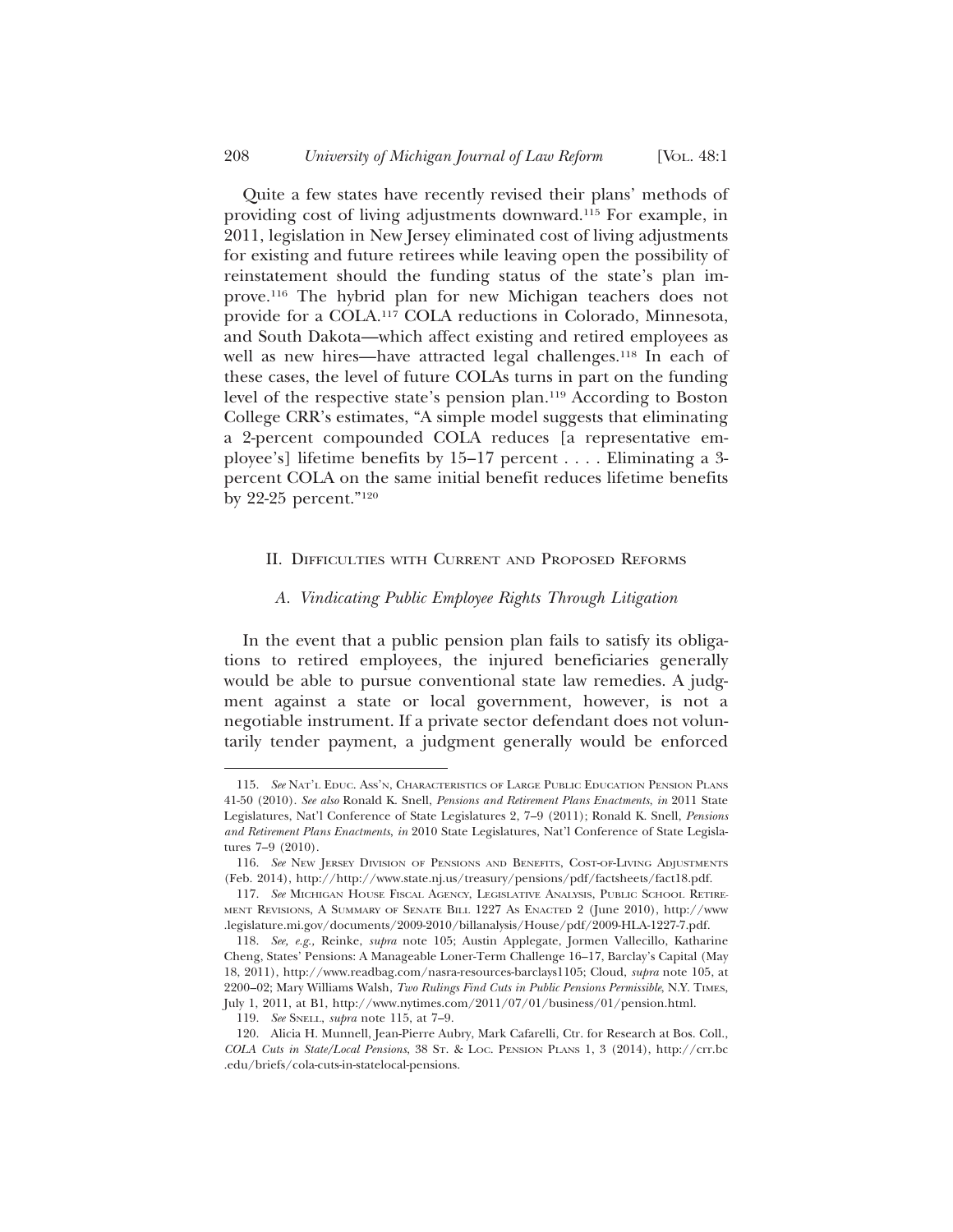Quite a few states have recently revised their plans' methods of providing cost of living adjustments downward.[115] For example, in 2011, legislation in New Jersey eliminated cost of living adjustments for existing and future retirees while leaving open the possibility of reinstatement should the funding status of the state's plan improve.[116] The hybrid plan for new Michigan teachers does not provide for a COLA.[117] COLA reductions in Colorado, Minnesota, and South Dakota—which affect existing and retired employees as well as new hires—have attracted legal challenges.[118] In each of these cases, the level of future COLAs turns in part on the funding level of the respective state's pension plan.[119] According to Boston College CRR's estimates, "A simple model suggests that eliminating a 2-percent compounded COLA reduces [a representative employee's] lifetime benefits by 15–17 percent . . . . Eliminating a 3-percent COLA on the same initial benefit reduces lifetime benefits by 22-25 percent."[120]

## II. Difficulties with Current and Proposed Reforms

### *A. Vindicating Public Employee Rights Through Litigation*

In the event that a public pension plan fails to satisfy its obligations to retired employees, the injured beneficiaries generally would be able to pursue conventional state law remedies. A judgment against a state or local government, however, is not a negotiable instrument. If a private sector defendant does not voluntarily tender payment, a judgment generally would be enforced

---

115. *See* Nat'l Educ. Ass'n, Characteristics of Large Public Education Pension Plans 41-50 (2010). *See also* Ronald K. Snell, *Pensions and Retirement Plans Enactments*, *in* 2011 State Legislatures, Nat'l Conference of State Legislatures 2, 7–9 (2011); Ronald K. Snell, *Pensions and Retirement Plans Enactments*, *in* 2010 State Legislatures, Nat'l Conference of State Legislatures 7–9 (2010).

116. *See* New Jersey Division of Pensions and Benefits, Cost-of-Living Adjustments (Feb. 2014), http://http://www.state.nj.us/treasury/pensions/pdf/factsheets/fact18.pdf.

117. *See* Michigan House Fiscal Agency, Legislative Analysis, Public School Retirement Revisions, A Summary of Senate Bill 1227 As Enacted 2 (June 2010), http://www.legislature.mi.gov/documents/2009-2010/billanalysis/House/pdf/2009-HLA-1227-7.pdf.

118. *See, e.g.,* Reinke, *supra* note 105; Austin Applegate, Jormen Vallecillo, Katharine Cheng, States' Pensions: A Manageable Loner-Term Challenge 16–17, Barclay's Capital (May 18, 2011), http://www.readbag.com/nasra-resources-barclays1105; Cloud, *supra* note 105, at 2200–02; Mary Williams Walsh, *Two Rulings Find Cuts in Public Pensions Permissible*, N.Y. Times, July 1, 2011, at B1, http://www.nytimes.com/2011/07/01/business/01/pension.html.

119. *See* Snell, *supra* note 115, at 7–9.

120. Alicia H. Munnell, Jean-Pierre Aubry, Mark Cafarelli, Ctr. for Research at Bos. Coll., *COLA Cuts in State/Local Pensions*, 38 St. & Loc. Pension Plans 1, 3 (2014), http://crr.bc.edu/briefs/cola-cuts-in-statelocal-pensions.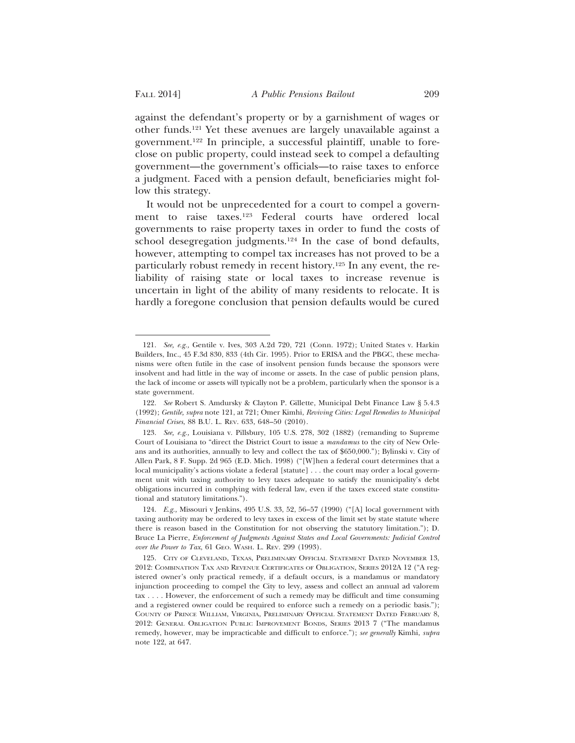against the defendant's property or by a garnishment of wages or other funds.[121] Yet these avenues are largely unavailable against a government.[122] In principle, a successful plaintiff, unable to foreclose on public property, could instead seek to compel a defaulting government—the government's officials—to raise taxes to enforce a judgment. Faced with a pension default, beneficiaries might follow this strategy.

It would not be unprecedented for a court to compel a government to raise taxes.[123] Federal courts have ordered local governments to raise property taxes in order to fund the costs of school desegregation judgments.[124] In the case of bond defaults, however, attempting to compel tax increases has not proved to be a particularly robust remedy in recent history.[125] In any event, the reliability of raising state or local taxes to increase revenue is uncertain in light of the ability of many residents to relocate. It is hardly a foregone conclusion that pension defaults would be cured

---

121. *See, e.g.*, Gentile v. Ives, 303 A.2d 720, 721 (Conn. 1972); United States v. Harkin Builders, Inc., 45 F.3d 830, 833 (4th Cir. 1995). Prior to ERISA and the PBGC, these mechanisms were often futile in the case of insolvent pension funds because the sponsors were insolvent and had little in the way of income or assets. In the case of public pension plans, the lack of income or assets will typically not be a problem, particularly when the sponsor is a state government.

122. *See* Robert S. Amdursky & Clayton P. Gillette, Municipal Debt Finance Law § 5.4.3 (1992); *Gentile*, *supra* note 121, at 721; Omer Kimhi, *Reviving Cities: Legal Remedies to Municipal Financial Crises*, 88 B.U. L. Rev. 633, 648–50 (2010).

123. *See, e.g.*, Louisiana v. Pillsbury, 105 U.S. 278, 302 (1882) (remanding to Supreme Court of Louisiana to "direct the District Court to issue a *mandamus* to the city of New Orleans and its authorities, annually to levy and collect the tax of $650,000."); Bylinski v. City of Allen Park, 8 F. Supp. 2d 965 (E.D. Mich. 1998) ("[W]hen a federal court determines that a local municipality's actions violate a federal [statute] . . . the court may order a local government unit with taxing authority to levy taxes adequate to satisfy the municipality's debt obligations incurred in complying with federal law, even if the taxes exceed state constitutional and statutory limitations.").

124. *E.g.*, Missouri v Jenkins, 495 U.S. 33, 52, 56–57 (1990) ("[A] local government with taxing authority may be ordered to levy taxes in excess of the limit set by state statute where there is reason based in the Constitution for not observing the statutory limitation."); D. Bruce La Pierre, *Enforcement of Judgments Against States and Local Governments: Judicial Control over the Power to Tax*, 61 Geo. Wash. L. Rev. 299 (1993).

125. City of Cleveland, Texas, Preliminary Official Statement Dated November 13, 2012: Combination Tax and Revenue Certificates of Obligation, Series 2012A 12 ("A registered owner's only practical remedy, if a default occurs, is a mandamus or mandatory injunction proceeding to compel the City to levy, assess and collect an annual ad valorem tax . . . . However, the enforcement of such a remedy may be difficult and time consuming and a registered owner could be required to enforce such a remedy on a periodic basis."); County of Prince William, Virginia, Preliminary Official Statement Dated February 8, 2012: General Obligation Public Improvement Bonds, Series 2013 7 ("The mandamus remedy, however, may be impracticable and difficult to enforce."); *see generally* Kimhi, *supra* note 122, at 647.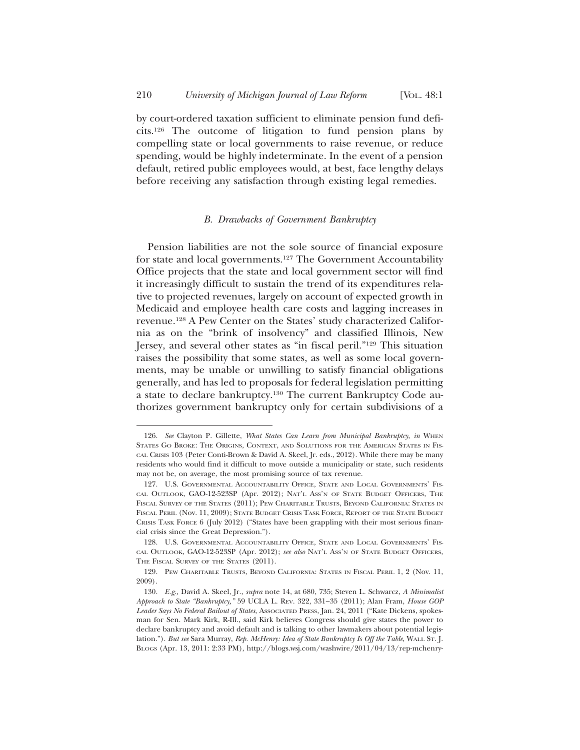by court-ordered taxation sufficient to eliminate pension fund deficits.[126] The outcome of litigation to fund pension plans by compelling state or local governments to raise revenue, or reduce spending, would be highly indeterminate. In the event of a pension default, retired public employees would, at best, face lengthy delays before receiving any satisfaction through existing legal remedies.

### *B. Drawbacks of Government Bankruptcy*

Pension liabilities are not the sole source of financial exposure for state and local governments.[127] The Government Accountability Office projects that the state and local government sector will find it increasingly difficult to sustain the trend of its expenditures relative to projected revenues, largely on account of expected growth in Medicaid and employee health care costs and lagging increases in revenue.[128] A Pew Center on the States' study characterized California as on the "brink of insolvency" and classified Illinois, New Jersey, and several other states as "in fiscal peril."[129] This situation raises the possibility that some states, as well as some local governments, may be unable or unwilling to satisfy financial obligations generally, and has led to proposals for federal legislation permitting a state to declare bankruptcy.[130] The current Bankruptcy Code authorizes government bankruptcy only for certain subdivisions of a

---

126. *See* Clayton P. Gillette, *What States Can Learn from Municipal Bankruptcy*, *in* WHEN STATES GO BROKE: THE ORIGINS, CONTEXT, AND SOLUTIONS FOR THE AMERICAN STATES IN FISCAL CRISIS 103 (Peter Conti-Brown & David A. Skeel, Jr. eds., 2012). While there may be many residents who would find it difficult to move outside a municipality or state, such residents may not be, on average, the most promising source of tax revenue.

127. U.S. GOVERNMENTAL ACCOUNTABILITY OFFICE, STATE AND LOCAL GOVERNMENTS' FISCAL OUTLOOK, GAO-12-523SP (Apr. 2012); NAT'L ASS'N OF STATE BUDGET OFFICERS, THE FISCAL SURVEY OF THE STATES (2011); PEW CHARITABLE TRUSTS, BEYOND CALIFORNIA: STATES IN FISCAL PERIL (Nov. 11, 2009); STATE BUDGET CRISIS TASK FORCE, REPORT OF THE STATE BUDGET CRISIS TASK FORCE 6 (July 2012) ("States have been grappling with their most serious financial crisis since the Great Depression.").

128. U.S. GOVERNMENTAL ACCOUNTABILITY OFFICE, STATE AND LOCAL GOVERNMENTS' FISCAL OUTLOOK, GAO-12-523SP (Apr. 2012); *see also* NAT'L ASS'N OF STATE BUDGET OFFICERS, THE FISCAL SURVEY OF THE STATES (2011).

129. PEW CHARITABLE TRUSTS, BEYOND CALIFORNIA: STATES IN FISCAL PERIL 1, 2 (Nov. 11, 2009).

130. *E.g.*, David A. Skeel, Jr., *supra* note 14, at 680, 735; Steven L. Schwarcz, *A Minimalist Approach to State "Bankruptcy,"* 59 UCLA L. REV. 322, 331–35 (2011); Alan Fram, *House GOP Leader Says No Federal Bailout of States*, ASSOCIATED PRESS, Jan. 24, 2011 ("Kate Dickens, spokesman for Sen. Mark Kirk, R-Ill., said Kirk believes Congress should give states the power to declare bankruptcy and avoid default and is talking to other lawmakers about potential legislation."). *But see* Sara Murray, *Rep. McHenry: Idea of State Bankruptcy Is Off the Table*, WALL ST. J. BLOGS (Apr. 13, 2011: 2:33 PM), http://blogs.wsj.com/washwire/2011/04/13/rep-mchenry-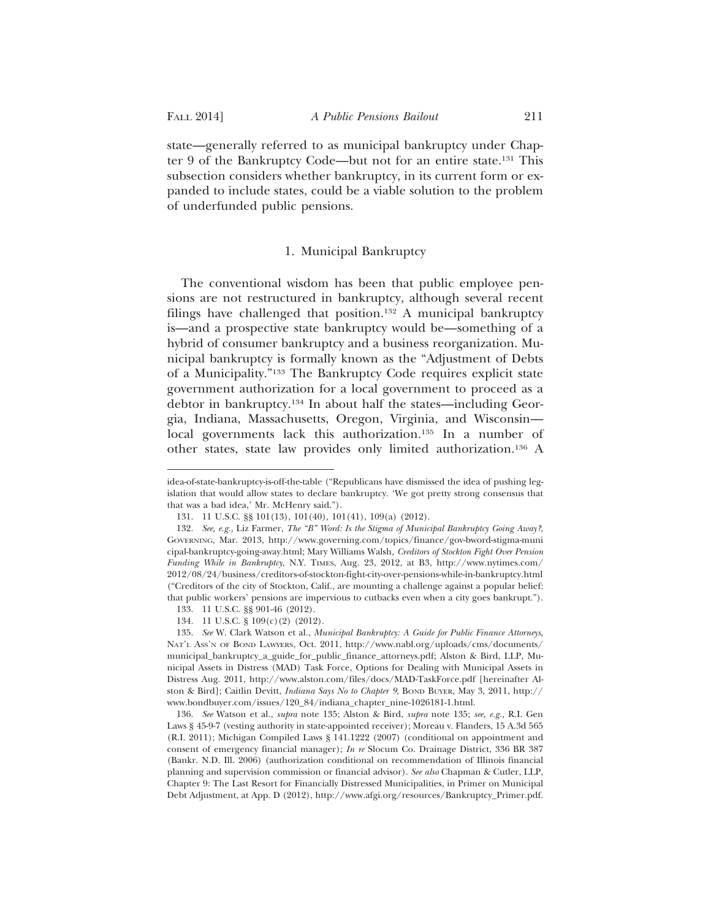state—generally referred to as municipal bankruptcy under Chapter 9 of the Bankruptcy Code—but not for an entire state.[131] This subsection considers whether bankruptcy, in its current form or expanded to include states, could be a viable solution to the problem of underfunded public pensions.

### 1. Municipal Bankruptcy

The conventional wisdom has been that public employee pensions are not restructured in bankruptcy, although several recent filings have challenged that position.[132] A municipal bankruptcy is—and a prospective state bankruptcy would be—something of a hybrid of consumer bankruptcy and a business reorganization. Municipal bankruptcy is formally known as the "Adjustment of Debts of a Municipality."[133] The Bankruptcy Code requires explicit state government authorization for a local government to proceed as a debtor in bankruptcy.[134] In about half the states—including Georgia, Indiana, Massachusetts, Oregon, Virginia, and Wisconsin—local governments lack this authorization.[135] In a number of other states, state law provides only limited authorization.[136] A

---

idea-of-state-bankruptcy-is-off-the-table ("Republicans have dismissed the idea of pushing legislation that would allow states to declare bankruptcy. 'We got pretty strong consensus that that was a bad idea,' Mr. McHenry said.").

131. 11 U.S.C. §§ 101(13), 101(40), 101(41), 109(a) (2012).

132. *See, e.g.,* Liz Farmer, *The "B" Word: Is the Stigma of Municipal Bankruptcy Going Away?*, GOVERNING, Mar. 2013, http://www.governing.com/topics/finance/gov-bword-stigma-municipal-bankruptcy-going-away.html; Mary Williams Walsh, *Creditors of Stockton Fight Over Pension Funding While in Bankruptcy*, N.Y. TIMES, Aug. 23, 2012, at B3, http://www.nytimes.com/2012/08/24/business/creditors-of-stockton-fight-city-over-pensions-while-in-bankruptcy.html ("Creditors of the city of Stockton, Calif., are mounting a challenge against a popular belief: that public workers' pensions are impervious to cutbacks even when a city goes bankrupt.").

133. 11 U.S.C. §§ 901-46 (2012).

134. 11 U.S.C. § 109(c)(2) (2012).

135. *See* W. Clark Watson et al., *Municipal Bankruptcy: A Guide for Public Finance Attorneys*, NAT'L ASS'N OF BOND LAWYERS, Oct. 2011, http://www.nabl.org/uploads/cms/documents/municipal_bankruptcy_a_guide_for_public_finance_attorneys.pdf; Alston & Bird, LLP, Municipal Assets in Distress (MAD) Task Force, Options for Dealing with Municipal Assets in Distress Aug. 2011, http://www.alston.com/files/docs/MAD-TaskForce.pdf [hereinafter Alston & Bird]; Caitlin Devitt, *Indiana Says No to Chapter 9*, BOND BUYER, May 3, 2011, http://www.bondbuyer.com/issues/120_84/indiana_chapter_nine-1026181-1.html.

136. *See* Watson et al., *supra* note 135; Alston & Bird, *supra* note 135; *see, e.g.,* R.I. Gen Laws § 45-9-7 (vesting authority in state-appointed receiver); Moreau v. Flanders, 15 A.3d 565 (R.I. 2011); Michigan Compiled Laws § 141.1222 (2007) (conditional on appointment and consent of emergency financial manager); *In re* Slocum Co. Drainage District, 336 BR 387 (Bankr. N.D. Ill. 2006) (authorization conditional on recommendation of Illinois financial planning and supervision commission or financial advisor). *See also* Chapman & Cutler, LLP, Chapter 9: The Last Resort for Financially Distressed Municipalities, in Primer on Municipal Debt Adjustment, at App. D (2012), http://www.afgi.org/resources/Bankruptcy_Primer.pdf.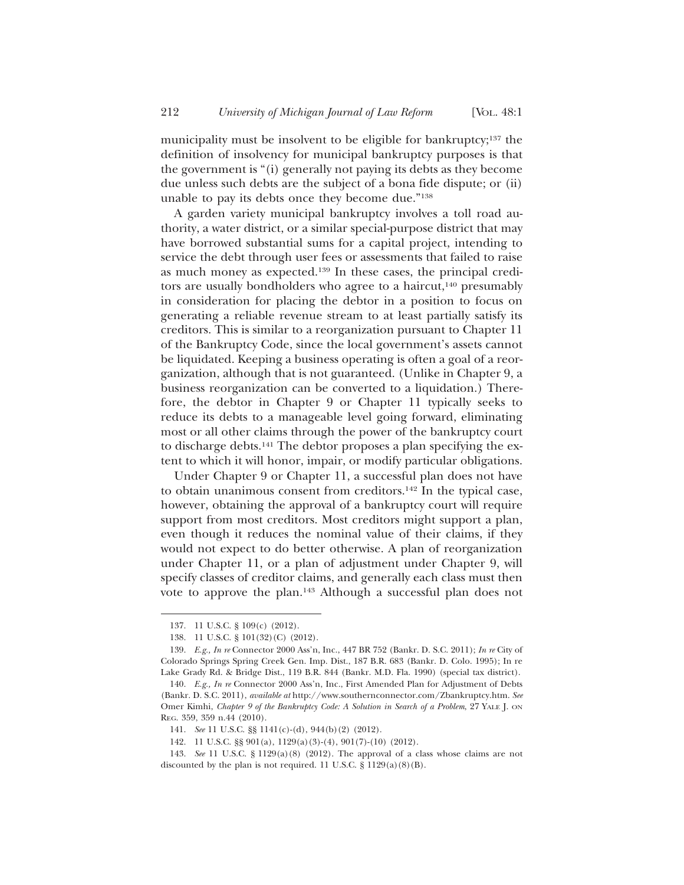municipality must be insolvent to be eligible for bankruptcy;[137] the definition of insolvency for municipal bankruptcy purposes is that the government is "(i) generally not paying its debts as they become due unless such debts are the subject of a bona fide dispute; or (ii) unable to pay its debts once they become due."[138]

A garden variety municipal bankruptcy involves a toll road authority, a water district, or a similar special-purpose district that may have borrowed substantial sums for a capital project, intending to service the debt through user fees or assessments that failed to raise as much money as expected.[139] In these cases, the principal creditors are usually bondholders who agree to a haircut,[140] presumably in consideration for placing the debtor in a position to focus on generating a reliable revenue stream to at least partially satisfy its creditors. This is similar to a reorganization pursuant to Chapter 11 of the Bankruptcy Code, since the local government's assets cannot be liquidated. Keeping a business operating is often a goal of a reorganization, although that is not guaranteed. (Unlike in Chapter 9, a business reorganization can be converted to a liquidation.) Therefore, the debtor in Chapter 9 or Chapter 11 typically seeks to reduce its debts to a manageable level going forward, eliminating most or all other claims through the power of the bankruptcy court to discharge debts.[141] The debtor proposes a plan specifying the extent to which it will honor, impair, or modify particular obligations.

Under Chapter 9 or Chapter 11, a successful plan does not have to obtain unanimous consent from creditors.[142] In the typical case, however, obtaining the approval of a bankruptcy court will require support from most creditors. Most creditors might support a plan, even though it reduces the nominal value of their claims, if they would not expect to do better otherwise. A plan of reorganization under Chapter 11, or a plan of adjustment under Chapter 9, will specify classes of creditor claims, and generally each class must then vote to approve the plan.[143] Although a successful plan does not

---

137. 11 U.S.C. § 109(c) (2012).

138. 11 U.S.C. § 101(32)(C) (2012).

139. *E.g., In re* Connector 2000 Ass'n, Inc., 447 BR 752 (Bankr. D. S.C. 2011); *In re* City of Colorado Springs Spring Creek Gen. Imp. Dist., 187 B.R. 683 (Bankr. D. Colo. 1995); In re Lake Grady Rd. & Bridge Dist., 119 B.R. 844 (Bankr. M.D. Fla. 1990) (special tax district).

140. *E.g., In re* Connector 2000 Ass'n, Inc., First Amended Plan for Adjustment of Debts (Bankr. D. S.C. 2011), *available at* http://www.southernconnector.com/Zbankruptcy.htm. *See* Omer Kimhi, *Chapter 9 of the Bankruptcy Code: A Solution in Search of a Problem*, 27 Yale J. on Reg. 359, 359 n.44 (2010).

141. *See* 11 U.S.C. §§ 1141(c)-(d), 944(b)(2) (2012).

142. 11 U.S.C. §§ 901(a), 1129(a)(3)-(4), 901(7)-(10) (2012).

143. *See* 11 U.S.C. § 1129(a)(8) (2012). The approval of a class whose claims are not discounted by the plan is not required. 11 U.S.C. § 1129(a)(8)(B).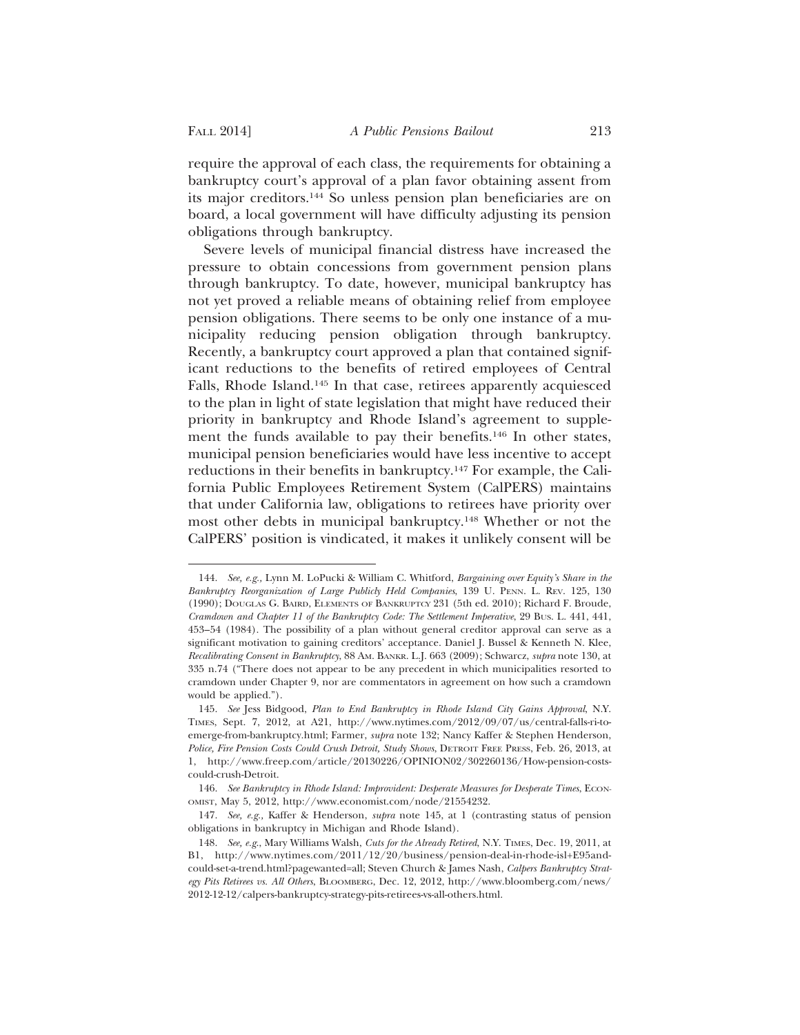require the approval of each class, the requirements for obtaining a bankruptcy court's approval of a plan favor obtaining assent from its major creditors.[144] So unless pension plan beneficiaries are on board, a local government will have difficulty adjusting its pension obligations through bankruptcy.

Severe levels of municipal financial distress have increased the pressure to obtain concessions from government pension plans through bankruptcy. To date, however, municipal bankruptcy has not yet proved a reliable means of obtaining relief from employee pension obligations. There seems to be only one instance of a municipality reducing pension obligation through bankruptcy. Recently, a bankruptcy court approved a plan that contained significant reductions to the benefits of retired employees of Central Falls, Rhode Island.[145] In that case, retirees apparently acquiesced to the plan in light of state legislation that might have reduced their priority in bankruptcy and Rhode Island's agreement to supplement the funds available to pay their benefits.[146] In other states, municipal pension beneficiaries would have less incentive to accept reductions in their benefits in bankruptcy.[147] For example, the California Public Employees Retirement System (CalPERS) maintains that under California law, obligations to retirees have priority over most other debts in municipal bankruptcy.[148] Whether or not the CalPERS' position is vindicated, it makes it unlikely consent will be

---

144. *See, e.g.*, Lynn M. LoPucki & William C. Whitford, *Bargaining over Equity's Share in the Bankruptcy Reorganization of Large Publicly Held Companies*, 139 U. PENN. L. REV. 125, 130 (1990); DOUGLAS G. BAIRD, ELEMENTS OF BANKRUPTCY 231 (5th ed. 2010); Richard F. Broude, *Cramdown and Chapter 11 of the Bankruptcy Code: The Settlement Imperative*, 29 BUS. L. 441, 441, 453–54 (1984). The possibility of a plan without general creditor approval can serve as a significant motivation to gaining creditors' acceptance. Daniel J. Bussel & Kenneth N. Klee, *Recalibrating Consent in Bankruptcy*, 88 AM. BANKR. L.J. 663 (2009); Schwarcz, *supra* note 130, at 335 n.74 ("There does not appear to be any precedent in which municipalities resorted to cramdown under Chapter 9, nor are commentators in agreement on how such a cramdown would be applied.").

145. *See* Jess Bidgood, *Plan to End Bankruptcy in Rhode Island City Gains Approval*, N.Y. TIMES, Sept. 7, 2012, at A21, http://www.nytimes.com/2012/09/07/us/central-falls-ri-to-emerge-from-bankruptcy.html; Farmer, *supra* note 132; Nancy Kaffer & Stephen Henderson, *Police, Fire Pension Costs Could Crush Detroit, Study Shows*, DETROIT FREE PRESS, Feb. 26, 2013, at 1, http://www.freep.com/article/20130226/OPINION02/302260136/How-pension-costs-could-crush-Detroit.

146. *See Bankruptcy in Rhode Island: Improvident: Desperate Measures for Desperate Times*, ECONOMIST, May 5, 2012, http://www.economist.com/node/21554232.

147. *See, e.g.,* Kaffer & Henderson, *supra* note 145, at 1 (contrasting status of pension obligations in bankruptcy in Michigan and Rhode Island).

148. *See, e.g.*, Mary Williams Walsh, *Cuts for the Already Retired*, N.Y. TIMES, Dec. 19, 2011, at B1, http://www.nytimes.com/2011/12/20/business/pension-deal-in-rhode-isl+E95and-could-set-a-trend.html?pagewanted=all; Steven Church & James Nash, *Calpers Bankruptcy Strategy Pits Retirees vs. All Others*, BLOOMBERG, Dec. 12, 2012, http://www.bloomberg.com/news/2012-12-12/calpers-bankruptcy-strategy-pits-retirees-vs-all-others.html.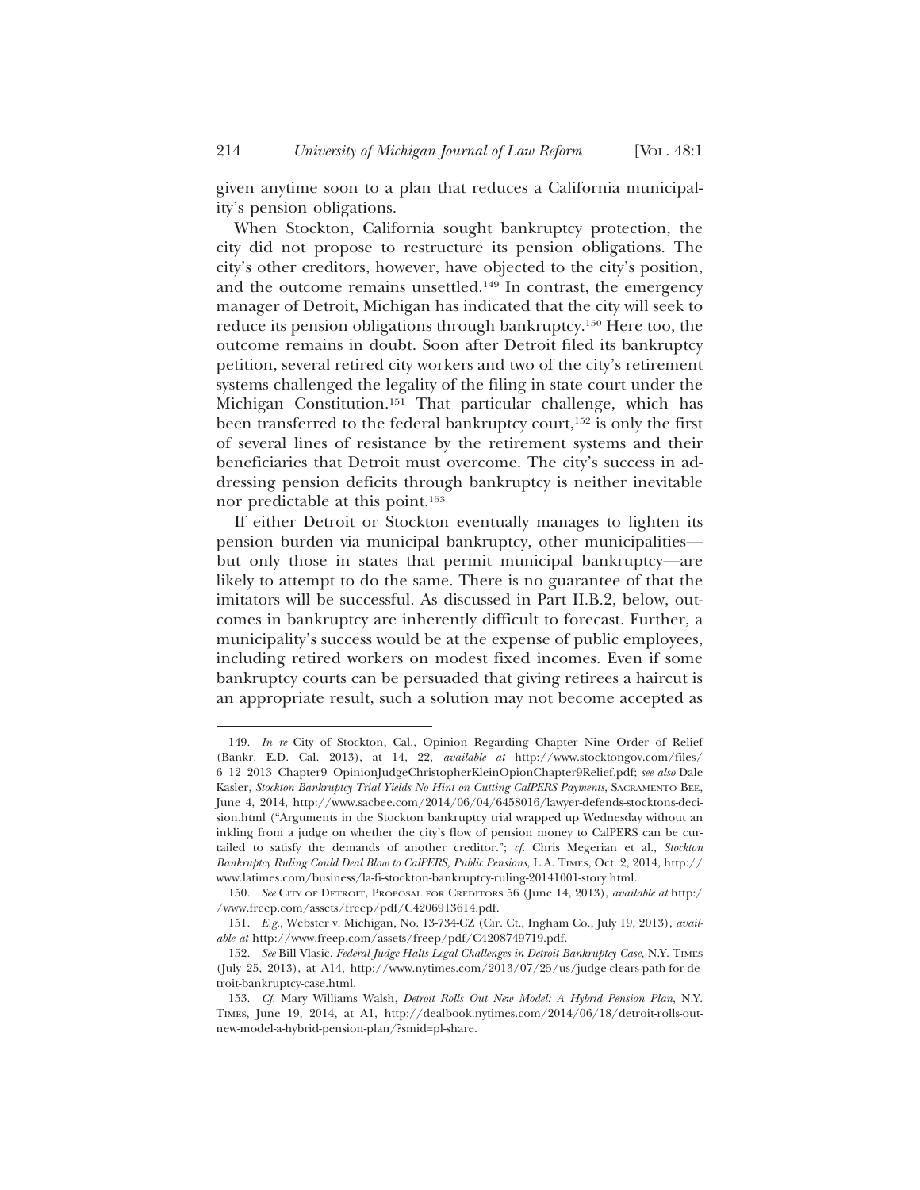given anytime soon to a plan that reduces a California municipality's pension obligations.

When Stockton, California sought bankruptcy protection, the city did not propose to restructure its pension obligations. The city's other creditors, however, have objected to the city's position, and the outcome remains unsettled.[149] In contrast, the emergency manager of Detroit, Michigan has indicated that the city will seek to reduce its pension obligations through bankruptcy.[150] Here too, the outcome remains in doubt. Soon after Detroit filed its bankruptcy petition, several retired city workers and two of the city's retirement systems challenged the legality of the filing in state court under the Michigan Constitution.[151] That particular challenge, which has been transferred to the federal bankruptcy court,[152] is only the first of several lines of resistance by the retirement systems and their beneficiaries that Detroit must overcome. The city's success in addressing pension deficits through bankruptcy is neither inevitable nor predictable at this point.[153]

If either Detroit or Stockton eventually manages to lighten its pension burden via municipal bankruptcy, other municipalities—but only those in states that permit municipal bankruptcy—are likely to attempt to do the same. There is no guarantee of that the imitators will be successful. As discussed in Part II.B.2, below, outcomes in bankruptcy are inherently difficult to forecast. Further, a municipality's success would be at the expense of public employees, including retired workers on modest fixed incomes. Even if some bankruptcy courts can be persuaded that giving retirees a haircut is an appropriate result, such a solution may not become accepted as

---

149. *In re* City of Stockton, Cal., Opinion Regarding Chapter Nine Order of Relief (Bankr. E.D. Cal. 2013), at 14, 22, *available at* http://www.stocktongov.com/files/6_12_2013_Chapter9_OpinionJudgeChristopherKleinOpionChapter9Relief.pdf; *see also* Dale Kasler, *Stockton Bankruptcy Trial Yields No Hint on Cutting CalPERS Payments*, SACRAMENTO BEE, June 4, 2014, http://www.sacbee.com/2014/06/04/6458016/lawyer-defends-stocktons-decision.html ("Arguments in the Stockton bankruptcy trial wrapped up Wednesday without an inkling from a judge on whether the city's flow of pension money to CalPERS can be curtailed to satisfy the demands of another creditor."; *cf.* Chris Megerian et al., *Stockton Bankruptcy Ruling Could Deal Blow to CalPERS, Public Pensions*, L.A. TIMES, Oct. 2, 2014, http://www.latimes.com/business/la-fi-stockton-bankruptcy-ruling-20141001-story.html.

150. *See* CITY OF DETROIT, PROPOSAL FOR CREDITORS 56 (June 14, 2013), *available at* http://www.freep.com/assets/freep/pdf/C4206913614.pdf.

151. *E.g.*, Webster v. Michigan, No. 13-734-CZ (Cir. Ct., Ingham Co., July 19, 2013), *available at* http://www.freep.com/assets/freep/pdf/C4208749719.pdf.

152. *See* Bill Vlasic, *Federal Judge Halts Legal Challenges in Detroit Bankruptcy Case*, N.Y. TIMES (July 25, 2013), at A14, http://www.nytimes.com/2013/07/25/us/judge-clears-path-for-detroit-bankruptcy-case.html.

153. *Cf.* Mary Williams Walsh, *Detroit Rolls Out New Model: A Hybrid Pension Plan*, N.Y. TIMES, June 19, 2014, at A1, http://dealbook.nytimes.com/2014/06/18/detroit-rolls-out-new-model-a-hybrid-pension-plan/?smid=pl-share.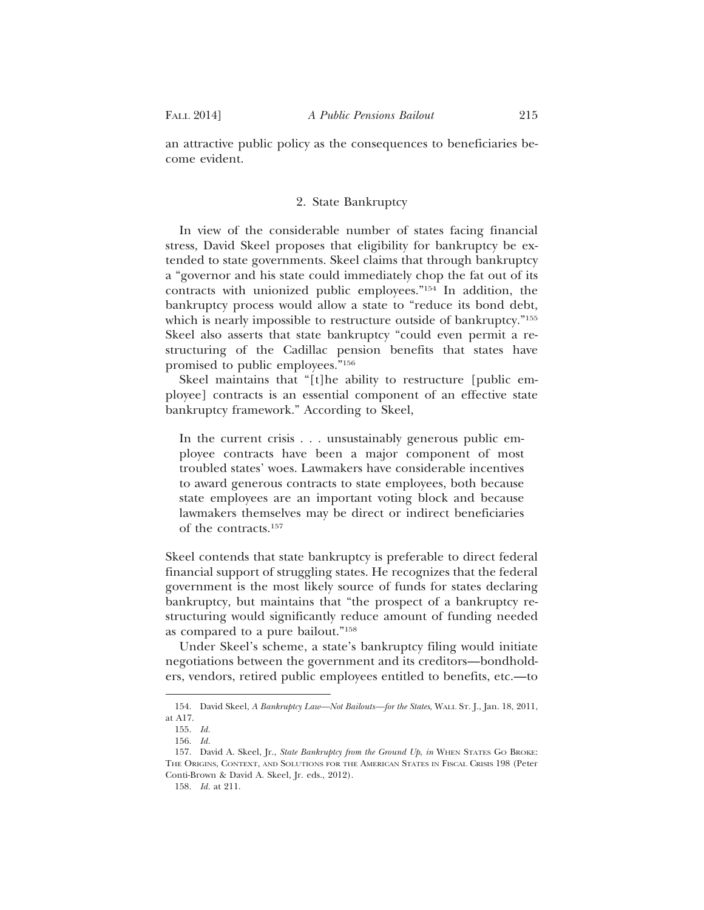an attractive public policy as the consequences to beneficiaries become evident.

### 2. State Bankruptcy

In view of the considerable number of states facing financial stress, David Skeel proposes that eligibility for bankruptcy be extended to state governments. Skeel claims that through bankruptcy a "governor and his state could immediately chop the fat out of its contracts with unionized public employees."[154] In addition, the bankruptcy process would allow a state to "reduce its bond debt, which is nearly impossible to restructure outside of bankruptcy."[155] Skeel also asserts that state bankruptcy "could even permit a restructuring of the Cadillac pension benefits that states have promised to public employees."[156]

Skeel maintains that "[t]he ability to restructure [public employee] contracts is an essential component of an effective state bankruptcy framework." According to Skeel,

> In the current crisis . . . unsustainably generous public employee contracts have been a major component of most troubled states' woes. Lawmakers have considerable incentives to award generous contracts to state employees, both because state employees are an important voting block and because lawmakers themselves may be direct or indirect beneficiaries of the contracts.[157]

Skeel contends that state bankruptcy is preferable to direct federal financial support of struggling states. He recognizes that the federal government is the most likely source of funds for states declaring bankruptcy, but maintains that "the prospect of a bankruptcy restructuring would significantly reduce amount of funding needed as compared to a pure bailout."[158]

Under Skeel's scheme, a state's bankruptcy filing would initiate negotiations between the government and its creditors—bondholders, vendors, retired public employees entitled to benefits, etc.—to

---

154. David Skeel, *A Bankruptcy Law—Not Bailouts—for the States*, WALL ST. J., Jan. 18, 2011, at A17.

155. *Id.*

156. *Id.*

157. David A. Skeel, Jr., *State Bankruptcy from the Ground Up*, *in* WHEN STATES GO BROKE: THE ORIGINS, CONTEXT, AND SOLUTIONS FOR THE AMERICAN STATES IN FISCAL CRISIS 198 (Peter Conti-Brown & David A. Skeel, Jr. eds., 2012).

158. *Id.* at 211.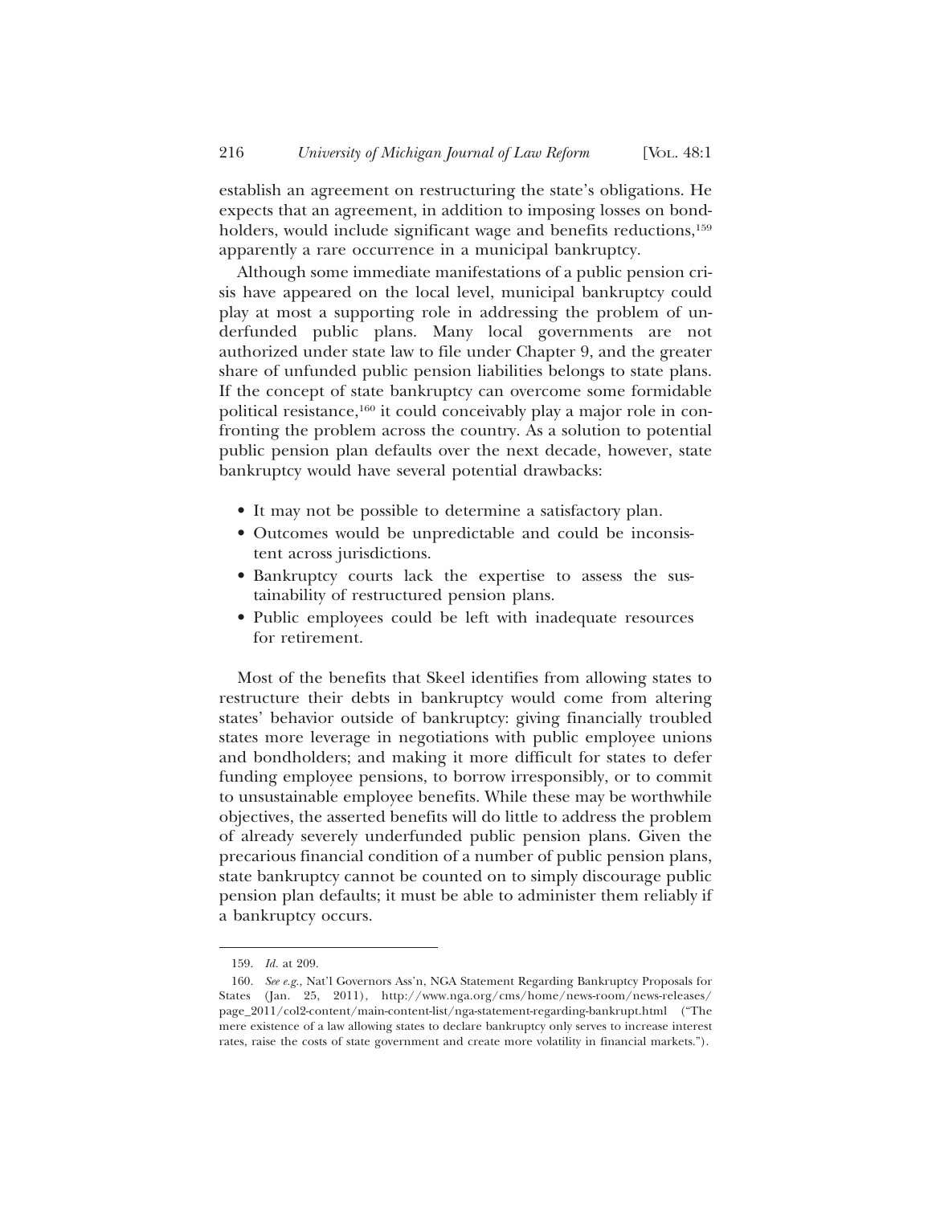establish an agreement on restructuring the state's obligations. He expects that an agreement, in addition to imposing losses on bondholders, would include significant wage and benefits reductions,[159] apparently a rare occurrence in a municipal bankruptcy.

Although some immediate manifestations of a public pension crisis have appeared on the local level, municipal bankruptcy could play at most a supporting role in addressing the problem of underfunded public plans. Many local governments are not authorized under state law to file under Chapter 9, and the greater share of unfunded public pension liabilities belongs to state plans. If the concept of state bankruptcy can overcome some formidable political resistance,[160] it could conceivably play a major role in confronting the problem across the country. As a solution to potential public pension plan defaults over the next decade, however, state bankruptcy would have several potential drawbacks:

- It may not be possible to determine a satisfactory plan.
- Outcomes would be unpredictable and could be inconsistent across jurisdictions.
- Bankruptcy courts lack the expertise to assess the sustainability of restructured pension plans.
- Public employees could be left with inadequate resources for retirement.

Most of the benefits that Skeel identifies from allowing states to restructure their debts in bankruptcy would come from altering states' behavior outside of bankruptcy: giving financially troubled states more leverage in negotiations with public employee unions and bondholders; and making it more difficult for states to defer funding employee pensions, to borrow irresponsibly, or to commit to unsustainable employee benefits. While these may be worthwhile objectives, the asserted benefits will do little to address the problem of already severely underfunded public pension plans. Given the precarious financial condition of a number of public pension plans, state bankruptcy cannot be counted on to simply discourage public pension plan defaults; it must be able to administer them reliably if a bankruptcy occurs.

---

159. *Id.* at 209.

160. *See e.g.,* Nat'l Governors Ass'n, NGA Statement Regarding Bankruptcy Proposals for States (Jan. 25, 2011), http://www.nga.org/cms/home/news-room/news-releases/page_2011/col2-content/main-content-list/nga-statement-regarding-bankrupt.html ("The mere existence of a law allowing states to declare bankruptcy only serves to increase interest rates, raise the costs of state government and create more volatility in financial markets.").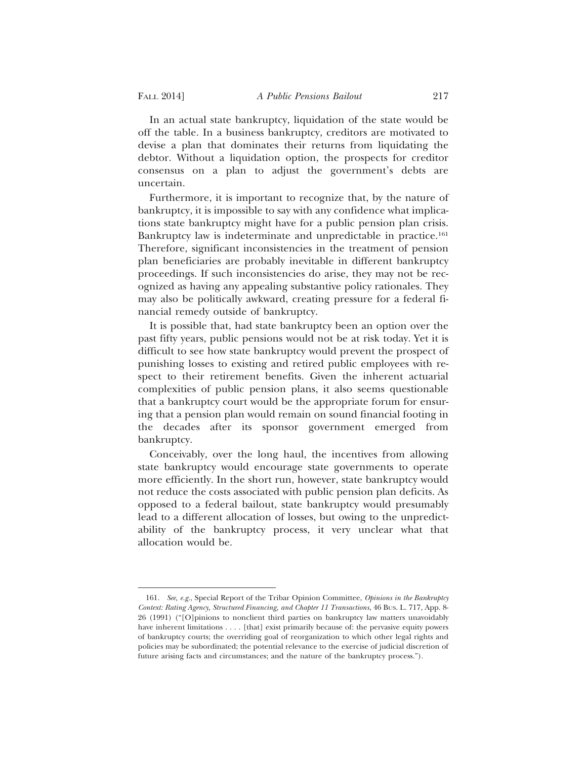In an actual state bankruptcy, liquidation of the state would be off the table. In a business bankruptcy, creditors are motivated to devise a plan that dominates their returns from liquidating the debtor. Without a liquidation option, the prospects for creditor consensus on a plan to adjust the government's debts are uncertain.

Furthermore, it is important to recognize that, by the nature of bankruptcy, it is impossible to say with any confidence what implications state bankruptcy might have for a public pension plan crisis. Bankruptcy law is indeterminate and unpredictable in practice.[161] Therefore, significant inconsistencies in the treatment of pension plan beneficiaries are probably inevitable in different bankruptcy proceedings. If such inconsistencies do arise, they may not be recognized as having any appealing substantive policy rationales. They may also be politically awkward, creating pressure for a federal financial remedy outside of bankruptcy.

It is possible that, had state bankruptcy been an option over the past fifty years, public pensions would not be at risk today. Yet it is difficult to see how state bankruptcy would prevent the prospect of punishing losses to existing and retired public employees with respect to their retirement benefits. Given the inherent actuarial complexities of public pension plans, it also seems questionable that a bankruptcy court would be the appropriate forum for ensuring that a pension plan would remain on sound financial footing in the decades after its sponsor government emerged from bankruptcy.

Conceivably, over the long haul, the incentives from allowing state bankruptcy would encourage state governments to operate more efficiently. In the short run, however, state bankruptcy would not reduce the costs associated with public pension plan deficits. As opposed to a federal bailout, state bankruptcy would presumably lead to a different allocation of losses, but owing to the unpredictability of the bankruptcy process, it very unclear what that allocation would be.

---

161. *See, e.g.*, Special Report of the Tribar Opinion Committee, *Opinions in the Bankruptcy Context: Rating Agency, Structured Financing, and Chapter 11 Transactions*, 46 Bus. L. 717, App. 8-26 (1991) ("[O]pinions to nonclient third parties on bankruptcy law matters unavoidably have inherent limitations . . . . [that] exist primarily because of: the pervasive equity powers of bankruptcy courts; the overriding goal of reorganization to which other legal rights and policies may be subordinated; the potential relevance to the exercise of judicial discretion of future arising facts and circumstances; and the nature of the bankruptcy process.").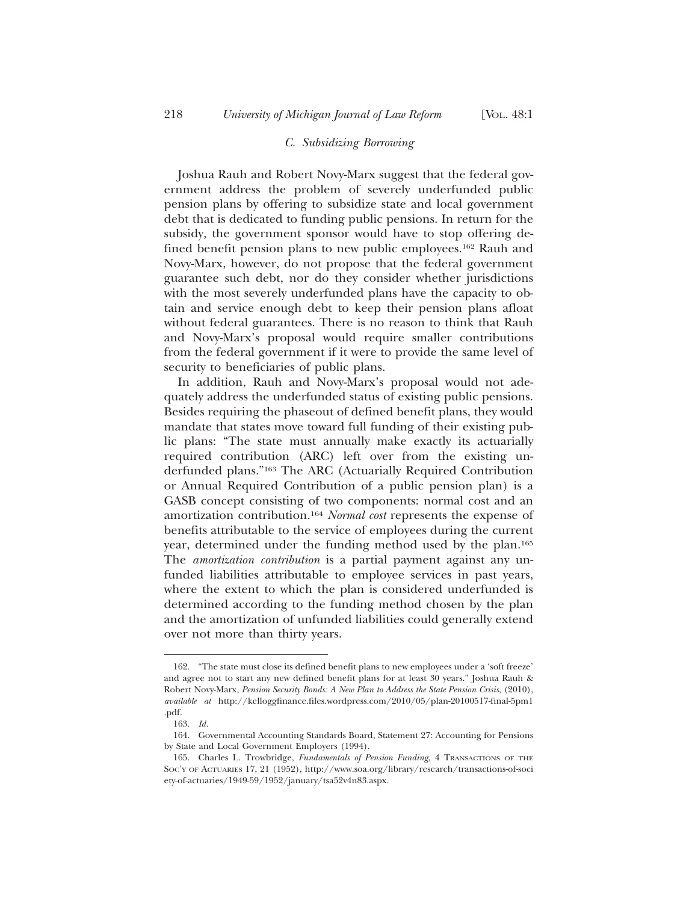### C. Subsidizing Borrowing

Joshua Rauh and Robert Novy-Marx suggest that the federal government address the problem of severely underfunded public pension plans by offering to subsidize state and local government debt that is dedicated to funding public pensions. In return for the subsidy, the government sponsor would have to stop offering defined benefit pension plans to new public employees.[162] Rauh and Novy-Marx, however, do not propose that the federal government guarantee such debt, nor do they consider whether jurisdictions with the most severely underfunded plans have the capacity to obtain and service enough debt to keep their pension plans afloat without federal guarantees. There is no reason to think that Rauh and Novy-Marx's proposal would require smaller contributions from the federal government if it were to provide the same level of security to beneficiaries of public plans.

In addition, Rauh and Novy-Marx's proposal would not adequately address the underfunded status of existing public pensions. Besides requiring the phaseout of defined benefit plans, they would mandate that states move toward full funding of their existing public plans: "The state must annually make exactly its actuarially required contribution (ARC) left over from the existing underfunded plans."[163] The ARC (Actuarially Required Contribution or Annual Required Contribution of a public pension plan) is a GASB concept consisting of two components: normal cost and an amortization contribution.[164] *Normal cost* represents the expense of benefits attributable to the service of employees during the current year, determined under the funding method used by the plan.[165] The *amortization contribution* is a partial payment against any unfunded liabilities attributable to employee services in past years, where the extent to which the plan is considered underfunded is determined according to the funding method chosen by the plan and the amortization of unfunded liabilities could generally extend over not more than thirty years.

---

162. "The state must close its defined benefit plans to new employees under a 'soft freeze' and agree not to start any new defined benefit plans for at least 30 years." Joshua Rauh & Robert Novy-Marx, *Pension Security Bonds: A New Plan to Address the State Pension Crisis*, (2010), *available at* http://kelloggfinance.files.wordpress.com/2010/05/plan-20100517-final-5pm1.pdf.

163. *Id.*

164. Governmental Accounting Standards Board, Statement 27: Accounting for Pensions by State and Local Government Employers (1994).

165. Charles L. Trowbridge, *Fundamentals of Pension Funding*, 4 TRANSACTIONS OF THE SOC'Y OF ACTUARIES 17, 21 (1952), http://www.soa.org/library/research/transactions-of-society-of-actuaries/1949-59/1952/january/tsa52v4n83.aspx.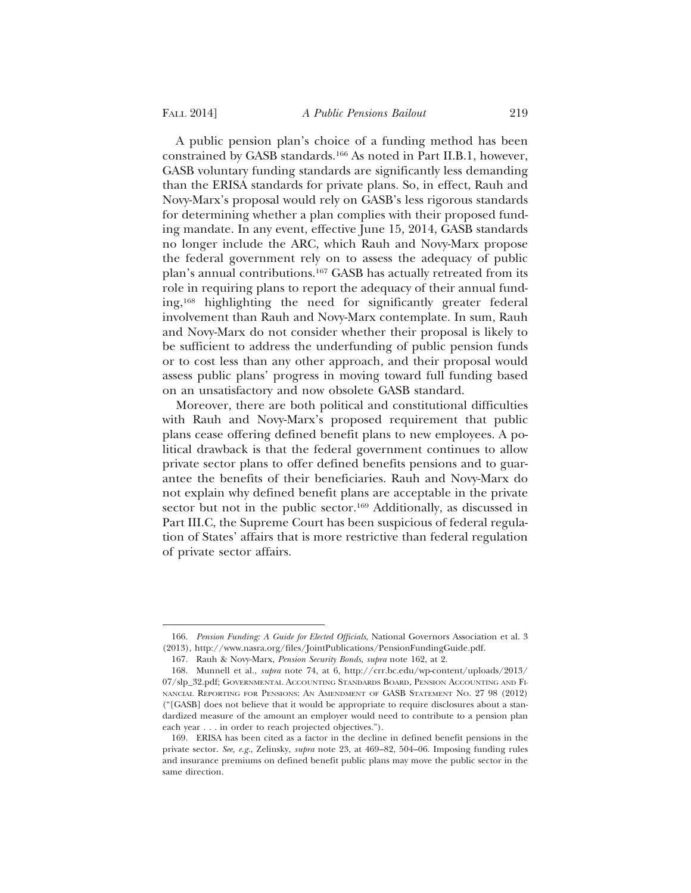A public pension plan's choice of a funding method has been constrained by GASB standards.[166] As noted in Part II.B.1, however, GASB voluntary funding standards are significantly less demanding than the ERISA standards for private plans. So, in effect, Rauh and Novy-Marx's proposal would rely on GASB's less rigorous standards for determining whether a plan complies with their proposed funding mandate. In any event, effective June 15, 2014, GASB standards no longer include the ARC, which Rauh and Novy-Marx propose the federal government rely on to assess the adequacy of public plan's annual contributions.[167] GASB has actually retreated from its role in requiring plans to report the adequacy of their annual funding,[168] highlighting the need for significantly greater federal involvement than Rauh and Novy-Marx contemplate. In sum, Rauh and Novy-Marx do not consider whether their proposal is likely to be sufficient to address the underfunding of public pension funds or to cost less than any other approach, and their proposal would assess public plans' progress in moving toward full funding based on an unsatisfactory and now obsolete GASB standard.

Moreover, there are both political and constitutional difficulties with Rauh and Novy-Marx's proposed requirement that public plans cease offering defined benefit plans to new employees. A political drawback is that the federal government continues to allow private sector plans to offer defined benefits pensions and to guarantee the benefits of their beneficiaries. Rauh and Novy-Marx do not explain why defined benefit plans are acceptable in the private sector but not in the public sector.[169] Additionally, as discussed in Part III.C, the Supreme Court has been suspicious of federal regulation of States' affairs that is more restrictive than federal regulation of private sector affairs.

---

166. *Pension Funding: A Guide for Elected Officials*, National Governors Association et al. 3 (2013), http://www.nasra.org/files/JointPublications/PensionFundingGuide.pdf.

167. Rauh & Novy-Marx, *Pension Security Bonds*, *supra* note 162, at 2.

168. Munnell et al., *supra* note 74, at 6, http://crr.bc.edu/wp-content/uploads/2013/07/slp_32.pdf; GOVERNMENTAL ACCOUNTING STANDARDS BOARD, PENSION ACCOUNTING AND FINANCIAL REPORTING FOR PENSIONS: AN AMENDMENT OF GASB STATEMENT NO. 27 98 (2012) ("[GASB] does not believe that it would be appropriate to require disclosures about a standardized measure of the amount an employer would need to contribute to a pension plan each year . . . in order to reach projected objectives.").

169. ERISA has been cited as a factor in the decline in defined benefit pensions in the private sector. *See, e.g.*, Zelinsky, *supra* note 23, at 469–82, 504–06. Imposing funding rules and insurance premiums on defined benefit public plans may move the public sector in the same direction.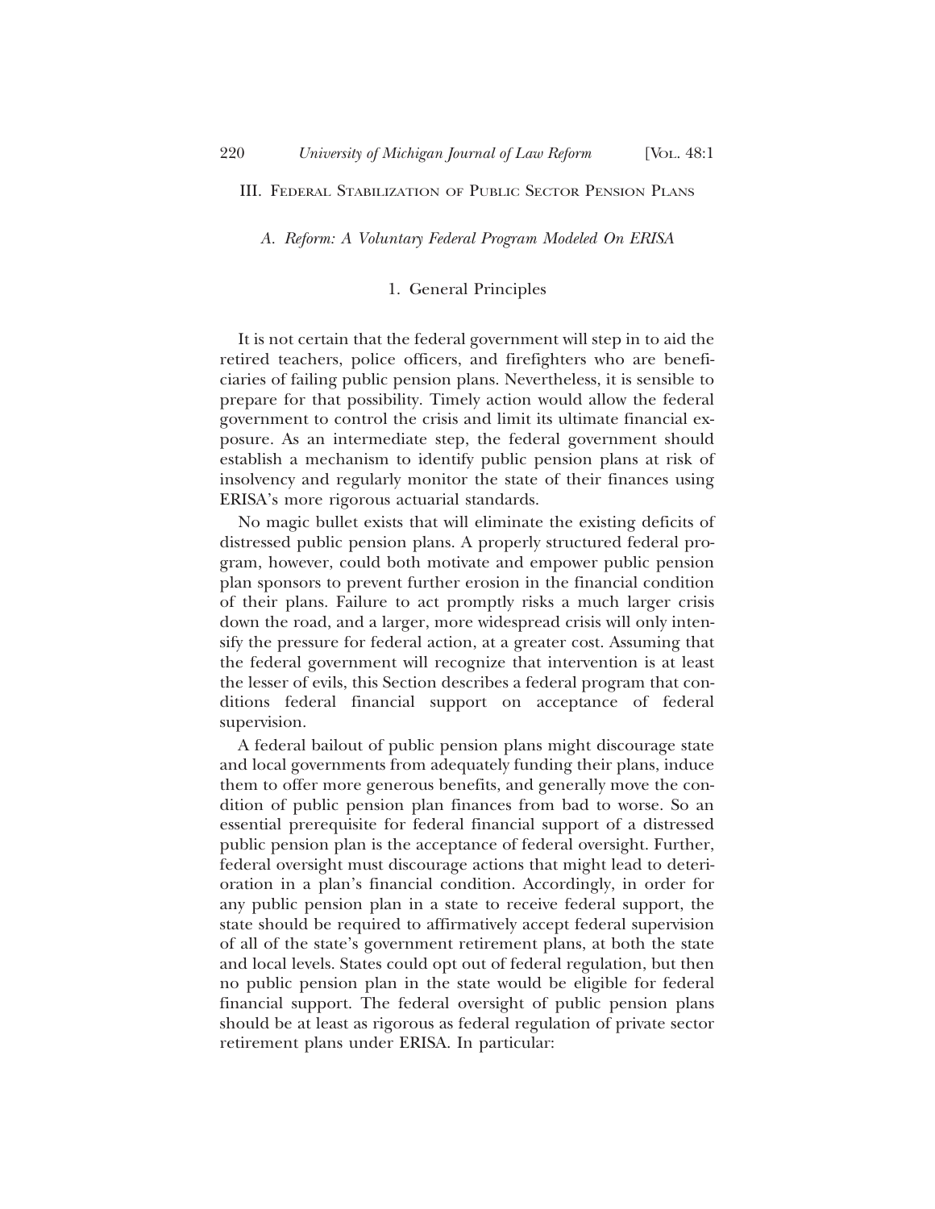## III. Federal Stabilization of Public Sector Pension Plans

### A. Reform: A Voluntary Federal Program Modeled On ERISA

#### 1. General Principles

It is not certain that the federal government will step in to aid the retired teachers, police officers, and firefighters who are beneficiaries of failing public pension plans. Nevertheless, it is sensible to prepare for that possibility. Timely action would allow the federal government to control the crisis and limit its ultimate financial exposure. As an intermediate step, the federal government should establish a mechanism to identify public pension plans at risk of insolvency and regularly monitor the state of their finances using ERISA's more rigorous actuarial standards.

No magic bullet exists that will eliminate the existing deficits of distressed public pension plans. A properly structured federal program, however, could both motivate and empower public pension plan sponsors to prevent further erosion in the financial condition of their plans. Failure to act promptly risks a much larger crisis down the road, and a larger, more widespread crisis will only intensify the pressure for federal action, at a greater cost. Assuming that the federal government will recognize that intervention is at least the lesser of evils, this Section describes a federal program that conditions federal financial support on acceptance of federal supervision.

A federal bailout of public pension plans might discourage state and local governments from adequately funding their plans, induce them to offer more generous benefits, and generally move the condition of public pension plan finances from bad to worse. So an essential prerequisite for federal financial support of a distressed public pension plan is the acceptance of federal oversight. Further, federal oversight must discourage actions that might lead to deterioration in a plan's financial condition. Accordingly, in order for any public pension plan in a state to receive federal support, the state should be required to affirmatively accept federal supervision of all of the state's government retirement plans, at both the state and local levels. States could opt out of federal regulation, but then no public pension plan in the state would be eligible for federal financial support. The federal oversight of public pension plans should be at least as rigorous as federal regulation of private sector retirement plans under ERISA. In particular: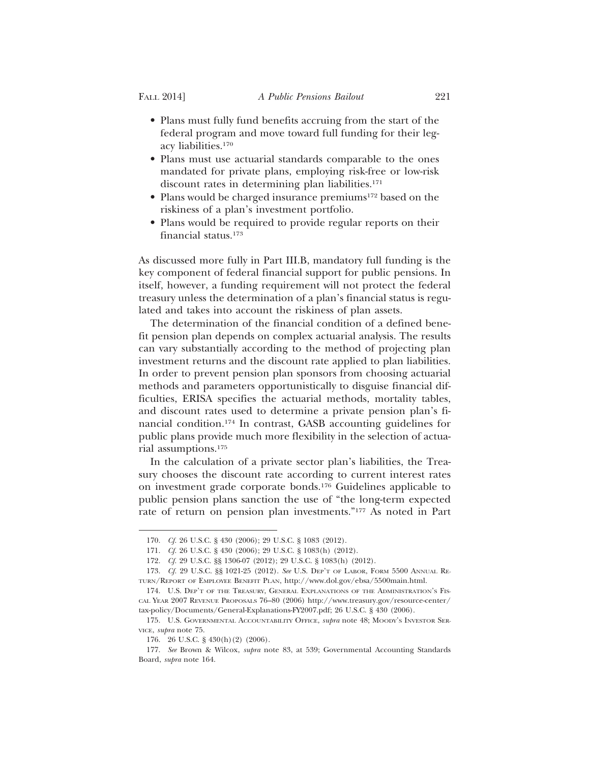- Plans must fully fund benefits accruing from the start of the federal program and move toward full funding for their legacy liabilities.[170]
- Plans must use actuarial standards comparable to the ones mandated for private plans, employing risk-free or low-risk discount rates in determining plan liabilities.[171]
- Plans would be charged insurance premiums[172] based on the riskiness of a plan's investment portfolio.
- Plans would be required to provide regular reports on their financial status.[173]

As discussed more fully in Part III.B, mandatory full funding is the key component of federal financial support for public pensions. In itself, however, a funding requirement will not protect the federal treasury unless the determination of a plan's financial status is regulated and takes into account the riskiness of plan assets.

The determination of the financial condition of a defined benefit pension plan depends on complex actuarial analysis. The results can vary substantially according to the method of projecting plan investment returns and the discount rate applied to plan liabilities. In order to prevent pension plan sponsors from choosing actuarial methods and parameters opportunistically to disguise financial difficulties, ERISA specifies the actuarial methods, mortality tables, and discount rates used to determine a private pension plan's financial condition.[174] In contrast, GASB accounting guidelines for public plans provide much more flexibility in the selection of actuarial assumptions.[175]

In the calculation of a private sector plan's liabilities, the Treasury chooses the discount rate according to current interest rates on investment grade corporate bonds.[176] Guidelines applicable to public pension plans sanction the use of "the long-term expected rate of return on pension plan investments."[177] As noted in Part

---

170. *Cf.* 26 U.S.C. § 430 (2006); 29 U.S.C. § 1083 (2012).

171. *Cf.* 26 U.S.C. § 430 (2006); 29 U.S.C. § 1083(h) (2012).

172. *Cf.* 29 U.S.C. §§ 1306-07 (2012); 29 U.S.C. § 1083(h) (2012).

173. *Cf.* 29 U.S.C. §§ 1021-25 (2012). *See* U.S. DEP'T OF LABOR, FORM 5500 ANNUAL RETURN/REPORT OF EMPLOYEE BENEFIT PLAN, http://www.dol.gov/ebsa/5500main.html.

174. U.S. DEP'T OF THE TREASURY, GENERAL EXPLANATIONS OF THE ADMINISTRATION'S FISCAL YEAR 2007 REVENUE PROPOSALS 76–80 (2006) http://www.treasury.gov/resource-center/tax-policy/Documents/General-Explanations-FY2007.pdf; 26 U.S.C. § 430 (2006).

175. U.S. GOVERNMENTAL ACCOUNTABILITY OFFICE, *supra* note 48; MOODY'S INVESTOR SERVICE, *supra* note 75.

176. 26 U.S.C. § 430(h)(2) (2006).

177. *See* Brown & Wilcox, *supra* note 83, at 539; Governmental Accounting Standards Board, *supra* note 164.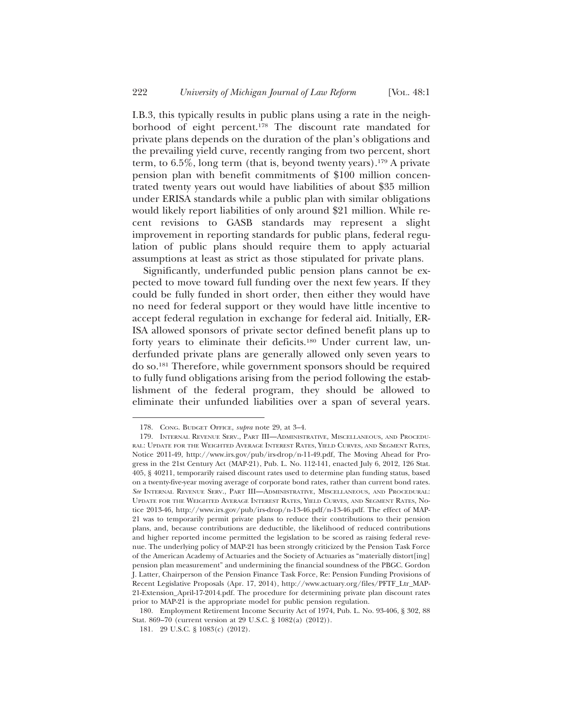I.B.3, this typically results in public plans using a rate in the neighborhood of eight percent.[178] The discount rate mandated for private plans depends on the duration of the plan's obligations and the prevailing yield curve, recently ranging from two percent, short term, to 6.5%, long term (that is, beyond twenty years).[179] A private pension plan with benefit commitments of $100 million concentrated twenty years out would have liabilities of about $35 million under ERISA standards while a public plan with similar obligations would likely report liabilities of only around $21 million. While recent revisions to GASB standards may represent a slight improvement in reporting standards for public plans, federal regulation of public plans should require them to apply actuarial assumptions at least as strict as those stipulated for private plans.

Significantly, underfunded public pension plans cannot be expected to move toward full funding over the next few years. If they could be fully funded in short order, then either they would have no need for federal support or they would have little incentive to accept federal regulation in exchange for federal aid. Initially, ERISA allowed sponsors of private sector defined benefit plans up to forty years to eliminate their deficits.[180] Under current law, underfunded private plans are generally allowed only seven years to do so.[181] Therefore, while government sponsors should be required to fully fund obligations arising from the period following the establishment of the federal program, they should be allowed to eliminate their unfunded liabilities over a span of several years.

---

178. Cong. Budget Office, *supra* note 29, at 3–4.

179. Internal Revenue Serv., Part III—Administrative, Miscellaneous, and Procedural: Update for the Weighted Average Interest Rates, Yield Curves, and Segment Rates, Notice 2011-49, http://www.irs.gov/pub/irs-drop/n-11-49.pdf, The Moving Ahead for Progress in the 21st Century Act (MAP-21), Pub. L. No. 112-141, enacted July 6, 2012, 126 Stat. 405, § 40211, temporarily raised discount rates used to determine plan funding status, based on a twenty-five-year moving average of corporate bond rates, rather than current bond rates. *See* Internal Revenue Serv., Part III—Administrative, Miscellaneous, and Procedural: Update for the Weighted Average Interest Rates, Yield Curves, and Segment Rates, Notice 2013-46, http://www.irs.gov/pub/irs-drop/n-13-46.pdf/n-13-46.pdf. The effect of MAP-21 was to temporarily permit private plans to reduce their contributions to their pension plans, and, because contributions are deductible, the likelihood of reduced contributions and higher reported income permitted the legislation to be scored as raising federal revenue. The underlying policy of MAP-21 has been strongly criticized by the Pension Task Force of the American Academy of Actuaries and the Society of Actuaries as "materially distort[ing] pension plan measurement" and undermining the financial soundness of the PBGC. Gordon J. Latter, Chairperson of the Pension Finance Task Force, Re: Pension Funding Provisions of Recent Legislative Proposals (Apr. 17, 2014), http://www.actuary.org/files/PFTF_Ltr_MAP-21-Extension_April-17-2014.pdf. The procedure for determining private plan discount rates prior to MAP-21 is the appropriate model for public pension regulation.

180. Employment Retirement Income Security Act of 1974, Pub. L. No. 93-406, § 302, 88 Stat. 869–70 (current version at 29 U.S.C. § 1082(a) (2012)).

181. 29 U.S.C. § 1083(c) (2012).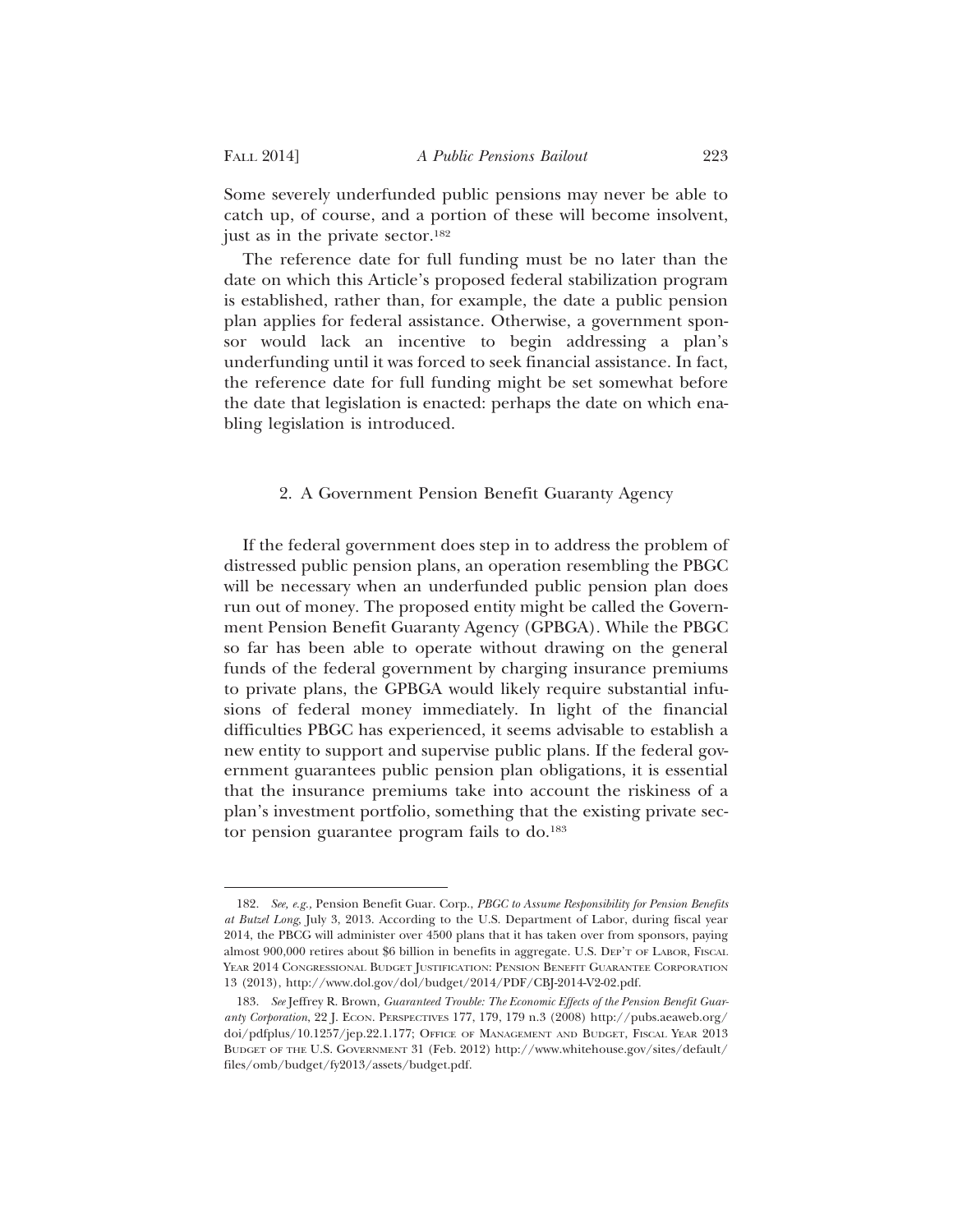Some severely underfunded public pensions may never be able to catch up, of course, and a portion of these will become insolvent, just as in the private sector.[182]

The reference date for full funding must be no later than the date on which this Article's proposed federal stabilization program is established, rather than, for example, the date a public pension plan applies for federal assistance. Otherwise, a government sponsor would lack an incentive to begin addressing a plan's underfunding until it was forced to seek financial assistance. In fact, the reference date for full funding might be set somewhat before the date that legislation is enacted: perhaps the date on which enabling legislation is introduced.

### 2. A Government Pension Benefit Guaranty Agency

If the federal government does step in to address the problem of distressed public pension plans, an operation resembling the PBGC will be necessary when an underfunded public pension plan does run out of money. The proposed entity might be called the Government Pension Benefit Guaranty Agency (GPBGA). While the PBGC so far has been able to operate without drawing on the general funds of the federal government by charging insurance premiums to private plans, the GPBGA would likely require substantial infusions of federal money immediately. In light of the financial difficulties PBGC has experienced, it seems advisable to establish a new entity to support and supervise public plans. If the federal government guarantees public pension plan obligations, it is essential that the insurance premiums take into account the riskiness of a plan's investment portfolio, something that the existing private sector pension guarantee program fails to do.[183]

---

182. *See, e.g.*, Pension Benefit Guar. Corp., *PBGC to Assume Responsibility for Pension Benefits at Butzel Long*, July 3, 2013. According to the U.S. Department of Labor, during fiscal year 2014, the PBCG will administer over 4500 plans that it has taken over from sponsors, paying almost 900,000 retires about $6 billion in benefits in aggregate. U.S. DEP'T OF LABOR, FISCAL YEAR 2014 CONGRESSIONAL BUDGET JUSTIFICATION: PENSION BENEFIT GUARANTEE CORPORATION 13 (2013), http://www.dol.gov/dol/budget/2014/PDF/CBJ-2014-V2-02.pdf.

183. *See* Jeffrey R. Brown, *Guaranteed Trouble: The Economic Effects of the Pension Benefit Guaranty Corporation*, 22 J. ECON. PERSPECTIVES 177, 179, 179 n.3 (2008) http://pubs.aeaweb.org/doi/pdfplus/10.1257/jep.22.1.177; OFFICE OF MANAGEMENT AND BUDGET, FISCAL YEAR 2013 BUDGET OF THE U.S. GOVERNMENT 31 (Feb. 2012) http://www.whitehouse.gov/sites/default/files/omb/budget/fy2013/assets/budget.pdf.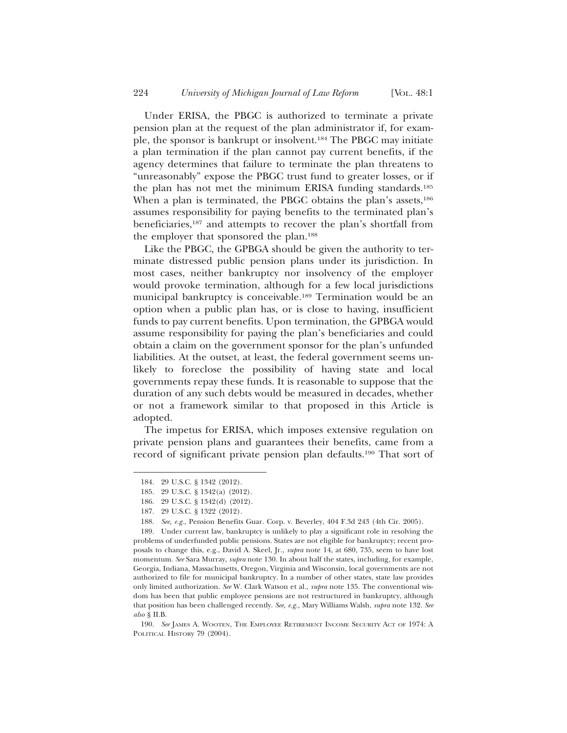Under ERISA, the PBGC is authorized to terminate a private pension plan at the request of the plan administrator if, for example, the sponsor is bankrupt or insolvent.[184] The PBGC may initiate a plan termination if the plan cannot pay current benefits, if the agency determines that failure to terminate the plan threatens to "unreasonably" expose the PBGC trust fund to greater losses, or if the plan has not met the minimum ERISA funding standards.[185] When a plan is terminated, the PBGC obtains the plan's assets,[186] assumes responsibility for paying benefits to the terminated plan's beneficiaries,[187] and attempts to recover the plan's shortfall from the employer that sponsored the plan.[188]

Like the PBGC, the GPBGA should be given the authority to terminate distressed public pension plans under its jurisdiction. In most cases, neither bankruptcy nor insolvency of the employer would provoke termination, although for a few local jurisdictions municipal bankruptcy is conceivable.[189] Termination would be an option when a public plan has, or is close to having, insufficient funds to pay current benefits. Upon termination, the GPBGA would assume responsibility for paying the plan's beneficiaries and could obtain a claim on the government sponsor for the plan's unfunded liabilities. At the outset, at least, the federal government seems unlikely to foreclose the possibility of having state and local governments repay these funds. It is reasonable to suppose that the duration of any such debts would be measured in decades, whether or not a framework similar to that proposed in this Article is adopted.

The impetus for ERISA, which imposes extensive regulation on private pension plans and guarantees their benefits, came from a record of significant private pension plan defaults.[190] That sort of

---

184. 29 U.S.C. § 1342 (2012).

185. 29 U.S.C. § 1342(a) (2012).

186. 29 U.S.C. § 1342(d) (2012).

187. 29 U.S.C. § 1322 (2012).

188. *See, e.g.,* Pension Benefits Guar. Corp. v. Beverley, 404 F.3d 243 (4th Cir. 2005).

189. Under current law, bankruptcy is unlikely to play a significant role in resolving the problems of underfunded public pensions. States are not eligible for bankruptcy; recent proposals to change this, e.g., David A. Skeel, Jr., *supra* note 14, at 680, 735, seem to have lost momentum. *See* Sara Murray, *supra* note 130. In about half the states, including, for example, Georgia, Indiana, Massachusetts, Oregon, Virginia and Wisconsin, local governments are not authorized to file for municipal bankruptcy. In a number of other states, state law provides only limited authorization. *See* W. Clark Watson et al., *supra* note 135. The conventional wisdom has been that public employee pensions are not restructured in bankruptcy, although that position has been challenged recently. *See, e.g.,* Mary Williams Walsh, *supra* note 132. *See also* § II.B.

190. *See* James A. Wooten, The Employee Retirement Income Security Act of 1974: A Political History 79 (2004).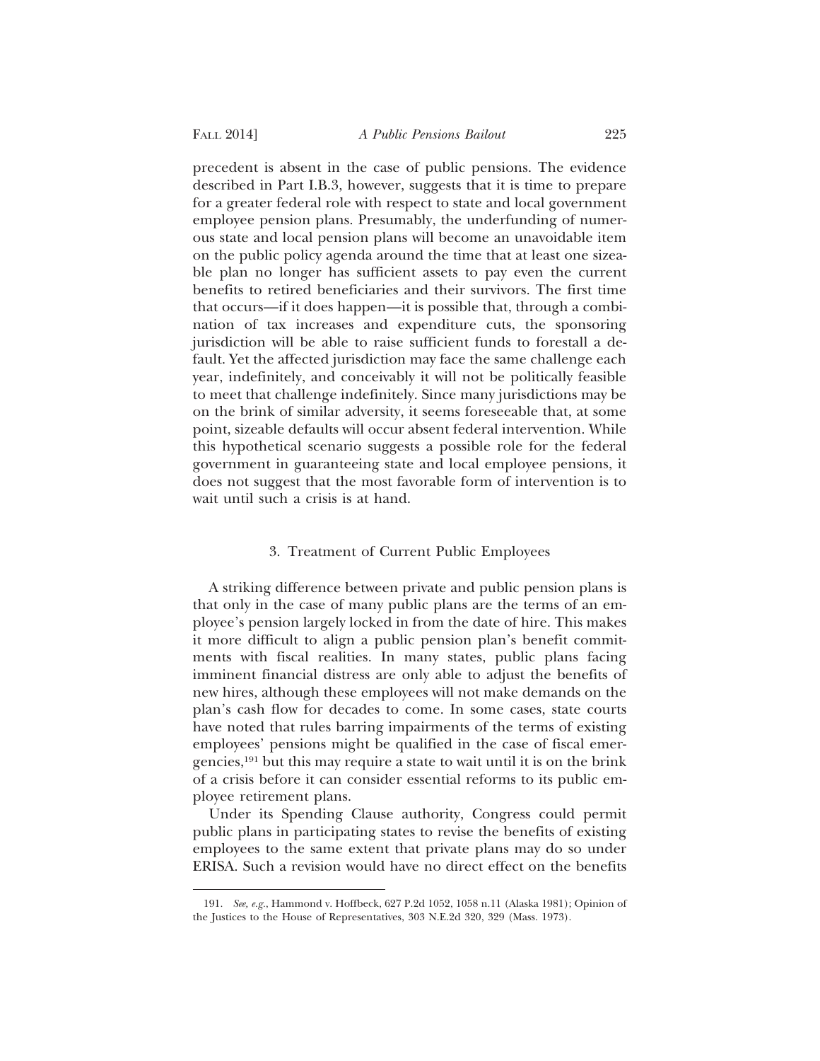precedent is absent in the case of public pensions. The evidence described in Part I.B.3, however, suggests that it is time to prepare for a greater federal role with respect to state and local government employee pension plans. Presumably, the underfunding of numerous state and local pension plans will become an unavoidable item on the public policy agenda around the time that at least one sizeable plan no longer has sufficient assets to pay even the current benefits to retired beneficiaries and their survivors. The first time that occurs—if it does happen—it is possible that, through a combination of tax increases and expenditure cuts, the sponsoring jurisdiction will be able to raise sufficient funds to forestall a default. Yet the affected jurisdiction may face the same challenge each year, indefinitely, and conceivably it will not be politically feasible to meet that challenge indefinitely. Since many jurisdictions may be on the brink of similar adversity, it seems foreseeable that, at some point, sizeable defaults will occur absent federal intervention. While this hypothetical scenario suggests a possible role for the federal government in guaranteeing state and local employee pensions, it does not suggest that the most favorable form of intervention is to wait until such a crisis is at hand.

### 3. Treatment of Current Public Employees

A striking difference between private and public pension plans is that only in the case of many public plans are the terms of an employee's pension largely locked in from the date of hire. This makes it more difficult to align a public pension plan's benefit commitments with fiscal realities. In many states, public plans facing imminent financial distress are only able to adjust the benefits of new hires, although these employees will not make demands on the plan's cash flow for decades to come. In some cases, state courts have noted that rules barring impairments of the terms of existing employees' pensions might be qualified in the case of fiscal emergencies,[191] but this may require a state to wait until it is on the brink of a crisis before it can consider essential reforms to its public employee retirement plans.

Under its Spending Clause authority, Congress could permit public plans in participating states to revise the benefits of existing employees to the same extent that private plans may do so under ERISA. Such a revision would have no direct effect on the benefits

191. *See, e.g.*, Hammond v. Hoffbeck, 627 P.2d 1052, 1058 n.11 (Alaska 1981); Opinion of the Justices to the House of Representatives, 303 N.E.2d 320, 329 (Mass. 1973).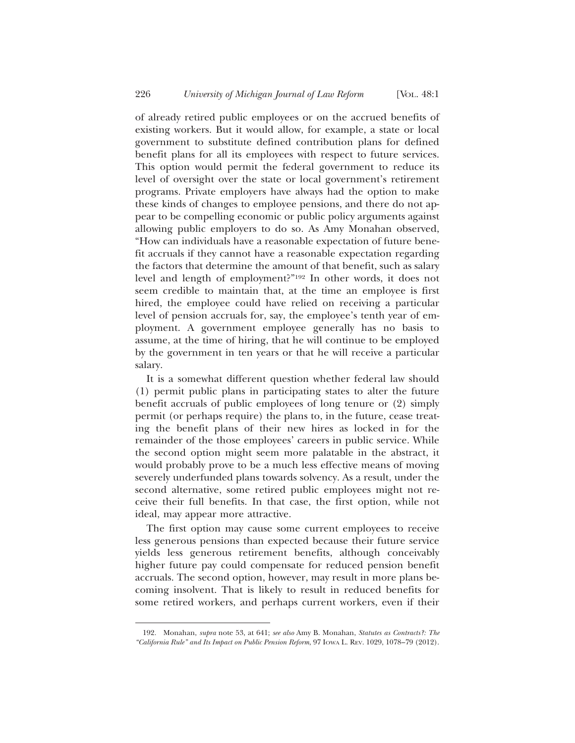of already retired public employees or on the accrued benefits of existing workers. But it would allow, for example, a state or local government to substitute defined contribution plans for defined benefit plans for all its employees with respect to future services. This option would permit the federal government to reduce its level of oversight over the state or local government's retirement programs. Private employers have always had the option to make these kinds of changes to employee pensions, and there do not appear to be compelling economic or public policy arguments against allowing public employers to do so. As Amy Monahan observed, "How can individuals have a reasonable expectation of future benefit accruals if they cannot have a reasonable expectation regarding the factors that determine the amount of that benefit, such as salary level and length of employment?"[192] In other words, it does not seem credible to maintain that, at the time an employee is first hired, the employee could have relied on receiving a particular level of pension accruals for, say, the employee's tenth year of employment. A government employee generally has no basis to assume, at the time of hiring, that he will continue to be employed by the government in ten years or that he will receive a particular salary.

It is a somewhat different question whether federal law should (1) permit public plans in participating states to alter the future benefit accruals of public employees of long tenure or (2) simply permit (or perhaps require) the plans to, in the future, cease treating the benefit plans of their new hires as locked in for the remainder of the those employees' careers in public service. While the second option might seem more palatable in the abstract, it would probably prove to be a much less effective means of moving severely underfunded plans towards solvency. As a result, under the second alternative, some retired public employees might not receive their full benefits. In that case, the first option, while not ideal, may appear more attractive.

The first option may cause some current employees to receive less generous pensions than expected because their future service yields less generous retirement benefits, although conceivably higher future pay could compensate for reduced pension benefit accruals. The second option, however, may result in more plans becoming insolvent. That is likely to result in reduced benefits for some retired workers, and perhaps current workers, even if their

---

192. Monahan, *supra* note 53, at 641; *see also* Amy B. Monahan, *Statutes as Contracts?: The "California Rule" and Its Impact on Public Pension Reform*, 97 Iowa L. Rev. 1029, 1078–79 (2012).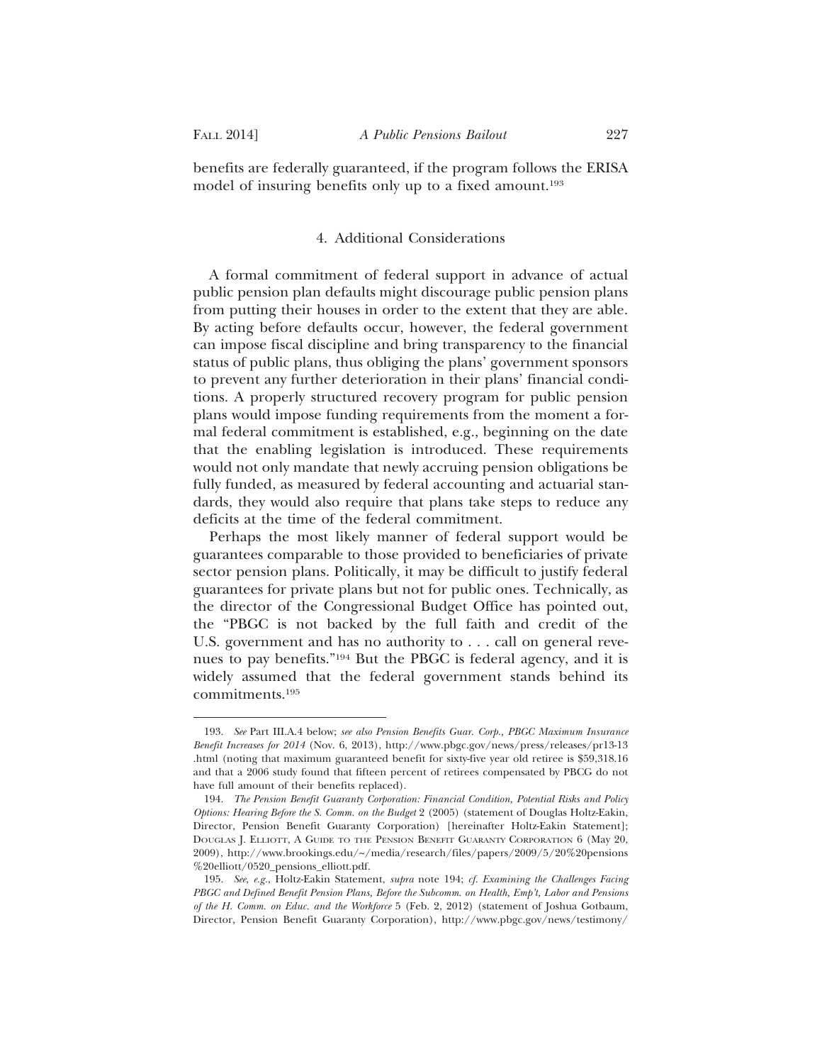benefits are federally guaranteed, if the program follows the ERISA model of insuring benefits only up to a fixed amount.[193]

#### 4. Additional Considerations

A formal commitment of federal support in advance of actual public pension plan defaults might discourage public pension plans from putting their houses in order to the extent that they are able. By acting before defaults occur, however, the federal government can impose fiscal discipline and bring transparency to the financial status of public plans, thus obliging the plans' government sponsors to prevent any further deterioration in their plans' financial conditions. A properly structured recovery program for public pension plans would impose funding requirements from the moment a formal federal commitment is established, e.g., beginning on the date that the enabling legislation is introduced. These requirements would not only mandate that newly accruing pension obligations be fully funded, as measured by federal accounting and actuarial standards, they would also require that plans take steps to reduce any deficits at the time of the federal commitment.

Perhaps the most likely manner of federal support would be guarantees comparable to those provided to beneficiaries of private sector pension plans. Politically, it may be difficult to justify federal guarantees for private plans but not for public ones. Technically, as the director of the Congressional Budget Office has pointed out, the "PBGC is not backed by the full faith and credit of the U.S. government and has no authority to . . . call on general revenues to pay benefits."[194] But the PBGC is federal agency, and it is widely assumed that the federal government stands behind its commitments.[195]

---

193. *See* Part III.A.4 below; *see also Pension Benefits Guar. Corp., PBGC Maximum Insurance Benefit Increases for 2014* (Nov. 6, 2013), http://www.pbgc.gov/news/press/releases/pr13-13.html (noting that maximum guaranteed benefit for sixty-five year old retiree is $59,318.16 and that a 2006 study found that fifteen percent of retirees compensated by PBCG do not have full amount of their benefits replaced).

194. *The Pension Benefit Guaranty Corporation: Financial Condition, Potential Risks and Policy Options: Hearing Before the S. Comm. on the Budget* 2 (2005) (statement of Douglas Holtz-Eakin, Director, Pension Benefit Guaranty Corporation) [hereinafter Holtz-Eakin Statement]; Douglas J. Elliott, A Guide to the Pension Benefit Guaranty Corporation 6 (May 20, 2009), http://www.brookings.edu/~/media/research/files/papers/2009/5/20%20pensions%20elliott/0520_pensions_elliott.pdf.

195. *See, e.g.*, Holtz-Eakin Statement, *supra* note 194; *cf. Examining the Challenges Facing PBGC and Defined Benefit Pension Plans, Before the Subcomm. on Health, Emp't, Labor and Pensions of the H. Comm. on Educ. and the Workforce* 5 (Feb. 2, 2012) (statement of Joshua Gotbaum, Director, Pension Benefit Guaranty Corporation), http://www.pbgc.gov/news/testimony/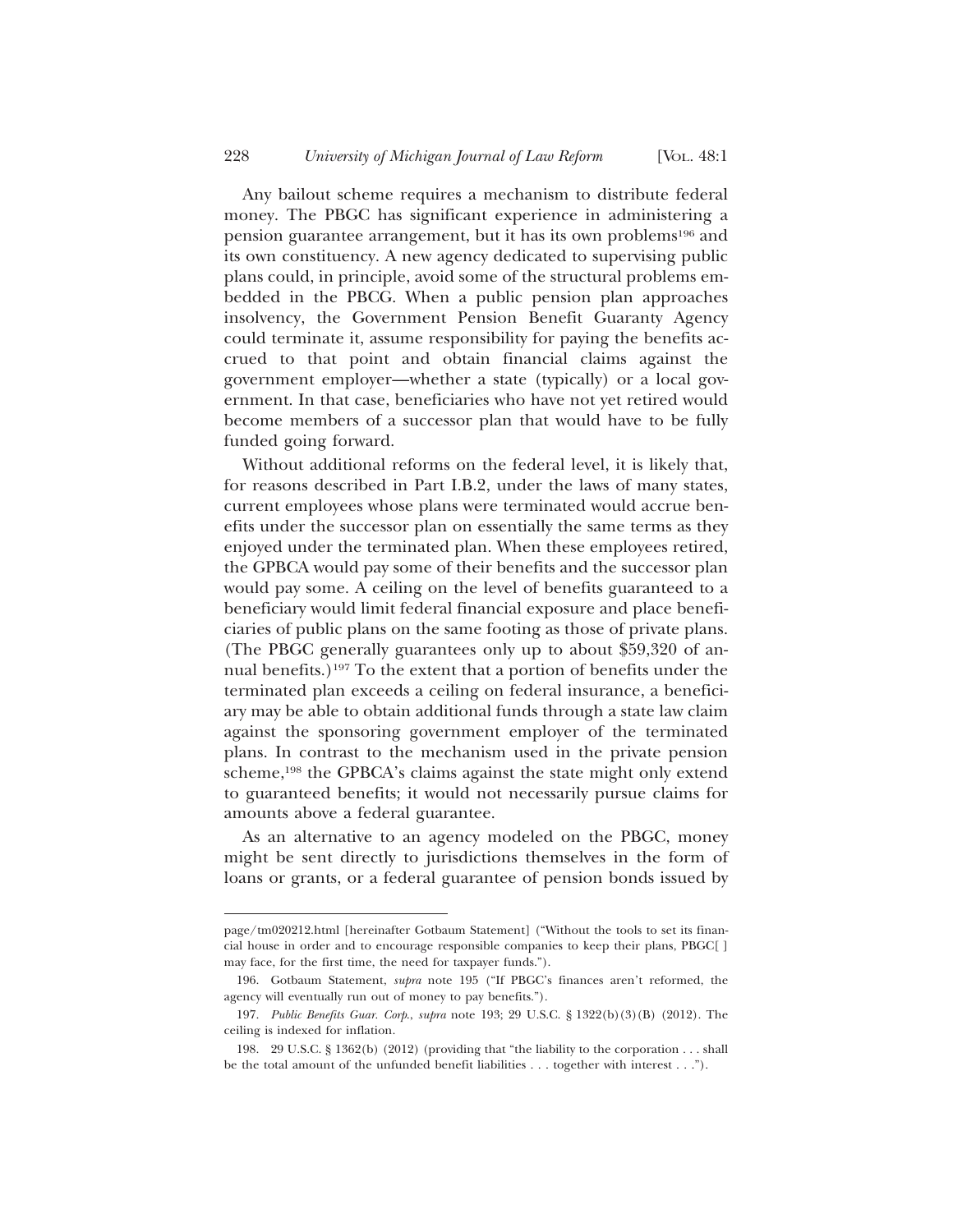Any bailout scheme requires a mechanism to distribute federal money. The PBGC has significant experience in administering a pension guarantee arrangement, but it has its own problems[196] and its own constituency. A new agency dedicated to supervising public plans could, in principle, avoid some of the structural problems embedded in the PBCG. When a public pension plan approaches insolvency, the Government Pension Benefit Guaranty Agency could terminate it, assume responsibility for paying the benefits accrued to that point and obtain financial claims against the government employer—whether a state (typically) or a local government. In that case, beneficiaries who have not yet retired would become members of a successor plan that would have to be fully funded going forward.

Without additional reforms on the federal level, it is likely that, for reasons described in Part I.B.2, under the laws of many states, current employees whose plans were terminated would accrue benefits under the successor plan on essentially the same terms as they enjoyed under the terminated plan. When these employees retired, the GPBCA would pay some of their benefits and the successor plan would pay some. A ceiling on the level of benefits guaranteed to a beneficiary would limit federal financial exposure and place beneficiaries of public plans on the same footing as those of private plans. (The PBGC generally guarantees only up to about $59,320 of annual benefits.)[197] To the extent that a portion of benefits under the terminated plan exceeds a ceiling on federal insurance, a beneficiary may be able to obtain additional funds through a state law claim against the sponsoring government employer of the terminated plans. In contrast to the mechanism used in the private pension scheme,[198] the GPBCA's claims against the state might only extend to guaranteed benefits; it would not necessarily pursue claims for amounts above a federal guarantee.

As an alternative to an agency modeled on the PBGC, money might be sent directly to jurisdictions themselves in the form of loans or grants, or a federal guarantee of pension bonds issued by

---

page/tm020212.html [hereinafter Gotbaum Statement] ("Without the tools to set its financial house in order and to encourage responsible companies to keep their plans, PBGC[ ] may face, for the first time, the need for taxpayer funds.").

196. Gotbaum Statement, *supra* note 195 ("If PBGC's finances aren't reformed, the agency will eventually run out of money to pay benefits.").

197. *Public Benefits Guar. Corp.*, *supra* note 193; 29 U.S.C. § 1322(b)(3)(B) (2012). The ceiling is indexed for inflation.

198. 29 U.S.C. § 1362(b) (2012) (providing that "the liability to the corporation . . . shall be the total amount of the unfunded benefit liabilities . . . together with interest . . .").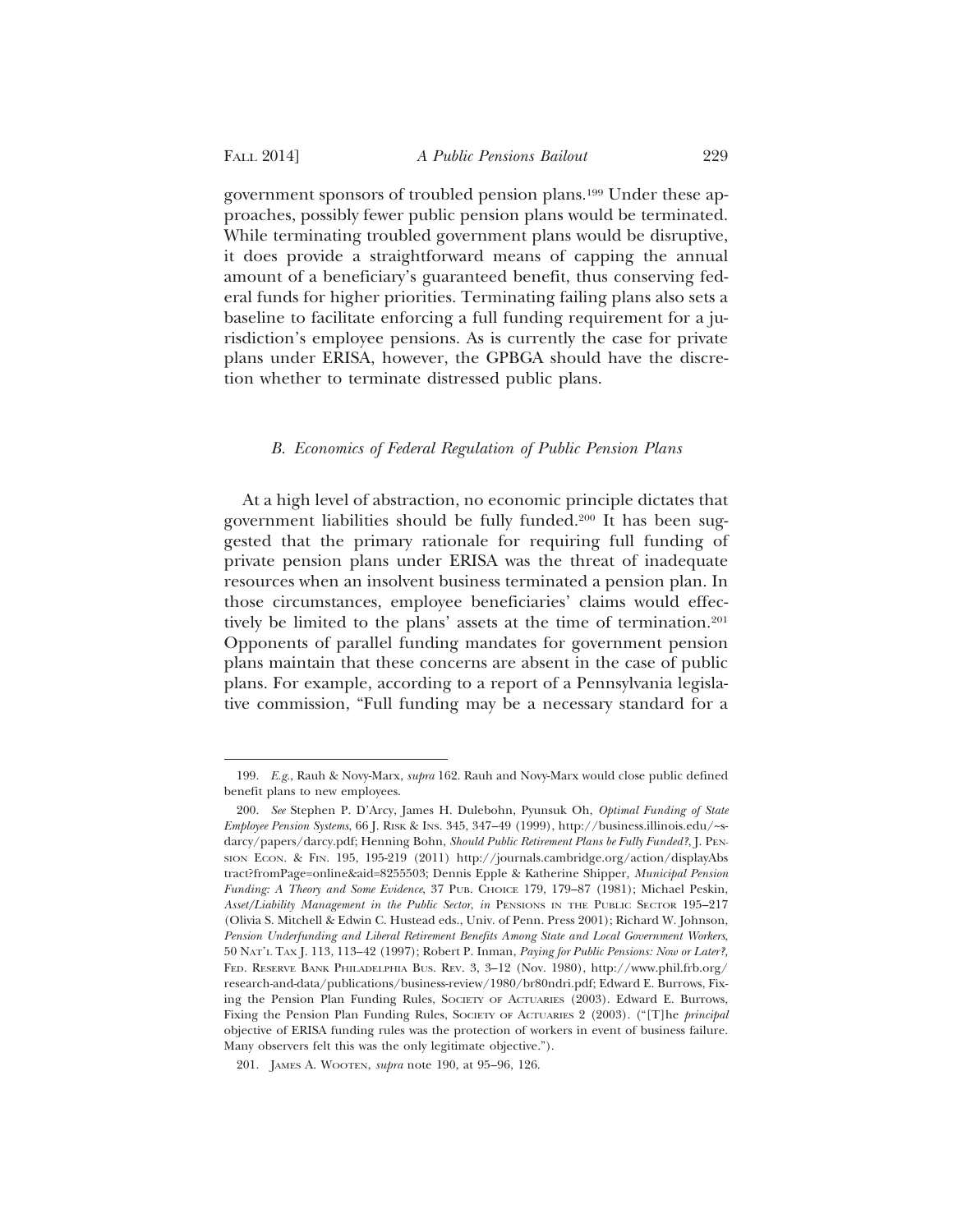government sponsors of troubled pension plans.[199] Under these approaches, possibly fewer public pension plans would be terminated. While terminating troubled government plans would be disruptive, it does provide a straightforward means of capping the annual amount of a beneficiary's guaranteed benefit, thus conserving federal funds for higher priorities. Terminating failing plans also sets a baseline to facilitate enforcing a full funding requirement for a jurisdiction's employee pensions. As is currently the case for private plans under ERISA, however, the GPBGA should have the discretion whether to terminate distressed public plans.

### *B. Economics of Federal Regulation of Public Pension Plans*

At a high level of abstraction, no economic principle dictates that government liabilities should be fully funded.[200] It has been suggested that the primary rationale for requiring full funding of private pension plans under ERISA was the threat of inadequate resources when an insolvent business terminated a pension plan. In those circumstances, employee beneficiaries' claims would effectively be limited to the plans' assets at the time of termination.[201] Opponents of parallel funding mandates for government pension plans maintain that these concerns are absent in the case of public plans. For example, according to a report of a Pennsylvania legislative commission, "Full funding may be a necessary standard for a

---

199. *E.g.*, Rauh & Novy-Marx, *supra* 162. Rauh and Novy-Marx would close public defined benefit plans to new employees.

200. *See* Stephen P. D'Arcy, James H. Dulebohn, Pyunsuk Oh, *Optimal Funding of State Employee Pension Systems*, 66 J. RISK & INS. 345, 347–49 (1999), http://business.illinois.edu/~s-darcy/papers/darcy.pdf; Henning Bohn, *Should Public Retirement Plans be Fully Funded?*, J. PENSION ECON. & FIN. 195, 195-219 (2011) http://journals.cambridge.org/action/displayAbstract?fromPage=online&aid=8255503; Dennis Epple & Katherine Shipper, *Municipal Pension Funding: A Theory and Some Evidence*, 37 PUB. CHOICE 179, 179–87 (1981); Michael Peskin, *Asset/Liability Management in the Public Sector*, *in* PENSIONS IN THE PUBLIC SECTOR 195–217 (Olivia S. Mitchell & Edwin C. Hustead eds., Univ. of Penn. Press 2001); Richard W. Johnson, *Pension Underfunding and Liberal Retirement Benefits Among State and Local Government Workers*, 50 NAT'L TAX J. 113, 113–42 (1997); Robert P. Inman, *Paying for Public Pensions: Now or Later?*, FED. RESERVE BANK PHILADELPHIA BUS. REV. 3, 3–12 (Nov. 1980), http://www.phil.frb.org/research-and-data/publications/business-review/1980/br80ndri.pdf; Edward E. Burrows, Fixing the Pension Plan Funding Rules, SOCIETY OF ACTUARIES (2003). Edward E. Burrows, Fixing the Pension Plan Funding Rules, SOCIETY OF ACTUARIES 2 (2003). ("[T]he *principal* objective of ERISA funding rules was the protection of workers in event of business failure. Many observers felt this was the only legitimate objective.").

201. JAMES A. WOOTEN, *supra* note 190, at 95–96, 126.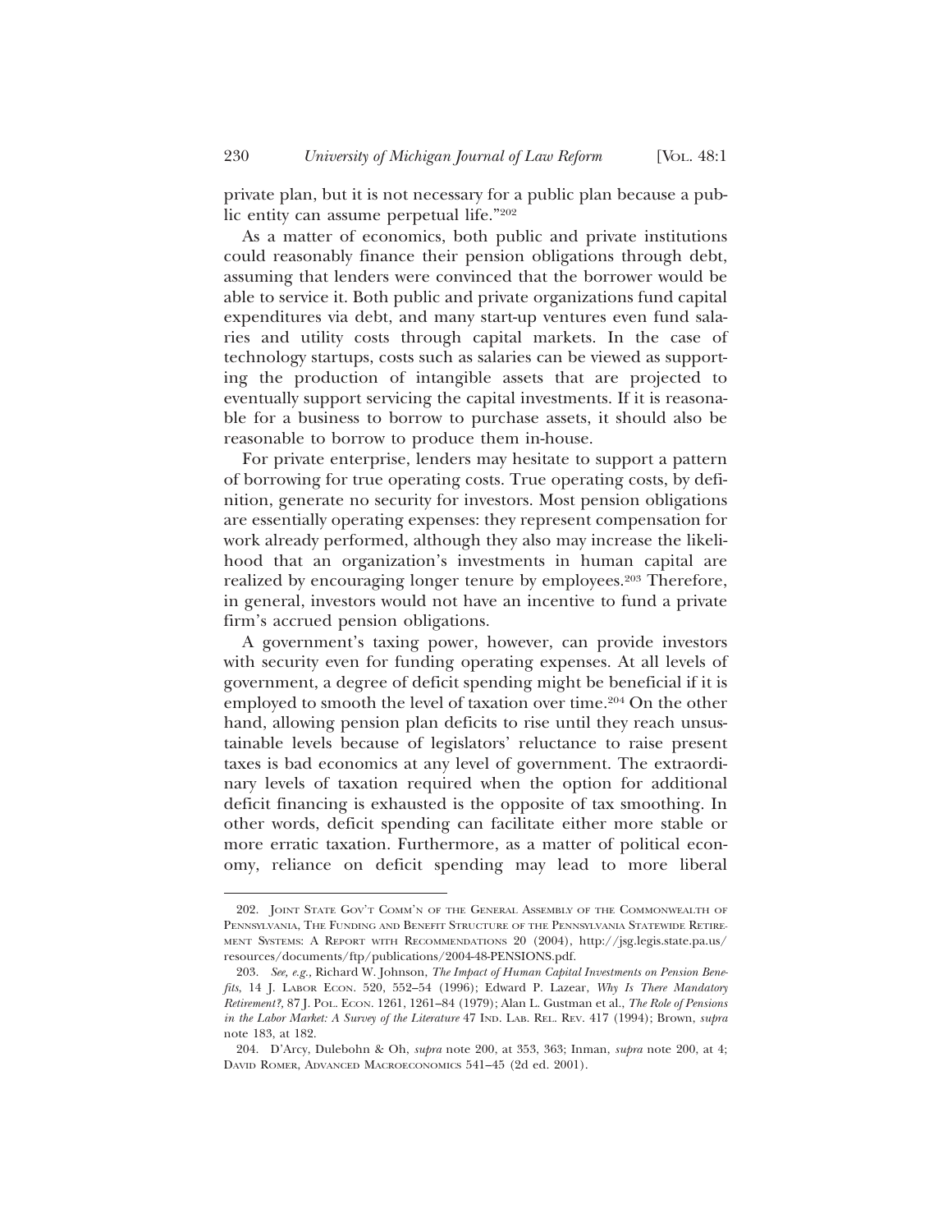private plan, but it is not necessary for a public plan because a public entity can assume perpetual life."[202]

As a matter of economics, both public and private institutions could reasonably finance their pension obligations through debt, assuming that lenders were convinced that the borrower would be able to service it. Both public and private organizations fund capital expenditures via debt, and many start-up ventures even fund salaries and utility costs through capital markets. In the case of technology startups, costs such as salaries can be viewed as supporting the production of intangible assets that are projected to eventually support servicing the capital investments. If it is reasonable for a business to borrow to purchase assets, it should also be reasonable to borrow to produce them in-house.

For private enterprise, lenders may hesitate to support a pattern of borrowing for true operating costs. True operating costs, by definition, generate no security for investors. Most pension obligations are essentially operating expenses: they represent compensation for work already performed, although they also may increase the likelihood that an organization's investments in human capital are realized by encouraging longer tenure by employees.[203] Therefore, in general, investors would not have an incentive to fund a private firm's accrued pension obligations.

A government's taxing power, however, can provide investors with security even for funding operating expenses. At all levels of government, a degree of deficit spending might be beneficial if it is employed to smooth the level of taxation over time.[204] On the other hand, allowing pension plan deficits to rise until they reach unsustainable levels because of legislators' reluctance to raise present taxes is bad economics at any level of government. The extraordinary levels of taxation required when the option for additional deficit financing is exhausted is the opposite of tax smoothing. In other words, deficit spending can facilitate either more stable or more erratic taxation. Furthermore, as a matter of political economy, reliance on deficit spending may lead to more liberal

---

202. Joint State Gov't Comm'n of the General Assembly of the Commonwealth of Pennsylvania, The Funding and Benefit Structure of the Pennsylvania Statewide Retirement Systems: A Report with Recommendations 20 (2004), http://jsg.legis.state.pa.us/resources/documents/ftp/publications/2004-48-PENSIONS.pdf.

203. *See, e.g.,* Richard W. Johnson, *The Impact of Human Capital Investments on Pension Benefits*, 14 J. Labor Econ. 520, 552–54 (1996); Edward P. Lazear, *Why Is There Mandatory Retirement?*, 87 J. Pol. Econ. 1261, 1261–84 (1979); Alan L. Gustman et al., *The Role of Pensions in the Labor Market: A Survey of the Literature* 47 Ind. Lab. Rel. Rev. 417 (1994); Brown, *supra* note 183, at 182.

204. D'Arcy, Dulebohn & Oh, *supra* note 200, at 353, 363; Inman, *supra* note 200, at 4; David Romer, Advanced Macroeconomics 541–45 (2d ed. 2001).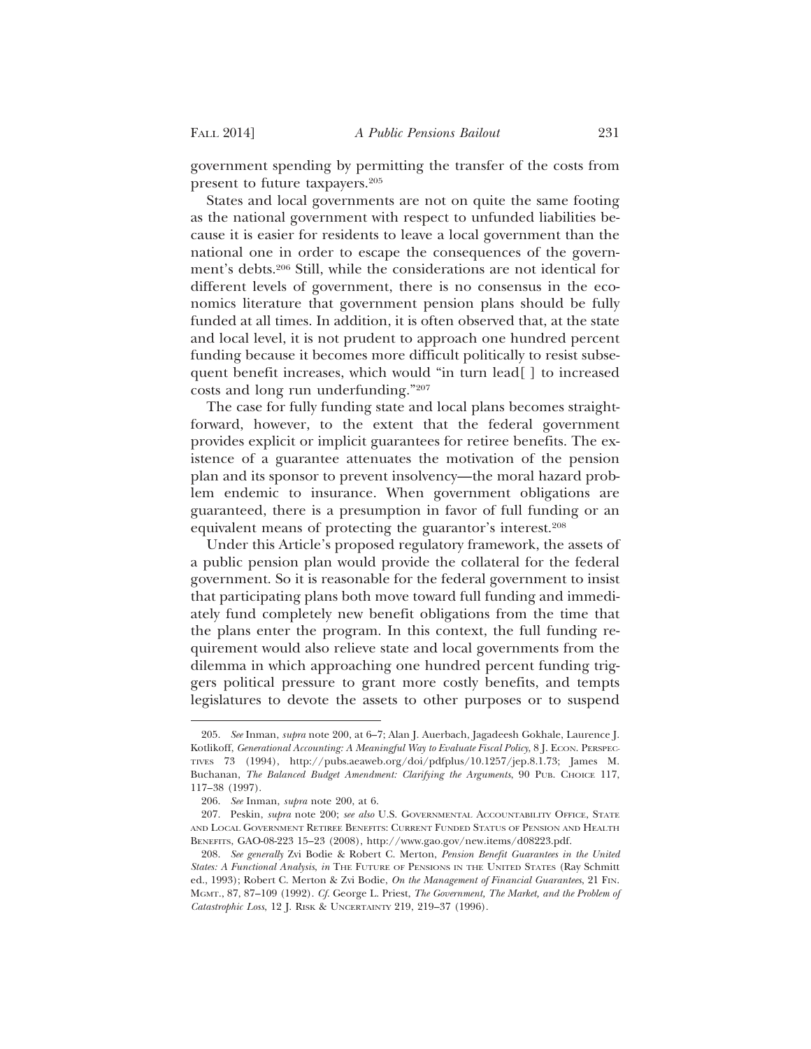government spending by permitting the transfer of the costs from present to future taxpayers.[205]

States and local governments are not on quite the same footing as the national government with respect to unfunded liabilities because it is easier for residents to leave a local government than the national one in order to escape the consequences of the government's debts.[206] Still, while the considerations are not identical for different levels of government, there is no consensus in the economics literature that government pension plans should be fully funded at all times. In addition, it is often observed that, at the state and local level, it is not prudent to approach one hundred percent funding because it becomes more difficult politically to resist subsequent benefit increases, which would "in turn lead[ ] to increased costs and long run underfunding."[207]

The case for fully funding state and local plans becomes straightforward, however, to the extent that the federal government provides explicit or implicit guarantees for retiree benefits. The existence of a guarantee attenuates the motivation of the pension plan and its sponsor to prevent insolvency—the moral hazard problem endemic to insurance. When government obligations are guaranteed, there is a presumption in favor of full funding or an equivalent means of protecting the guarantor's interest.[208]

Under this Article's proposed regulatory framework, the assets of a public pension plan would provide the collateral for the federal government. So it is reasonable for the federal government to insist that participating plans both move toward full funding and immediately fund completely new benefit obligations from the time that the plans enter the program. In this context, the full funding requirement would also relieve state and local governments from the dilemma in which approaching one hundred percent funding triggers political pressure to grant more costly benefits, and tempts legislatures to devote the assets to other purposes or to suspend

---

205. *See* Inman, *supra* note 200, at 6–7; Alan J. Auerbach, Jagadeesh Gokhale, Laurence J. Kotlikoff, *Generational Accounting: A Meaningful Way to Evaluate Fiscal Policy*, 8 J. ECON. PERSPECTIVES 73 (1994), http://pubs.aeaweb.org/doi/pdfplus/10.1257/jep.8.1.73; James M. Buchanan, *The Balanced Budget Amendment: Clarifying the Arguments*, 90 PUB. CHOICE 117, 117–38 (1997).

206. *See* Inman, *supra* note 200, at 6.

207. Peskin, *supra* note 200; *see also* U.S. GOVERNMENTAL ACCOUNTABILITY OFFICE, STATE AND LOCAL GOVERNMENT RETIREE BENEFITS: CURRENT FUNDED STATUS OF PENSION AND HEALTH BENEFITS, GAO-08-223 15–23 (2008), http://www.gao.gov/new.items/d08223.pdf.

208. *See generally* Zvi Bodie & Robert C. Merton, *Pension Benefit Guarantees in the United States: A Functional Analysis*, *in* THE FUTURE OF PENSIONS IN THE UNITED STATES (Ray Schmitt ed., 1993); Robert C. Merton & Zvi Bodie, *On the Management of Financial Guarantees*, 21 FIN. MGMT., 87, 87–109 (1992). *Cf.* George L. Priest, *The Government, The Market, and the Problem of Catastrophic Loss*, 12 J. RISK & UNCERTAINTY 219, 219–37 (1996).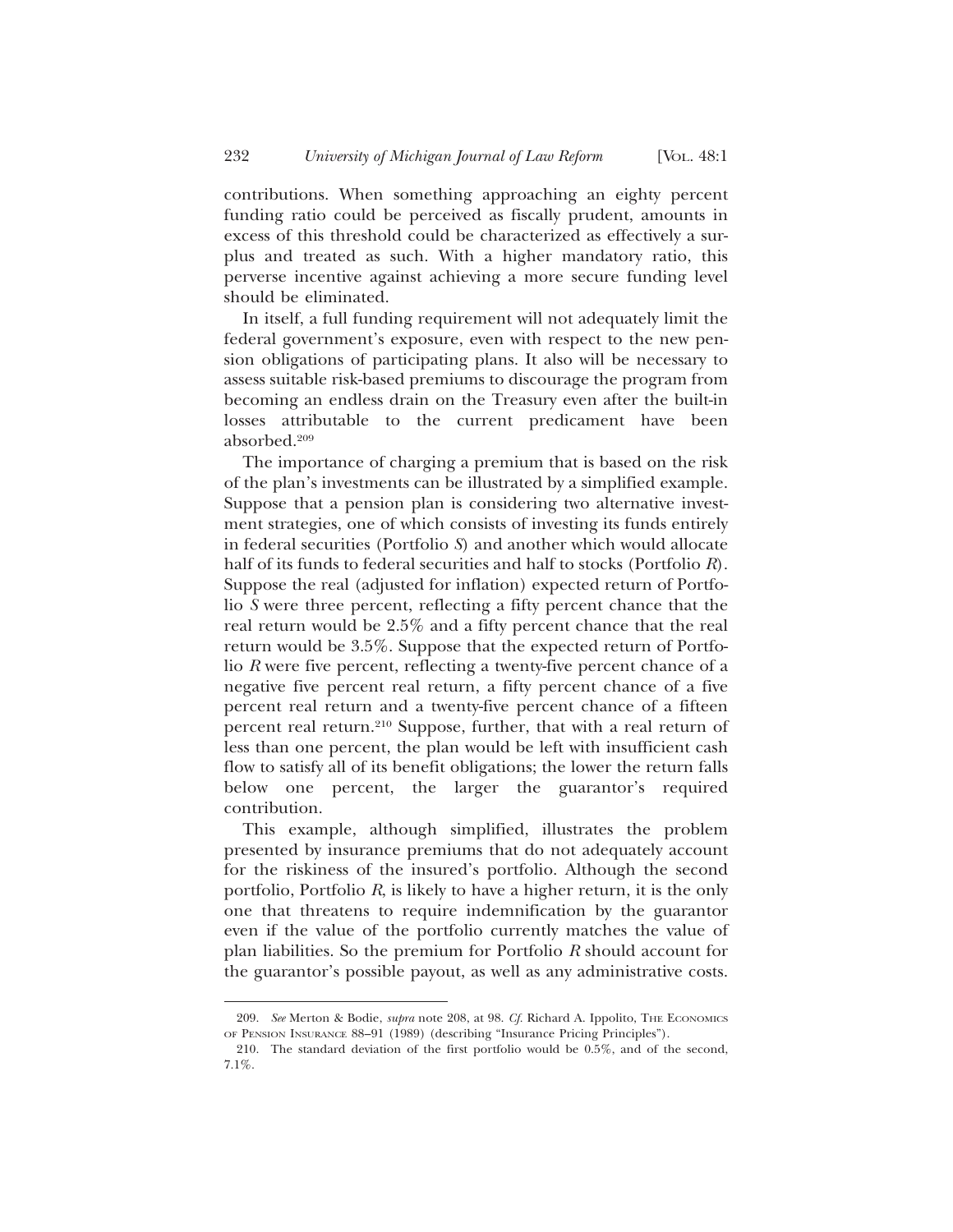contributions. When something approaching an eighty percent funding ratio could be perceived as fiscally prudent, amounts in excess of this threshold could be characterized as effectively a surplus and treated as such. With a higher mandatory ratio, this perverse incentive against achieving a more secure funding level should be eliminated.

In itself, a full funding requirement will not adequately limit the federal government's exposure, even with respect to the new pension obligations of participating plans. It also will be necessary to assess suitable risk-based premiums to discourage the program from becoming an endless drain on the Treasury even after the built-in losses attributable to the current predicament have been absorbed.[209]

The importance of charging a premium that is based on the risk of the plan's investments can be illustrated by a simplified example. Suppose that a pension plan is considering two alternative investment strategies, one of which consists of investing its funds entirely in federal securities (Portfolio *S*) and another which would allocate half of its funds to federal securities and half to stocks (Portfolio *R*). Suppose the real (adjusted for inflation) expected return of Portfolio *S* were three percent, reflecting a fifty percent chance that the real return would be 2.5% and a fifty percent chance that the real return would be 3.5%. Suppose that the expected return of Portfolio *R* were five percent, reflecting a twenty-five percent chance of a negative five percent real return, a fifty percent chance of a five percent real return and a twenty-five percent chance of a fifteen percent real return.[210] Suppose, further, that with a real return of less than one percent, the plan would be left with insufficient cash flow to satisfy all of its benefit obligations; the lower the return falls below one percent, the larger the guarantor's required contribution.

This example, although simplified, illustrates the problem presented by insurance premiums that do not adequately account for the riskiness of the insured's portfolio. Although the second portfolio, Portfolio *R*, is likely to have a higher return, it is the only one that threatens to require indemnification by the guarantor even if the value of the portfolio currently matches the value of plan liabilities. So the premium for Portfolio *R* should account for the guarantor's possible payout, as well as any administrative costs.

---

209. *See* Merton & Bodie, *supra* note 208, at 98. *Cf.* Richard A. Ippolito, The Economics of Pension Insurance 88–91 (1989) (describing "Insurance Pricing Principles").

210. The standard deviation of the first portfolio would be 0.5%, and of the second, 7.1%.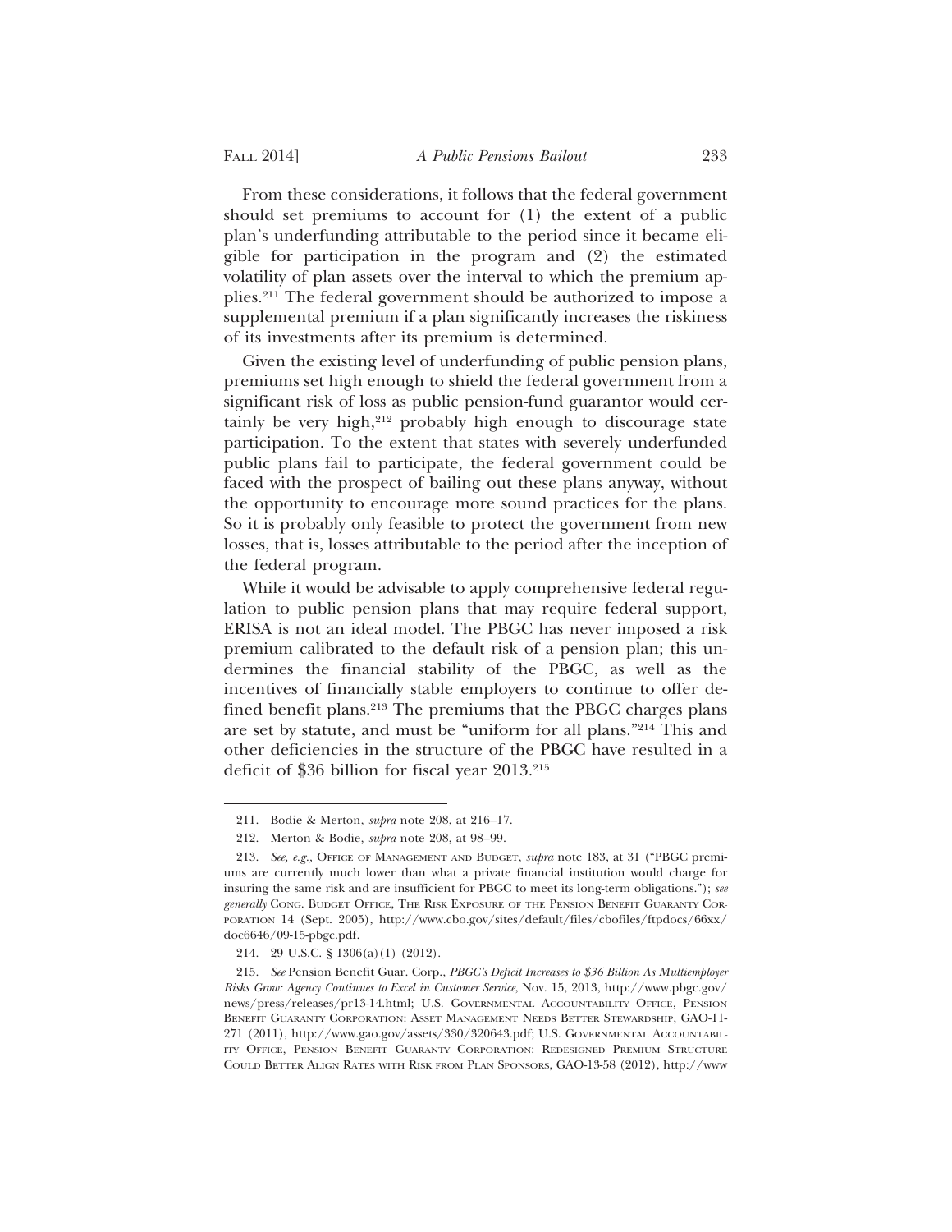From these considerations, it follows that the federal government should set premiums to account for (1) the extent of a public plan's underfunding attributable to the period since it became eligible for participation in the program and (2) the estimated volatility of plan assets over the interval to which the premium applies.[211] The federal government should be authorized to impose a supplemental premium if a plan significantly increases the riskiness of its investments after its premium is determined.

Given the existing level of underfunding of public pension plans, premiums set high enough to shield the federal government from a significant risk of loss as public pension-fund guarantor would certainly be very high,[212] probably high enough to discourage state participation. To the extent that states with severely underfunded public plans fail to participate, the federal government could be faced with the prospect of bailing out these plans anyway, without the opportunity to encourage more sound practices for the plans. So it is probably only feasible to protect the government from new losses, that is, losses attributable to the period after the inception of the federal program.

While it would be advisable to apply comprehensive federal regulation to public pension plans that may require federal support, ERISA is not an ideal model. The PBGC has never imposed a risk premium calibrated to the default risk of a pension plan; this undermines the financial stability of the PBGC, as well as the incentives of financially stable employers to continue to offer defined benefit plans.[213] The premiums that the PBGC charges plans are set by statute, and must be "uniform for all plans."[214] This and other deficiencies in the structure of the PBGC have resulted in a deficit of $36 billion for fiscal year 2013.[215]

---

211. Bodie & Merton, *supra* note 208, at 216–17.

212. Merton & Bodie, *supra* note 208, at 98–99.

213. *See, e.g.*, Office of Management and Budget, *supra* note 183, at 31 ("PBGC premiums are currently much lower than what a private financial institution would charge for insuring the same risk and are insufficient for PBGC to meet its long-term obligations."); *see generally* Cong. Budget Office, The Risk Exposure of the Pension Benefit Guaranty Corporation 14 (Sept. 2005), http://www.cbo.gov/sites/default/files/cbofiles/ftpdocs/66xx/doc6646/09-15-pbgc.pdf.

214. 29 U.S.C. § 1306(a)(1) (2012).

215. *See* Pension Benefit Guar. Corp., *PBGC's Deficit Increases to $36 Billion As Multiemployer Risks Grow: Agency Continues to Excel in Customer Service*, Nov. 15, 2013, http://www.pbgc.gov/news/press/releases/pr13-14.html; U.S. Governmental Accountability Office, Pension Benefit Guaranty Corporation: Asset Management Needs Better Stewardship, GAO-11-271 (2011), http://www.gao.gov/assets/330/320643.pdf; U.S. Governmental Accountability Office, Pension Benefit Guaranty Corporation: Redesigned Premium Structure Could Better Align Rates with Risk from Plan Sponsors, GAO-13-58 (2012), http://www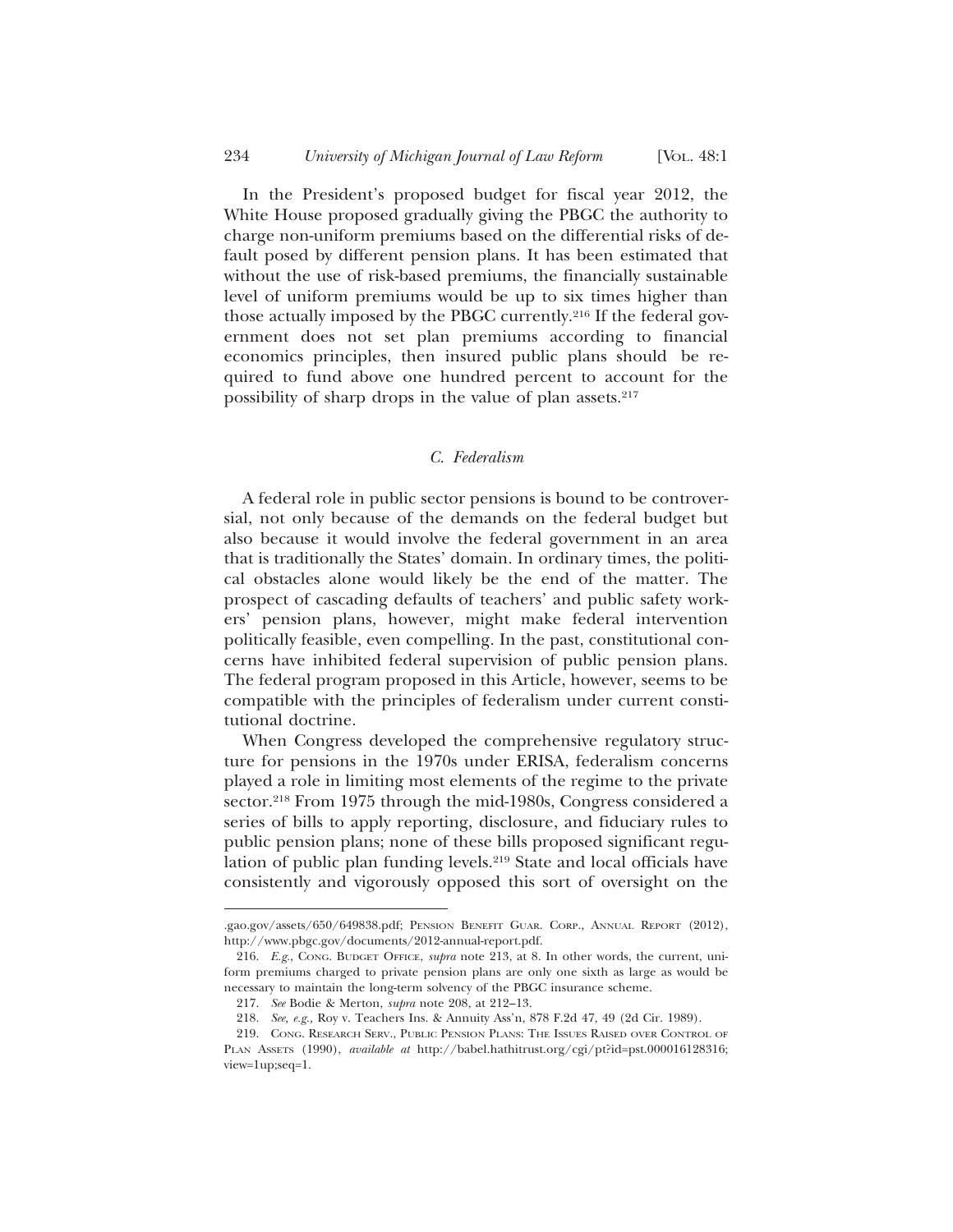In the President's proposed budget for fiscal year 2012, the White House proposed gradually giving the PBGC the authority to charge non-uniform premiums based on the differential risks of default posed by different pension plans. It has been estimated that without the use of risk-based premiums, the financially sustainable level of uniform premiums would be up to six times higher than those actually imposed by the PBGC currently.[216] If the federal government does not set plan premiums according to financial economics principles, then insured public plans should be required to fund above one hundred percent to account for the possibility of sharp drops in the value of plan assets.[217]

### *C. Federalism*

A federal role in public sector pensions is bound to be controversial, not only because of the demands on the federal budget but also because it would involve the federal government in an area that is traditionally the States' domain. In ordinary times, the political obstacles alone would likely be the end of the matter. The prospect of cascading defaults of teachers' and public safety workers' pension plans, however, might make federal intervention politically feasible, even compelling. In the past, constitutional concerns have inhibited federal supervision of public pension plans. The federal program proposed in this Article, however, seems to be compatible with the principles of federalism under current constitutional doctrine.

When Congress developed the comprehensive regulatory structure for pensions in the 1970s under ERISA, federalism concerns played a role in limiting most elements of the regime to the private sector.[218] From 1975 through the mid-1980s, Congress considered a series of bills to apply reporting, disclosure, and fiduciary rules to public pension plans; none of these bills proposed significant regulation of public plan funding levels.[219] State and local officials have consistently and vigorously opposed this sort of oversight on the

---

.gao.gov/assets/650/649838.pdf; PENSION BENEFIT GUAR. CORP., ANNUAL REPORT (2012), http://www.pbgc.gov/documents/2012-annual-report.pdf.

216. *E.g.*, CONG. BUDGET OFFICE, *supra* note 213, at 8. In other words, the current, uniform premiums charged to private pension plans are only one sixth as large as would be necessary to maintain the long-term solvency of the PBGC insurance scheme.

217. *See* Bodie & Merton, *supra* note 208, at 212–13.

218. *See, e.g.*, Roy v. Teachers Ins. & Annuity Ass'n, 878 F.2d 47, 49 (2d Cir. 1989).

219. CONG. RESEARCH SERV., PUBLIC PENSION PLANS: THE ISSUES RAISED OVER CONTROL OF PLAN ASSETS (1990), *available at* http://babel.hathitrust.org/cgi/pt?id=pst.000016128316;view=1up;seq=1.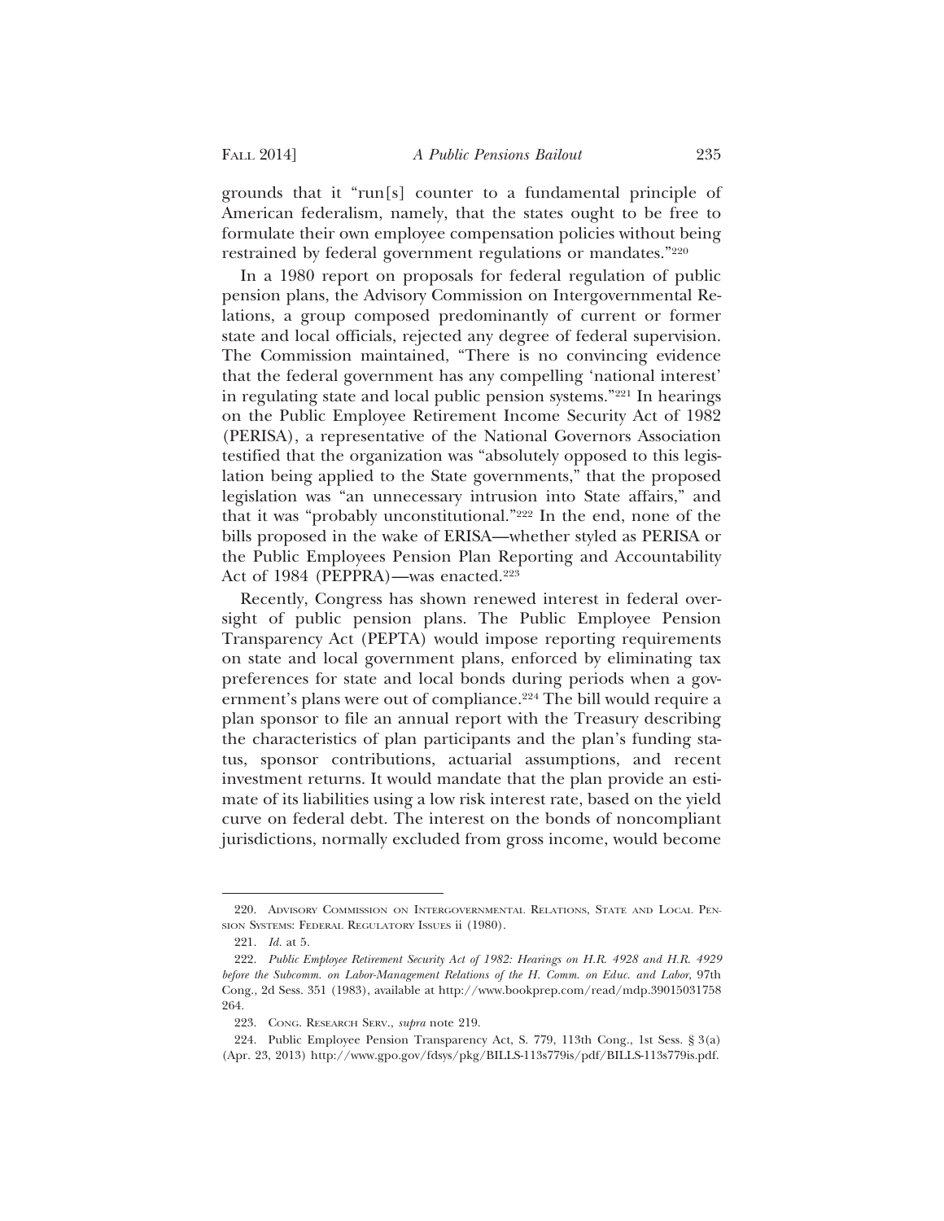grounds that it "run[s] counter to a fundamental principle of American federalism, namely, that the states ought to be free to formulate their own employee compensation policies without being restrained by federal government regulations or mandates."[220]

In a 1980 report on proposals for federal regulation of public pension plans, the Advisory Commission on Intergovernmental Relations, a group composed predominantly of current or former state and local officials, rejected any degree of federal supervision. The Commission maintained, "There is no convincing evidence that the federal government has any compelling 'national interest' in regulating state and local public pension systems."[221] In hearings on the Public Employee Retirement Income Security Act of 1982 (PERISA), a representative of the National Governors Association testified that the organization was "absolutely opposed to this legislation being applied to the State governments," that the proposed legislation was "an unnecessary intrusion into State affairs," and that it was "probably unconstitutional."[222] In the end, none of the bills proposed in the wake of ERISA—whether styled as PERISA or the Public Employees Pension Plan Reporting and Accountability Act of 1984 (PEPPRA)—was enacted.[223]

Recently, Congress has shown renewed interest in federal oversight of public pension plans. The Public Employee Pension Transparency Act (PEPTA) would impose reporting requirements on state and local government plans, enforced by eliminating tax preferences for state and local bonds during periods when a government's plans were out of compliance.[224] The bill would require a plan sponsor to file an annual report with the Treasury describing the characteristics of plan participants and the plan's funding status, sponsor contributions, actuarial assumptions, and recent investment returns. It would mandate that the plan provide an estimate of its liabilities using a low risk interest rate, based on the yield curve on federal debt. The interest on the bonds of noncompliant jurisdictions, normally excluded from gross income, would become

---

220. Advisory Commission on Intergovernmental Relations, State and Local Pension Systems: Federal Regulatory Issues ii (1980).

221. *Id.* at 5.

222. *Public Employee Retirement Security Act of 1982: Hearings on H.R. 4928 and H.R. 4929 before the Subcomm. on Labor-Management Relations of the H. Comm. on Educ. and Labor*, 97th Cong., 2d Sess. 351 (1983), available at http://www.bookprep.com/read/mdp.39015031758264.

223. Cong. Research Serv., *supra* note 219.

224. Public Employee Pension Transparency Act, S. 779, 113th Cong., 1st Sess. § 3(a) (Apr. 23, 2013) http://www.gpo.gov/fdsys/pkg/BILLS-113s779is/pdf/BILLS-113s779is.pdf.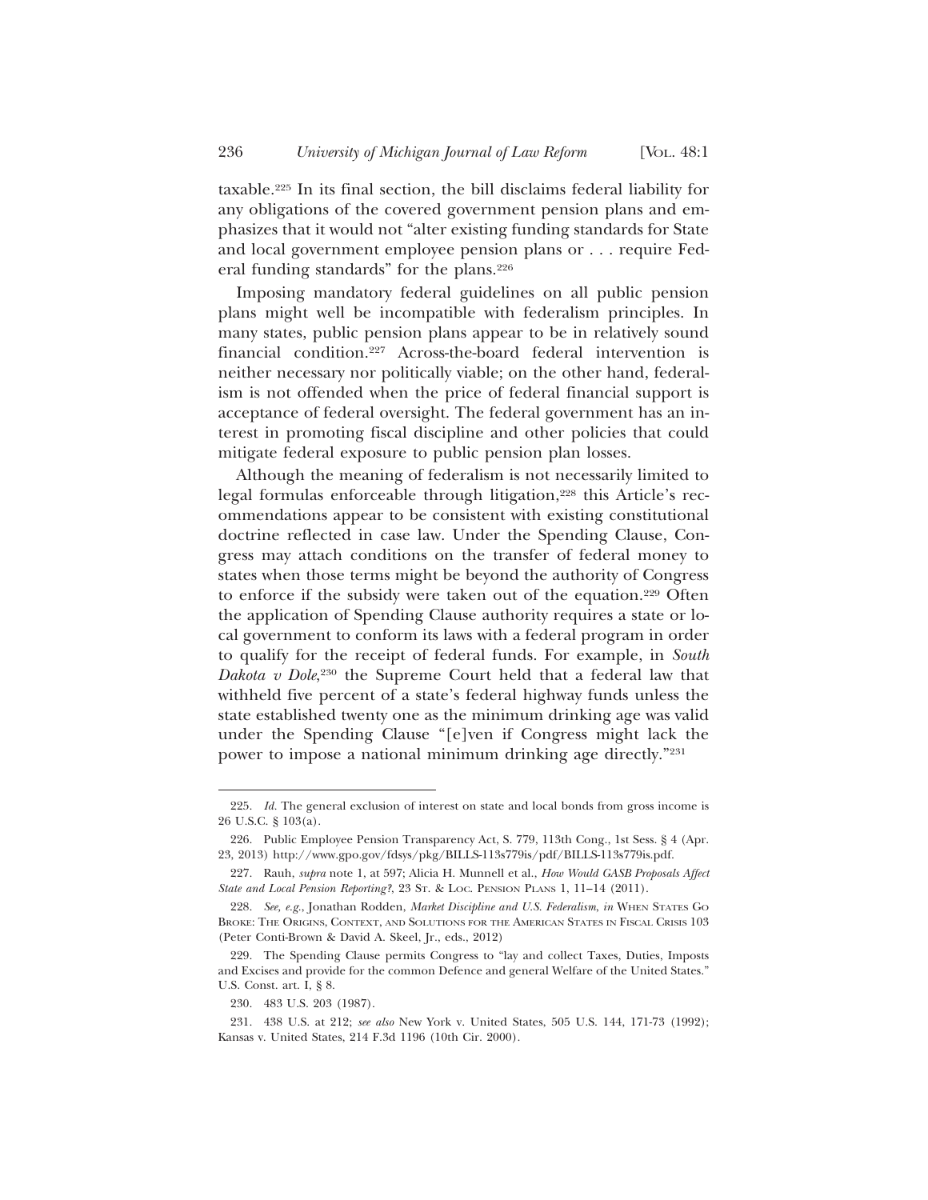taxable.[225] In its final section, the bill disclaims federal liability for any obligations of the covered government pension plans and emphasizes that it would not "alter existing funding standards for State and local government employee pension plans or . . . require Federal funding standards" for the plans.[226]

Imposing mandatory federal guidelines on all public pension plans might well be incompatible with federalism principles. In many states, public pension plans appear to be in relatively sound financial condition.[227] Across-the-board federal intervention is neither necessary nor politically viable; on the other hand, federalism is not offended when the price of federal financial support is acceptance of federal oversight. The federal government has an interest in promoting fiscal discipline and other policies that could mitigate federal exposure to public pension plan losses.

Although the meaning of federalism is not necessarily limited to legal formulas enforceable through litigation,[228] this Article's recommendations appear to be consistent with existing constitutional doctrine reflected in case law. Under the Spending Clause, Congress may attach conditions on the transfer of federal money to states when those terms might be beyond the authority of Congress to enforce if the subsidy were taken out of the equation.[229] Often the application of Spending Clause authority requires a state or local government to conform its laws with a federal program in order to qualify for the receipt of federal funds. For example, in *South Dakota v Dole*,[230] the Supreme Court held that a federal law that withheld five percent of a state's federal highway funds unless the state established twenty one as the minimum drinking age was valid under the Spending Clause "[e]ven if Congress might lack the power to impose a national minimum drinking age directly."[231]

---

225. *Id.* The general exclusion of interest on state and local bonds from gross income is 26 U.S.C. § 103(a).

226. Public Employee Pension Transparency Act, S. 779, 113th Cong., 1st Sess. § 4 (Apr. 23, 2013) http://www.gpo.gov/fdsys/pkg/BILLS-113s779is/pdf/BILLS-113s779is.pdf.

227. Rauh, *supra* note 1, at 597; Alicia H. Munnell et al., *How Would GASB Proposals Affect State and Local Pension Reporting?*, 23 ST. & LOC. PENSION PLANS 1, 11–14 (2011).

228. *See, e.g.*, Jonathan Rodden, *Market Discipline and U.S. Federalism*, *in* WHEN STATES GO BROKE: THE ORIGINS, CONTEXT, AND SOLUTIONS FOR THE AMERICAN STATES IN FISCAL CRISIS 103 (Peter Conti-Brown & David A. Skeel, Jr., eds., 2012)

229. The Spending Clause permits Congress to "lay and collect Taxes, Duties, Imposts and Excises and provide for the common Defence and general Welfare of the United States." U.S. Const. art. I, § 8.

230. 483 U.S. 203 (1987).

231. 438 U.S. at 212; *see also* New York v. United States, 505 U.S. 144, 171-73 (1992); Kansas v. United States, 214 F.3d 1196 (10th Cir. 2000).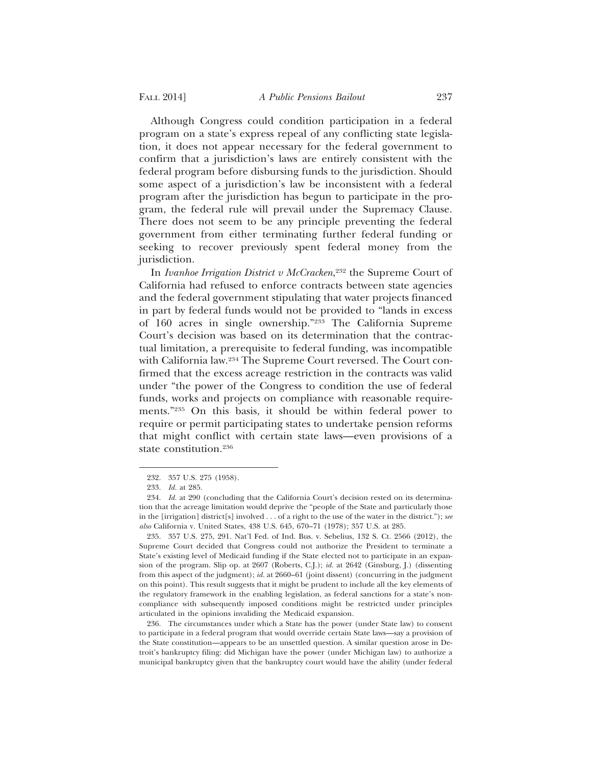Although Congress could condition participation in a federal program on a state's express repeal of any conflicting state legislation, it does not appear necessary for the federal government to confirm that a jurisdiction's laws are entirely consistent with the federal program before disbursing funds to the jurisdiction. Should some aspect of a jurisdiction's law be inconsistent with a federal program after the jurisdiction has begun to participate in the program, the federal rule will prevail under the Supremacy Clause. There does not seem to be any principle preventing the federal government from either terminating further federal funding or seeking to recover previously spent federal money from the jurisdiction.

In *Ivanhoe Irrigation District v McCracken*,[232] the Supreme Court of California had refused to enforce contracts between state agencies and the federal government stipulating that water projects financed in part by federal funds would not be provided to "lands in excess of 160 acres in single ownership."[233] The California Supreme Court's decision was based on its determination that the contractual limitation, a prerequisite to federal funding, was incompatible with California law.[234] The Supreme Court reversed. The Court confirmed that the excess acreage restriction in the contracts was valid under "the power of the Congress to condition the use of federal funds, works and projects on compliance with reasonable requirements."[235] On this basis, it should be within federal power to require or permit participating states to undertake pension reforms that might conflict with certain state laws—even provisions of a state constitution.[236]

---

232. 357 U.S. 275 (1958).

233. *Id.* at 285.

234. *Id.* at 290 (concluding that the California Court's decision rested on its determination that the acreage limitation would deprive the "people of the State and particularly those in the [irrigation] district[s] involved . . . of a right to the use of the water in the district."); *see also* California v. United States, 438 U.S. 645, 670–71 (1978); 357 U.S. at 285.

235. 357 U.S. 275, 291. Nat'l Fed. of Ind. Bus. v. Sebelius, 132 S. Ct. 2566 (2012), the Supreme Court decided that Congress could not authorize the President to terminate a State's existing level of Medicaid funding if the State elected not to participate in an expansion of the program. Slip op. at 2607 (Roberts, C.J.); *id.* at 2642 (Ginsburg, J.) (dissenting from this aspect of the judgment); *id.* at 2660–61 (joint dissent) (concurring in the judgment on this point). This result suggests that it might be prudent to include all the key elements of the regulatory framework in the enabling legislation, as federal sanctions for a state's noncompliance with subsequently imposed conditions might be restricted under principles articulated in the opinions invalidating the Medicaid expansion.

236. The circumstances under which a State has the power (under State law) to consent to participate in a federal program that would override certain State laws—say a provision of the State constitution—appears to be an unsettled question. A similar question arose in Detroit's bankruptcy filing: did Michigan have the power (under Michigan law) to authorize a municipal bankruptcy given that the bankruptcy court would have the ability (under federal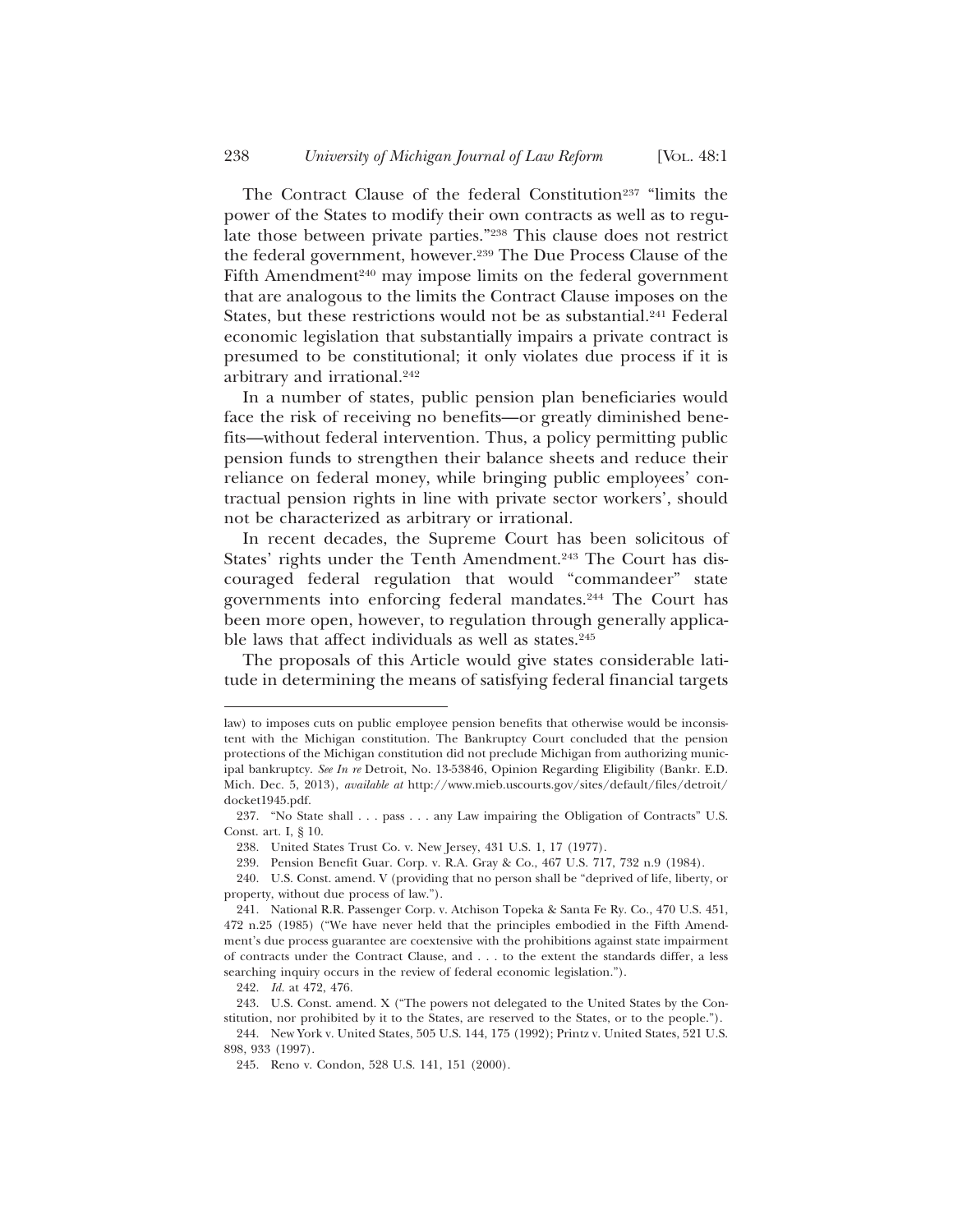The Contract Clause of the federal Constitution[237] "limits the power of the States to modify their own contracts as well as to regulate those between private parties."[238] This clause does not restrict the federal government, however.[239] The Due Process Clause of the Fifth Amendment[240] may impose limits on the federal government that are analogous to the limits the Contract Clause imposes on the States, but these restrictions would not be as substantial.[241] Federal economic legislation that substantially impairs a private contract is presumed to be constitutional; it only violates due process if it is arbitrary and irrational.[242]

In a number of states, public pension plan beneficiaries would face the risk of receiving no benefits—or greatly diminished benefits—without federal intervention. Thus, a policy permitting public pension funds to strengthen their balance sheets and reduce their reliance on federal money, while bringing public employees' contractual pension rights in line with private sector workers', should not be characterized as arbitrary or irrational.

In recent decades, the Supreme Court has been solicitous of States' rights under the Tenth Amendment.[243] The Court has discouraged federal regulation that would "commandeer" state governments into enforcing federal mandates.[244] The Court has been more open, however, to regulation through generally applicable laws that affect individuals as well as states.[245]

The proposals of this Article would give states considerable latitude in determining the means of satisfying federal financial targets

---

law) to imposes cuts on public employee pension benefits that otherwise would be inconsistent with the Michigan constitution. The Bankruptcy Court concluded that the pension protections of the Michigan constitution did not preclude Michigan from authorizing municipal bankruptcy. *See In re* Detroit, No. 13-53846, Opinion Regarding Eligibility (Bankr. E.D. Mich. Dec. 5, 2013), *available at* http://www.mieb.uscourts.gov/sites/default/files/detroit/docket1945.pdf.

237. "No State shall . . . pass . . . any Law impairing the Obligation of Contracts" U.S. Const. art. I, § 10.

238. United States Trust Co. v. New Jersey, 431 U.S. 1, 17 (1977).

239. Pension Benefit Guar. Corp. v. R.A. Gray & Co., 467 U.S. 717, 732 n.9 (1984).

240. U.S. Const. amend. V (providing that no person shall be "deprived of life, liberty, or property, without due process of law.").

241. National R.R. Passenger Corp. v. Atchison Topeka & Santa Fe Ry. Co., 470 U.S. 451, 472 n.25 (1985) ("We have never held that the principles embodied in the Fifth Amendment's due process guarantee are coextensive with the prohibitions against state impairment of contracts under the Contract Clause, and . . . to the extent the standards differ, a less searching inquiry occurs in the review of federal economic legislation.").

242. *Id.* at 472, 476.

243. U.S. Const. amend. X ("The powers not delegated to the United States by the Constitution, nor prohibited by it to the States, are reserved to the States, or to the people.").

244. New York v. United States, 505 U.S. 144, 175 (1992); Printz v. United States, 521 U.S. 898, 933 (1997).

245. Reno v. Condon, 528 U.S. 141, 151 (2000).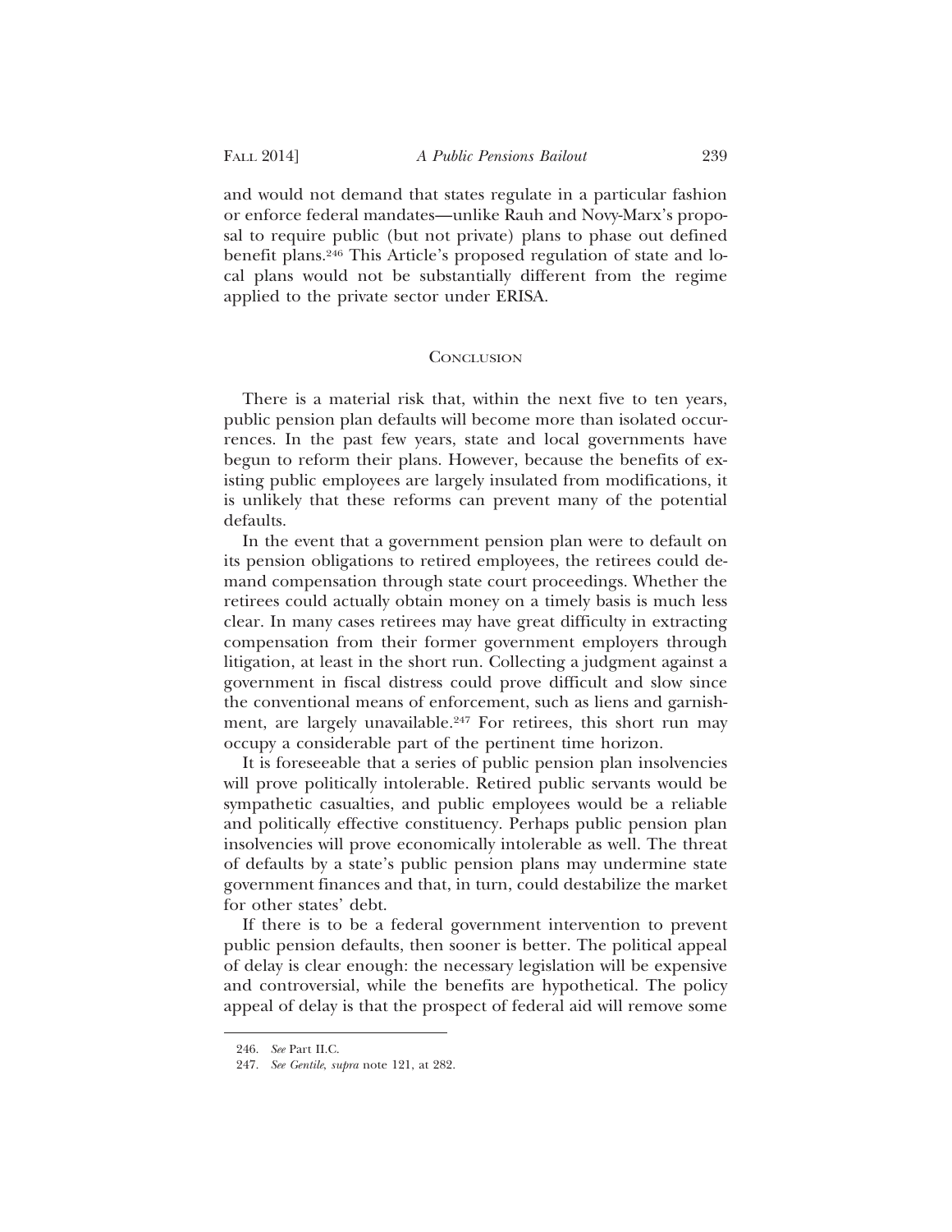and would not demand that states regulate in a particular fashion or enforce federal mandates—unlike Rauh and Novy-Marx's proposal to require public (but not private) plans to phase out defined benefit plans.[246] This Article's proposed regulation of state and local plans would not be substantially different from the regime applied to the private sector under ERISA.

## Conclusion

There is a material risk that, within the next five to ten years, public pension plan defaults will become more than isolated occurrences. In the past few years, state and local governments have begun to reform their plans. However, because the benefits of existing public employees are largely insulated from modifications, it is unlikely that these reforms can prevent many of the potential defaults.

In the event that a government pension plan were to default on its pension obligations to retired employees, the retirees could demand compensation through state court proceedings. Whether the retirees could actually obtain money on a timely basis is much less clear. In many cases retirees may have great difficulty in extracting compensation from their former government employers through litigation, at least in the short run. Collecting a judgment against a government in fiscal distress could prove difficult and slow since the conventional means of enforcement, such as liens and garnishment, are largely unavailable.[247] For retirees, this short run may occupy a considerable part of the pertinent time horizon.

It is foreseeable that a series of public pension plan insolvencies will prove politically intolerable. Retired public servants would be sympathetic casualties, and public employees would be a reliable and politically effective constituency. Perhaps public pension plan insolvencies will prove economically intolerable as well. The threat of defaults by a state's public pension plans may undermine state government finances and that, in turn, could destabilize the market for other states' debt.

If there is to be a federal government intervention to prevent public pension defaults, then sooner is better. The political appeal of delay is clear enough: the necessary legislation will be expensive and controversial, while the benefits are hypothetical. The policy appeal of delay is that the prospect of federal aid will remove some

---

246. *See* Part II.C.

247. *See Gentile*, *supra* note 121, at 282.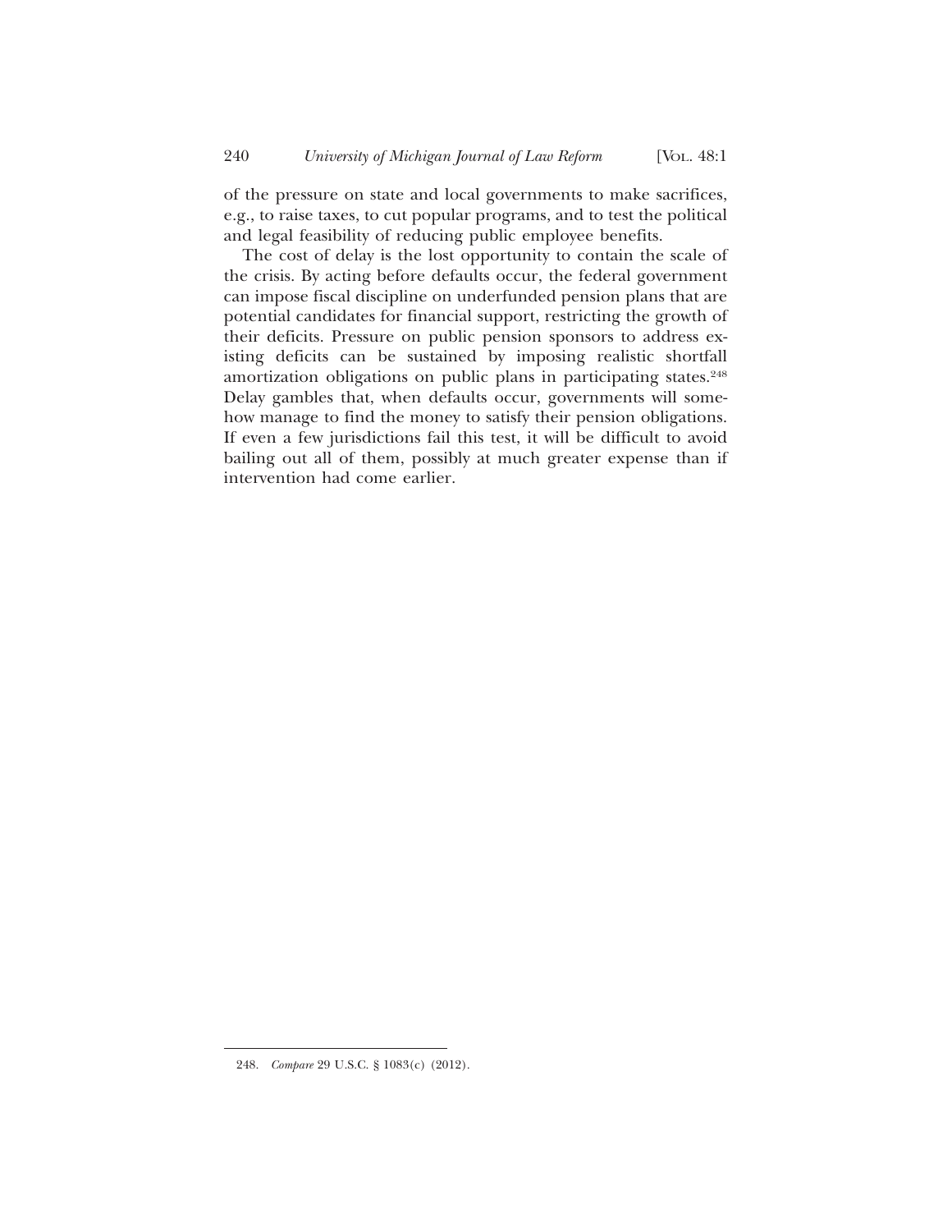of the pressure on state and local governments to make sacrifices, e.g., to raise taxes, to cut popular programs, and to test the political and legal feasibility of reducing public employee benefits.

The cost of delay is the lost opportunity to contain the scale of the crisis. By acting before defaults occur, the federal government can impose fiscal discipline on underfunded pension plans that are potential candidates for financial support, restricting the growth of their deficits. Pressure on public pension sponsors to address existing deficits can be sustained by imposing realistic shortfall amortization obligations on public plans in participating states.[248] Delay gambles that, when defaults occur, governments will somehow manage to find the money to satisfy their pension obligations. If even a few jurisdictions fail this test, it will be difficult to avoid bailing out all of them, possibly at much greater expense than if intervention had come earlier.

---

248. *Compare* 29 U.S.C. § 1083(c) (2012).